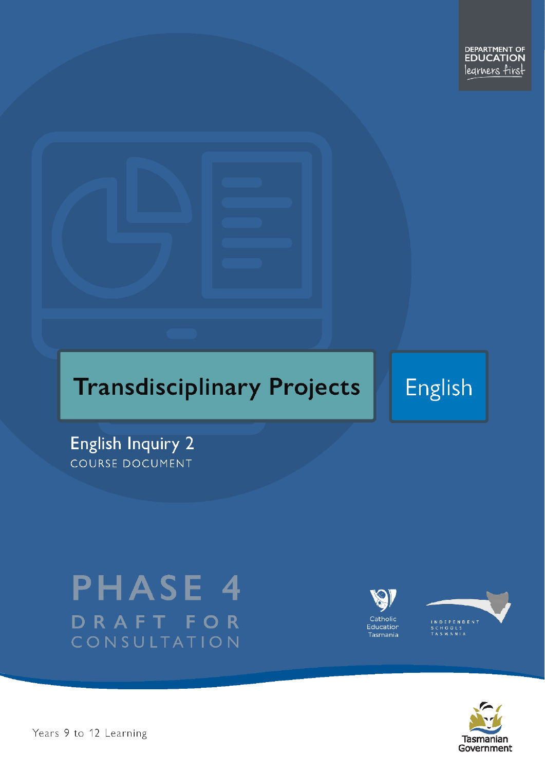DEPARTMENT OF EDUCATION
learners first

# Transdisciplinary Projects

English

## English Inquiry 2

COURSE DOCUMENT

PHASE 4

DRAFT FOR CONSULTATION

Catholic Education Tasmania

INDEPENDENT SCHOOLS TASMANIA

Tasmanian Government

Years 9 to 12 Learning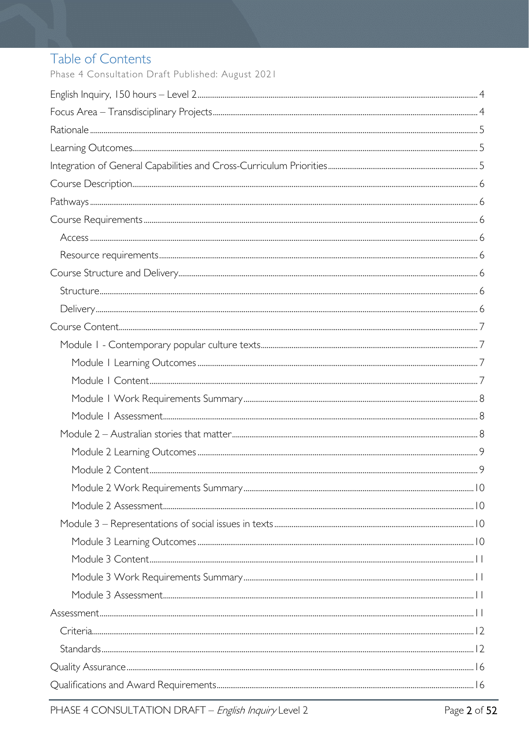# Table of Contents

Phase 4 Consultation Draft Published: August 2021

English Inquiry, 150 hours – Level 2 .... 4

Focus Area – Transdisciplinary Projects .... 4

Rationale .... 5

Learning Outcomes .... 5

Integration of General Capabilities and Cross-Curriculum Priorities .... 5

Course Description .... 6

Pathways .... 6

Course Requirements .... 6

- Access .... 6
- Resource requirements .... 6

Course Structure and Delivery .... 6

- Structure .... 6
- Delivery .... 6

Course Content .... 7

- Module 1 - Contemporary popular culture texts .... 7
  - Module 1 Learning Outcomes .... 7
  - Module 1 Content .... 7
  - Module 1 Work Requirements Summary .... 8
  - Module 1 Assessment .... 8
- Module 2 – Australian stories that matter .... 8
  - Module 2 Learning Outcomes .... 9
  - Module 2 Content .... 9
  - Module 2 Work Requirements Summary .... 10
  - Module 2 Assessment .... 10
- Module 3 – Representations of social issues in texts .... 10
  - Module 3 Learning Outcomes .... 10
  - Module 3 Content .... 11
  - Module 3 Work Requirements Summary .... 11
  - Module 3 Assessment .... 11

Assessment .... 11

- Criteria .... 12
- Standards .... 12

Quality Assurance .... 16

Qualifications and Award Requirements .... 16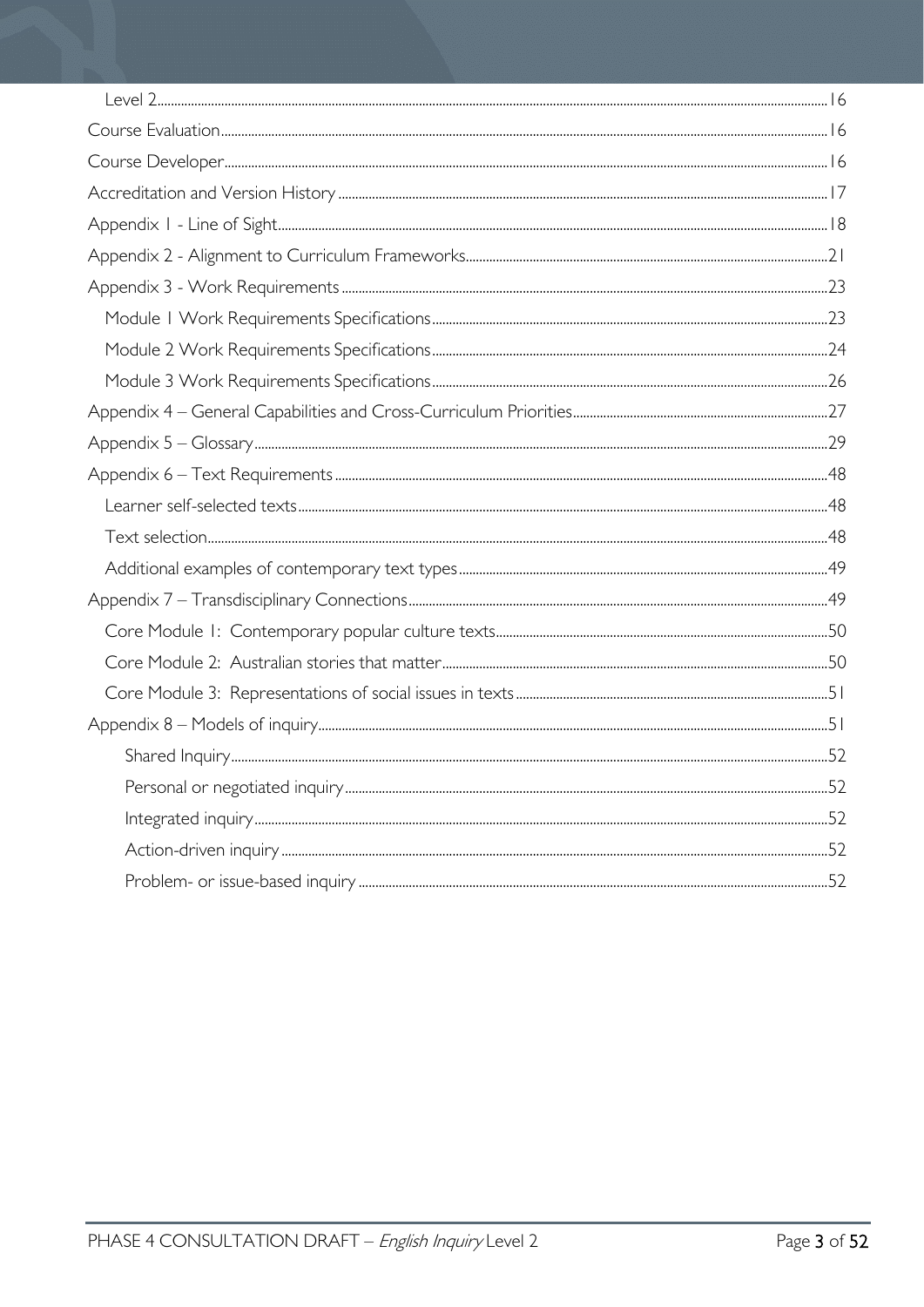- Level 2 ..... 16
- Course Evaluation ..... 16
- Course Developer ..... 16
- Accreditation and Version History ..... 17
- Appendix 1 - Line of Sight ..... 18
- Appendix 2 - Alignment to Curriculum Frameworks ..... 21
- Appendix 3 - Work Requirements ..... 23
  - Module 1 Work Requirements Specifications ..... 23
  - Module 2 Work Requirements Specifications ..... 24
  - Module 3 Work Requirements Specifications ..... 26
- Appendix 4 – General Capabilities and Cross-Curriculum Priorities ..... 27
- Appendix 5 – Glossary ..... 29
- Appendix 6 – Text Requirements ..... 48
  - Learner self-selected texts ..... 48
  - Text selection ..... 48
  - Additional examples of contemporary text types ..... 49
- Appendix 7 – Transdisciplinary Connections ..... 49
  - Core Module 1: Contemporary popular culture texts ..... 50
  - Core Module 2: Australian stories that matter ..... 50
  - Core Module 3: Representations of social issues in texts ..... 51
- Appendix 8 – Models of inquiry ..... 51
  - Shared Inquiry ..... 52
  - Personal or negotiated inquiry ..... 52
  - Integrated inquiry ..... 52
  - Action-driven inquiry ..... 52
  - Problem- or issue-based inquiry ..... 52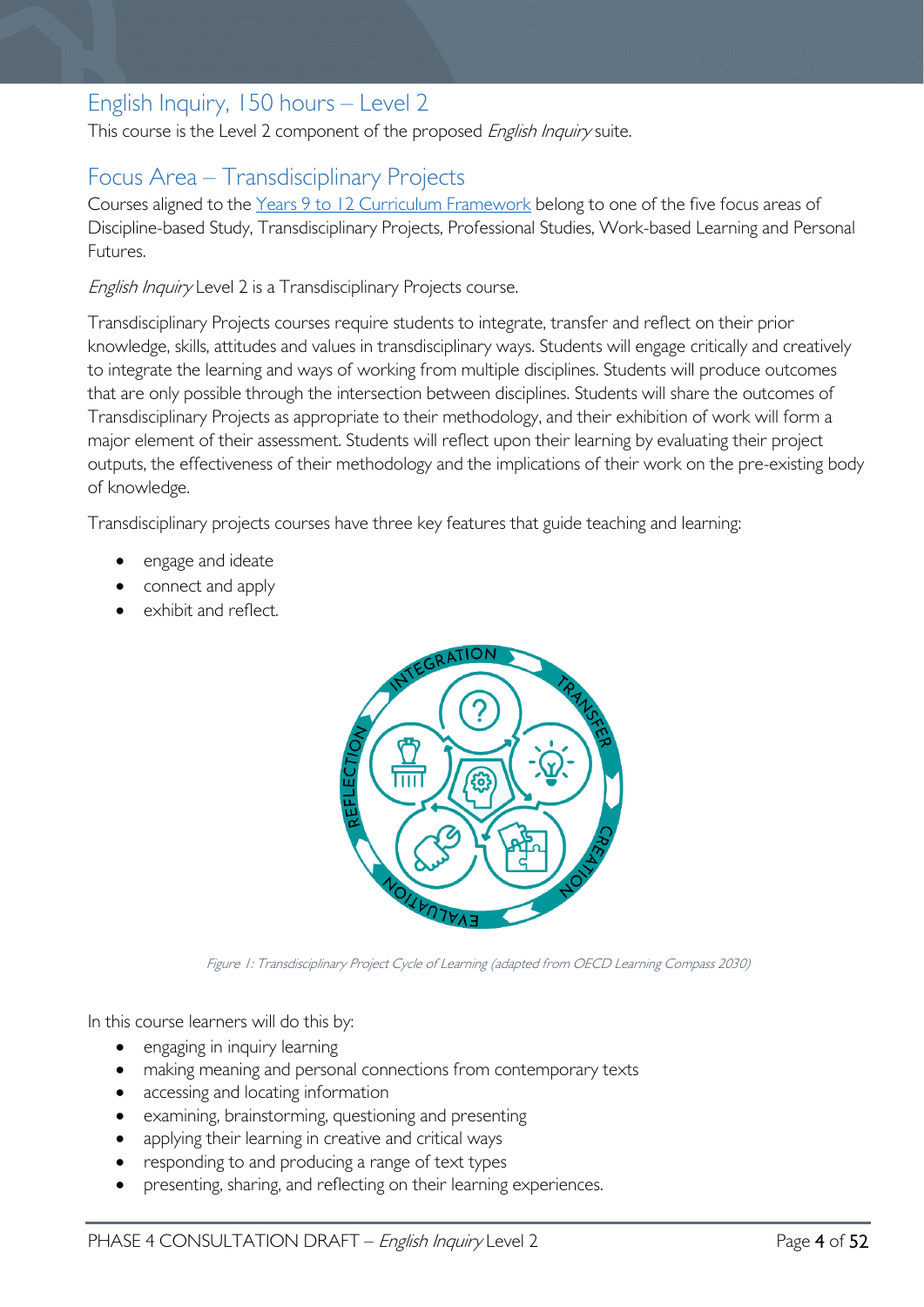## English Inquiry, 150 hours – Level 2

This course is the Level 2 component of the proposed *English Inquiry* suite.

## Focus Area – Transdisciplinary Projects

Courses aligned to the Years 9 to 12 Curriculum Framework belong to one of the five focus areas of Discipline-based Study, Transdisciplinary Projects, Professional Studies, Work-based Learning and Personal Futures.

*English Inquiry* Level 2 is a Transdisciplinary Projects course.

Transdisciplinary Projects courses require students to integrate, transfer and reflect on their prior knowledge, skills, attitudes and values in transdisciplinary ways. Students will engage critically and creatively to integrate the learning and ways of working from multiple disciplines. Students will produce outcomes that are only possible through the intersection between disciplines. Students will share the outcomes of Transdisciplinary Projects as appropriate to their methodology, and their exhibition of work will form a major element of their assessment. Students will reflect upon their learning by evaluating their project outputs, the effectiveness of their methodology and the implications of their work on the pre-existing body of knowledge.

Transdisciplinary projects courses have three key features that guide teaching and learning:

- engage and ideate
- connect and apply
- exhibit and reflect.

*Figure 1: Transdisciplinary Project Cycle of Learning (adapted from OECD Learning Compass 2030)*

In this course learners will do this by:

- engaging in inquiry learning
- making meaning and personal connections from contemporary texts
- accessing and locating information
- examining, brainstorming, questioning and presenting
- applying their learning in creative and critical ways
- responding to and producing a range of text types
- presenting, sharing, and reflecting on their learning experiences.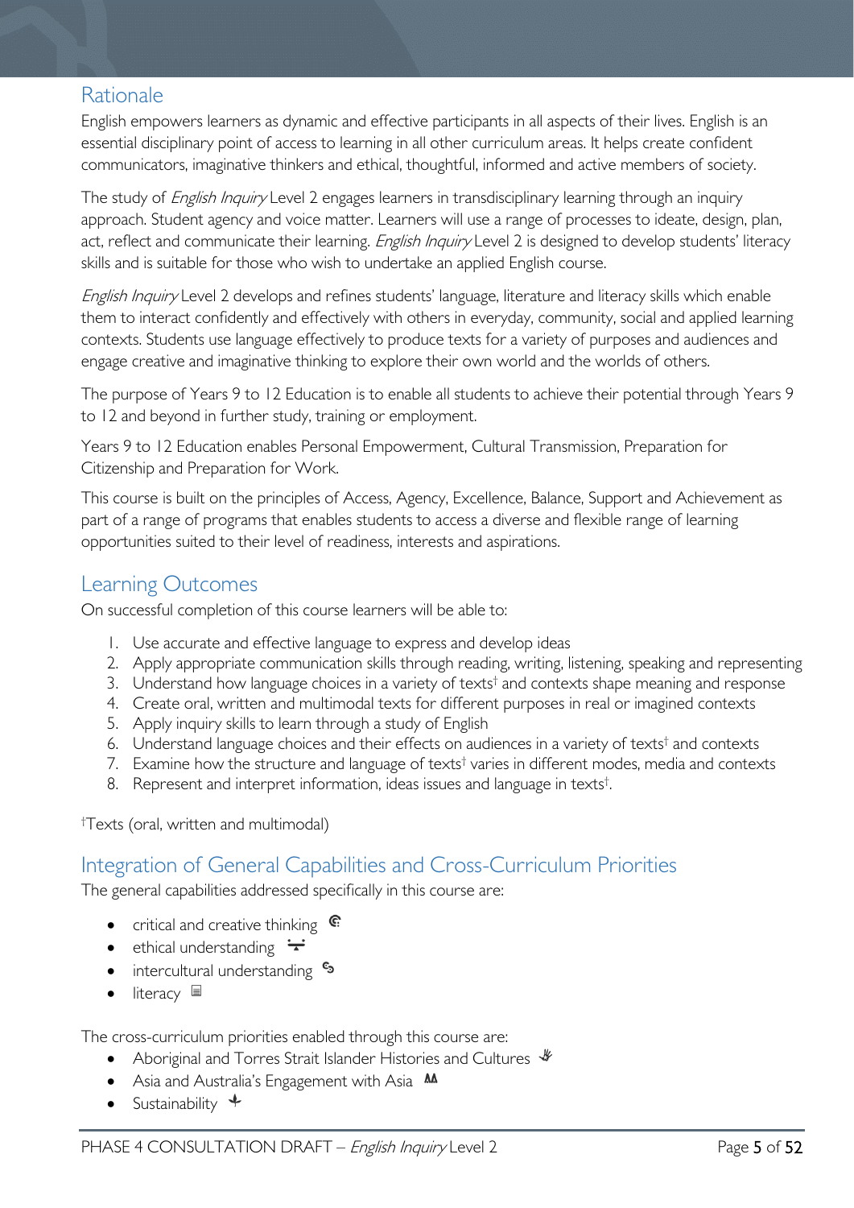## Rationale

English empowers learners as dynamic and effective participants in all aspects of their lives. English is an essential disciplinary point of access to learning in all other curriculum areas. It helps create confident communicators, imaginative thinkers and ethical, thoughtful, informed and active members of society.

The study of *English Inquiry* Level 2 engages learners in transdisciplinary learning through an inquiry approach. Student agency and voice matter. Learners will use a range of processes to ideate, design, plan, act, reflect and communicate their learning. *English Inquiry* Level 2 is designed to develop students' literacy skills and is suitable for those who wish to undertake an applied English course.

*English Inquiry* Level 2 develops and refines students' language, literature and literacy skills which enable them to interact confidently and effectively with others in everyday, community, social and applied learning contexts. Students use language effectively to produce texts for a variety of purposes and audiences and engage creative and imaginative thinking to explore their own world and the worlds of others.

The purpose of Years 9 to 12 Education is to enable all students to achieve their potential through Years 9 to 12 and beyond in further study, training or employment.

Years 9 to 12 Education enables Personal Empowerment, Cultural Transmission, Preparation for Citizenship and Preparation for Work.

This course is built on the principles of Access, Agency, Excellence, Balance, Support and Achievement as part of a range of programs that enables students to access a diverse and flexible range of learning opportunities suited to their level of readiness, interests and aspirations.

## Learning Outcomes

On successful completion of this course learners will be able to:

1. Use accurate and effective language to express and develop ideas
2. Apply appropriate communication skills through reading, writing, listening, speaking and representing
3. Understand how language choices in a variety of texts† and contexts shape meaning and response
4. Create oral, written and multimodal texts for different purposes in real or imagined contexts
5. Apply inquiry skills to learn through a study of English
6. Understand language choices and their effects on audiences in a variety of texts† and contexts
7. Examine how the structure and language of texts† varies in different modes, media and contexts
8. Represent and interpret information, ideas issues and language in texts†.

†Texts (oral, written and multimodal)

## Integration of General Capabilities and Cross-Curriculum Priorities

The general capabilities addressed specifically in this course are:

- critical and creative thinking
- ethical understanding
- intercultural understanding
- literacy

The cross-curriculum priorities enabled through this course are:

- Aboriginal and Torres Strait Islander Histories and Cultures
- Asia and Australia's Engagement with Asia
- Sustainability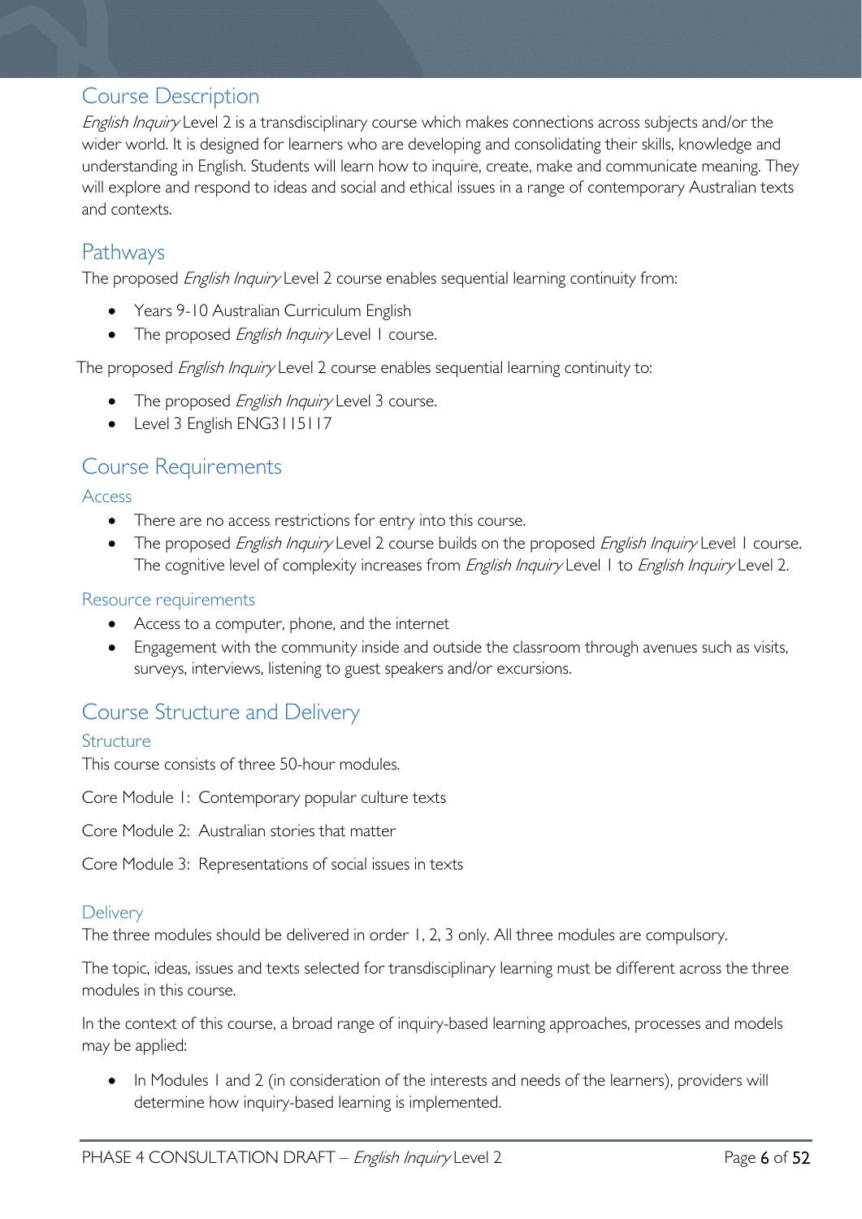## Course Description

*English Inquiry* Level 2 is a transdisciplinary course which makes connections across subjects and/or the wider world. It is designed for learners who are developing and consolidating their skills, knowledge and understanding in English. Students will learn how to inquire, create, make and communicate meaning. They will explore and respond to ideas and social and ethical issues in a range of contemporary Australian texts and contexts.

## Pathways

The proposed *English Inquiry* Level 2 course enables sequential learning continuity from:

- Years 9-10 Australian Curriculum English
- The proposed *English Inquiry* Level 1 course.

The proposed *English Inquiry* Level 2 course enables sequential learning continuity to:

- The proposed *English Inquiry* Level 3 course.
- Level 3 English ENG315117

## Course Requirements

### Access

- There are no access restrictions for entry into this course.
- The proposed *English Inquiry* Level 2 course builds on the proposed *English Inquiry* Level 1 course. The cognitive level of complexity increases from *English Inquiry* Level 1 to *English Inquiry* Level 2.

### Resource requirements

- Access to a computer, phone, and the internet
- Engagement with the community inside and outside the classroom through avenues such as visits, surveys, interviews, listening to guest speakers and/or excursions.

## Course Structure and Delivery

### Structure

This course consists of three 50-hour modules.

Core Module 1: Contemporary popular culture texts

Core Module 2: Australian stories that matter

Core Module 3: Representations of social issues in texts

### Delivery

The three modules should be delivered in order 1, 2, 3 only. All three modules are compulsory.

The topic, ideas, issues and texts selected for transdisciplinary learning must be different across the three modules in this course.

In the context of this course, a broad range of inquiry-based learning approaches, processes and models may be applied:

- In Modules 1 and 2 (in consideration of the interests and needs of the learners), providers will determine how inquiry-based learning is implemented.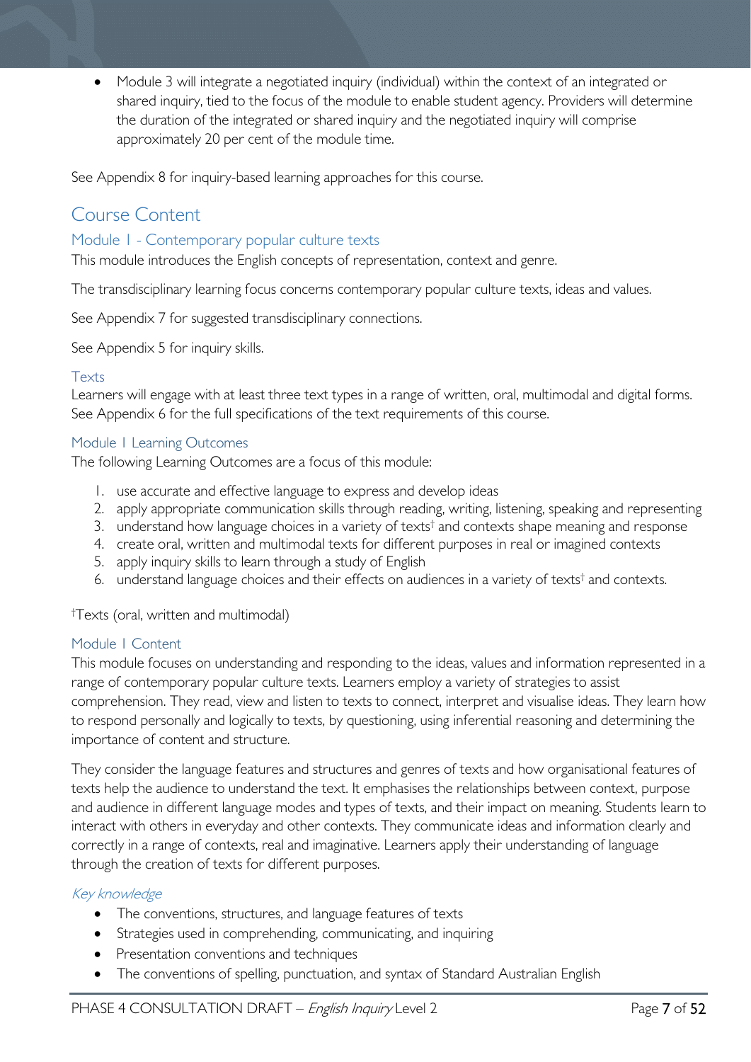- Module 3 will integrate a negotiated inquiry (individual) within the context of an integrated or shared inquiry, tied to the focus of the module to enable student agency. Providers will determine the duration of the integrated or shared inquiry and the negotiated inquiry will comprise approximately 20 per cent of the module time.

See Appendix 8 for inquiry-based learning approaches for this course.

# Course Content

## Module 1 - Contemporary popular culture texts

This module introduces the English concepts of representation, context and genre.

The transdisciplinary learning focus concerns contemporary popular culture texts, ideas and values.

See Appendix 7 for suggested transdisciplinary connections.

See Appendix 5 for inquiry skills.

### Texts

Learners will engage with at least three text types in a range of written, oral, multimodal and digital forms. See Appendix 6 for the full specifications of the text requirements of this course.

### Module 1 Learning Outcomes

The following Learning Outcomes are a focus of this module:

1. use accurate and effective language to express and develop ideas
2. apply appropriate communication skills through reading, writing, listening, speaking and representing
3. understand how language choices in a variety of texts† and contexts shape meaning and response
4. create oral, written and multimodal texts for different purposes in real or imagined contexts
5. apply inquiry skills to learn through a study of English
6. understand language choices and their effects on audiences in a variety of texts† and contexts.

†Texts (oral, written and multimodal)

### Module 1 Content

This module focuses on understanding and responding to the ideas, values and information represented in a range of contemporary popular culture texts. Learners employ a variety of strategies to assist comprehension. They read, view and listen to texts to connect, interpret and visualise ideas. They learn how to respond personally and logically to texts, by questioning, using inferential reasoning and determining the importance of content and structure.

They consider the language features and structures and genres of texts and how organisational features of texts help the audience to understand the text. It emphasises the relationships between context, purpose and audience in different language modes and types of texts, and their impact on meaning. Students learn to interact with others in everyday and other contexts. They communicate ideas and information clearly and correctly in a range of contexts, real and imaginative. Learners apply their understanding of language through the creation of texts for different purposes.

#### *Key knowledge*

- The conventions, structures, and language features of texts
- Strategies used in comprehending, communicating, and inquiring
- Presentation conventions and techniques
- The conventions of spelling, punctuation, and syntax of Standard Australian English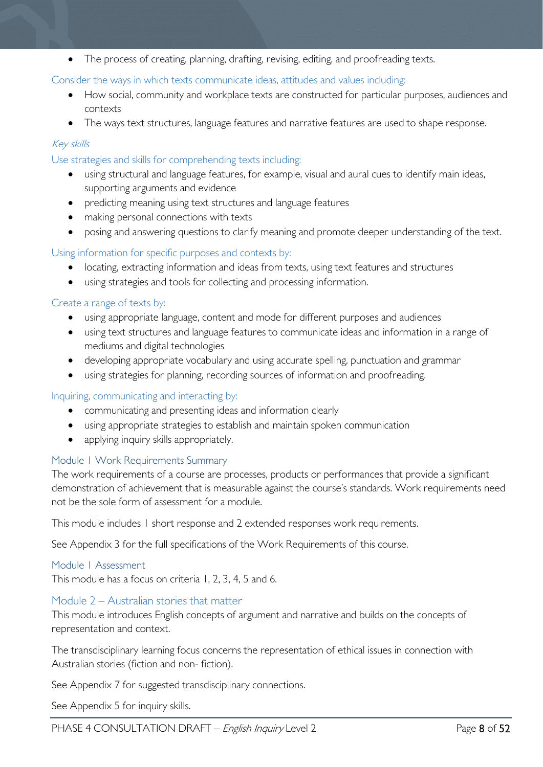- The process of creating, planning, drafting, revising, editing, and proofreading texts.

Consider the ways in which texts communicate ideas, attitudes and values including:

- How social, community and workplace texts are constructed for particular purposes, audiences and contexts
- The ways text structures, language features and narrative features are used to shape response.

*Key skills*

Use strategies and skills for comprehending texts including:

- using structural and language features, for example, visual and aural cues to identify main ideas, supporting arguments and evidence
- predicting meaning using text structures and language features
- making personal connections with texts
- posing and answering questions to clarify meaning and promote deeper understanding of the text.

Using information for specific purposes and contexts by:

- locating, extracting information and ideas from texts, using text features and structures
- using strategies and tools for collecting and processing information.

Create a range of texts by:

- using appropriate language, content and mode for different purposes and audiences
- using text structures and language features to communicate ideas and information in a range of mediums and digital technologies
- developing appropriate vocabulary and using accurate spelling, punctuation and grammar
- using strategies for planning, recording sources of information and proofreading.

Inquiring, communicating and interacting by:

- communicating and presenting ideas and information clearly
- using appropriate strategies to establish and maintain spoken communication
- applying inquiry skills appropriately.

### Module 1 Work Requirements Summary

The work requirements of a course are processes, products or performances that provide a significant demonstration of achievement that is measurable against the course's standards. Work requirements need not be the sole form of assessment for a module.

This module includes 1 short response and 2 extended responses work requirements.

See Appendix 3 for the full specifications of the Work Requirements of this course.

### Module 1 Assessment

This module has a focus on criteria 1, 2, 3, 4, 5 and 6.

## Module 2 – Australian stories that matter

This module introduces English concepts of argument and narrative and builds on the concepts of representation and context.

The transdisciplinary learning focus concerns the representation of ethical issues in connection with Australian stories (fiction and non- fiction).

See Appendix 7 for suggested transdisciplinary connections.

See Appendix 5 for inquiry skills.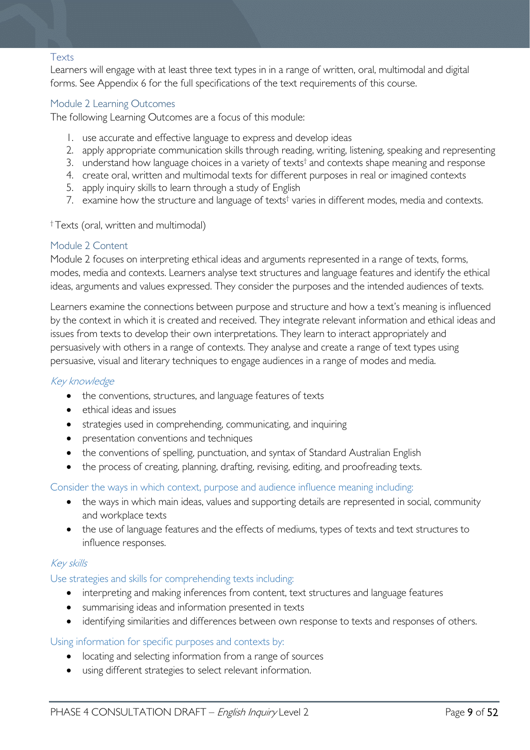### Texts

Learners will engage with at least three text types in in a range of written, oral, multimodal and digital forms. See Appendix 6 for the full specifications of the text requirements of this course.

### Module 2 Learning Outcomes

The following Learning Outcomes are a focus of this module:

1. use accurate and effective language to express and develop ideas
2. apply appropriate communication skills through reading, writing, listening, speaking and representing
3. understand how language choices in a variety of texts† and contexts shape meaning and response
4. create oral, written and multimodal texts for different purposes in real or imagined contexts
5. apply inquiry skills to learn through a study of English
7. examine how the structure and language of texts† varies in different modes, media and contexts.

† Texts (oral, written and multimodal)

### Module 2 Content

Module 2 focuses on interpreting ethical ideas and arguments represented in a range of texts, forms, modes, media and contexts. Learners analyse text structures and language features and identify the ethical ideas, arguments and values expressed. They consider the purposes and the intended audiences of texts.

Learners examine the connections between purpose and structure and how a text's meaning is influenced by the context in which it is created and received. They integrate relevant information and ethical ideas and issues from texts to develop their own interpretations. They learn to interact appropriately and persuasively with others in a range of contexts. They analyse and create a range of text types using persuasive, visual and literary techniques to engage audiences in a range of modes and media.

#### *Key knowledge*

- the conventions, structures, and language features of texts
- ethical ideas and issues
- strategies used in comprehending, communicating, and inquiring
- presentation conventions and techniques
- the conventions of spelling, punctuation, and syntax of Standard Australian English
- the process of creating, planning, drafting, revising, editing, and proofreading texts.

#### Consider the ways in which context, purpose and audience influence meaning including:

- the ways in which main ideas, values and supporting details are represented in social, community and workplace texts
- the use of language features and the effects of mediums, types of texts and text structures to influence responses.

#### *Key skills*

#### Use strategies and skills for comprehending texts including:

- interpreting and making inferences from content, text structures and language features
- summarising ideas and information presented in texts
- identifying similarities and differences between own response to texts and responses of others.

#### Using information for specific purposes and contexts by:

- locating and selecting information from a range of sources
- using different strategies to select relevant information.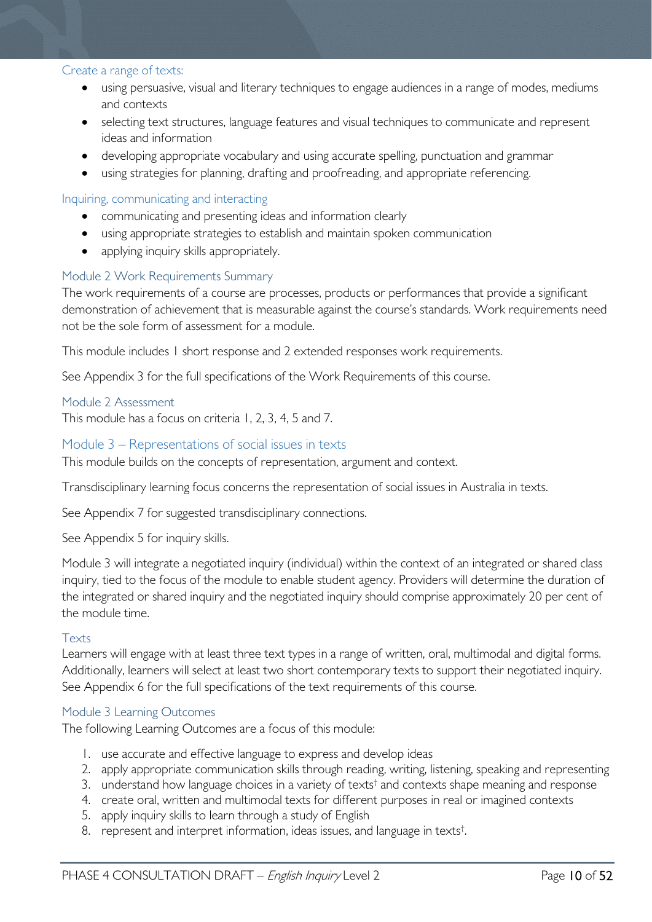#### Create a range of texts:

- using persuasive, visual and literary techniques to engage audiences in a range of modes, mediums and contexts
- selecting text structures, language features and visual techniques to communicate and represent ideas and information
- developing appropriate vocabulary and using accurate spelling, punctuation and grammar
- using strategies for planning, drafting and proofreading, and appropriate referencing.

#### Inquiring, communicating and interacting

- communicating and presenting ideas and information clearly
- using appropriate strategies to establish and maintain spoken communication
- applying inquiry skills appropriately.

### Module 2 Work Requirements Summary

The work requirements of a course are processes, products or performances that provide a significant demonstration of achievement that is measurable against the course's standards. Work requirements need not be the sole form of assessment for a module.

This module includes 1 short response and 2 extended responses work requirements.

See Appendix 3 for the full specifications of the Work Requirements of this course.

### Module 2 Assessment

This module has a focus on criteria 1, 2, 3, 4, 5 and 7.

## Module 3 – Representations of social issues in texts

This module builds on the concepts of representation, argument and context.

Transdisciplinary learning focus concerns the representation of social issues in Australia in texts.

See Appendix 7 for suggested transdisciplinary connections.

See Appendix 5 for inquiry skills.

Module 3 will integrate a negotiated inquiry (individual) within the context of an integrated or shared class inquiry, tied to the focus of the module to enable student agency. Providers will determine the duration of the integrated or shared inquiry and the negotiated inquiry should comprise approximately 20 per cent of the module time.

### Texts

Learners will engage with at least three text types in a range of written, oral, multimodal and digital forms. Additionally, learners will select at least two short contemporary texts to support their negotiated inquiry. See Appendix 6 for the full specifications of the text requirements of this course.

### Module 3 Learning Outcomes

The following Learning Outcomes are a focus of this module:

1. use accurate and effective language to express and develop ideas
2. apply appropriate communication skills through reading, writing, listening, speaking and representing
3. understand how language choices in a variety of texts† and contexts shape meaning and response
4. create oral, written and multimodal texts for different purposes in real or imagined contexts
5. apply inquiry skills to learn through a study of English
8. represent and interpret information, ideas issues, and language in texts†.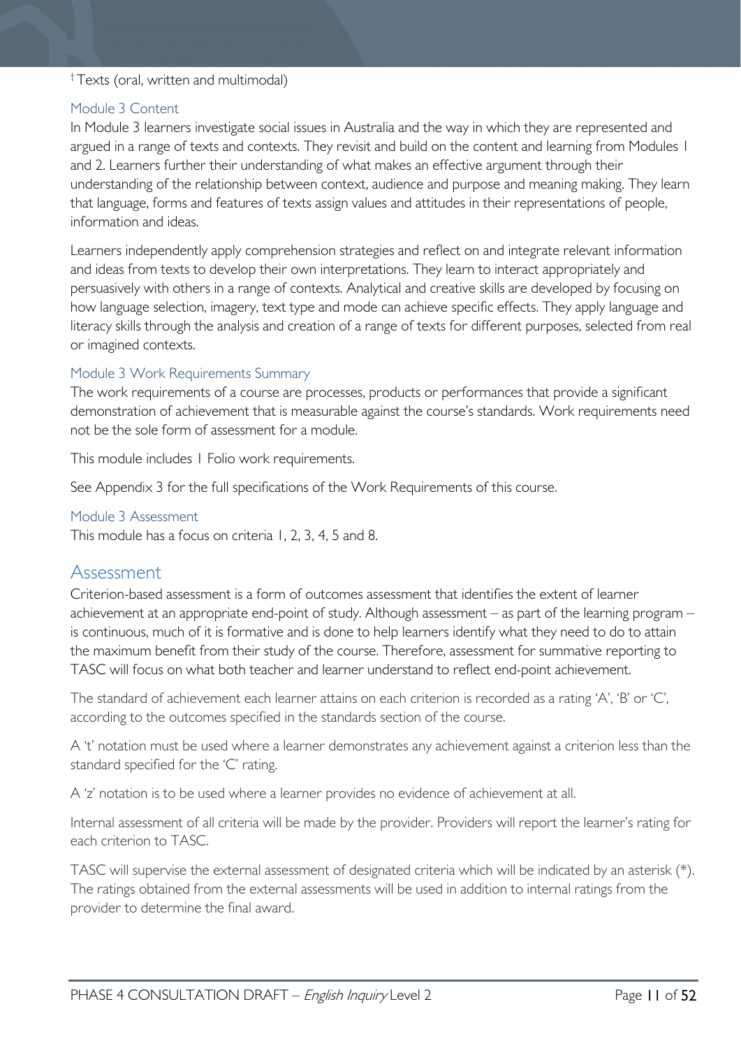[†] Texts (oral, written and multimodal)

### Module 3 Content

In Module 3 learners investigate social issues in Australia and the way in which they are represented and argued in a range of texts and contexts. They revisit and build on the content and learning from Modules 1 and 2. Learners further their understanding of what makes an effective argument through their understanding of the relationship between context, audience and purpose and meaning making. They learn that language, forms and features of texts assign values and attitudes in their representations of people, information and ideas.

Learners independently apply comprehension strategies and reflect on and integrate relevant information and ideas from texts to develop their own interpretations. They learn to interact appropriately and persuasively with others in a range of contexts. Analytical and creative skills are developed by focusing on how language selection, imagery, text type and mode can achieve specific effects. They apply language and literacy skills through the analysis and creation of a range of texts for different purposes, selected from real or imagined contexts.

### Module 3 Work Requirements Summary

The work requirements of a course are processes, products or performances that provide a significant demonstration of achievement that is measurable against the course's standards. Work requirements need not be the sole form of assessment for a module.

This module includes 1 Folio work requirements.

See Appendix 3 for the full specifications of the Work Requirements of this course.

### Module 3 Assessment

This module has a focus on criteria 1, 2, 3, 4, 5 and 8.

## Assessment

Criterion-based assessment is a form of outcomes assessment that identifies the extent of learner achievement at an appropriate end-point of study. Although assessment – as part of the learning program – is continuous, much of it is formative and is done to help learners identify what they need to do to attain the maximum benefit from their study of the course. Therefore, assessment for summative reporting to TASC will focus on what both teacher and learner understand to reflect end-point achievement.

The standard of achievement each learner attains on each criterion is recorded as a rating 'A', 'B' or 'C', according to the outcomes specified in the standards section of the course.

A 't' notation must be used where a learner demonstrates any achievement against a criterion less than the standard specified for the 'C' rating.

A 'z' notation is to be used where a learner provides no evidence of achievement at all.

Internal assessment of all criteria will be made by the provider. Providers will report the learner's rating for each criterion to TASC.

TASC will supervise the external assessment of designated criteria which will be indicated by an asterisk (*). The ratings obtained from the external assessments will be used in addition to internal ratings from the provider to determine the final award.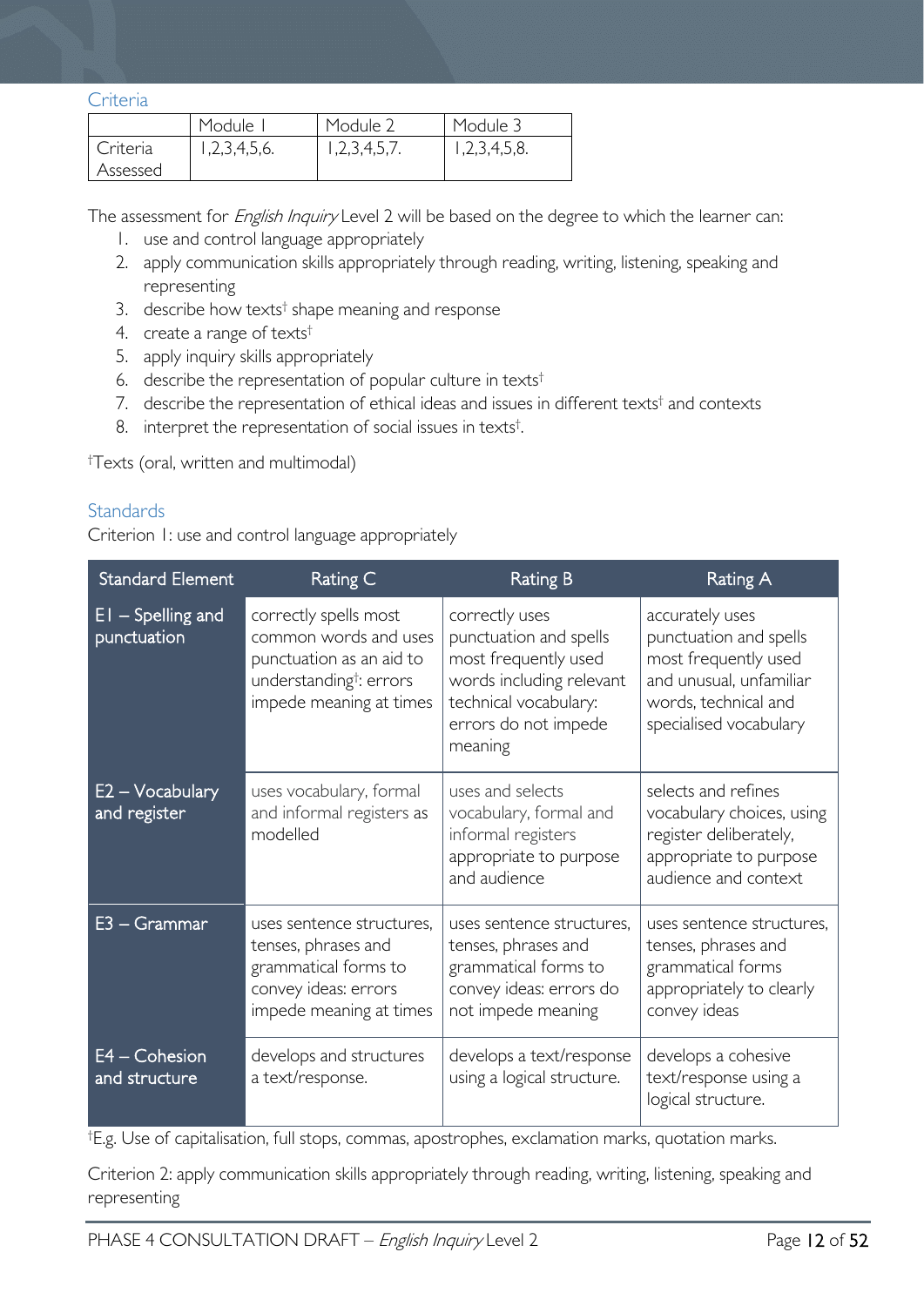## Criteria

| | Module 1 | Module 2 | Module 3 |
|---|---|---|---|
| Criteria Assessed | 1,2,3,4,5,6. | 1,2,3,4,5,7. | 1,2,3,4,5,8. |

The assessment for *English Inquiry* Level 2 will be based on the degree to which the learner can:

1. use and control language appropriately
2. apply communication skills appropriately through reading, writing, listening, speaking and representing
3. describe how texts† shape meaning and response
4. create a range of texts†
5. apply inquiry skills appropriately
6. describe the representation of popular culture in texts†
7. describe the representation of ethical ideas and issues in different texts† and contexts
8. interpret the representation of social issues in texts†.

†Texts (oral, written and multimodal)

## Standards

Criterion 1: use and control language appropriately

| Standard Element | Rating C | Rating B | Rating A |
|---|---|---|---|
| E1 – Spelling and punctuation | correctly spells most common words and uses punctuation as an aid to understanding†: errors impede meaning at times | correctly uses punctuation and spells most frequently used words including relevant technical vocabulary: errors do not impede meaning | accurately uses punctuation and spells most frequently used and unusual, unfamiliar words, technical and specialised vocabulary |
| E2 – Vocabulary and register | uses vocabulary, formal and informal registers as modelled | uses and selects vocabulary, formal and informal registers appropriate to purpose and audience | selects and refines vocabulary choices, using register deliberately, appropriate to purpose audience and context |
| E3 – Grammar | uses sentence structures, tenses, phrases and grammatical forms to convey ideas: errors impede meaning at times | uses sentence structures, tenses, phrases and grammatical forms to convey ideas: errors do not impede meaning | uses sentence structures, tenses, phrases and grammatical forms appropriately to clearly convey ideas |
| E4 – Cohesion and structure | develops and structures a text/response. | develops a text/response using a logical structure. | develops a cohesive text/response using a logical structure. |

†E.g. Use of capitalisation, full stops, commas, apostrophes, exclamation marks, quotation marks.

Criterion 2: apply communication skills appropriately through reading, writing, listening, speaking and representing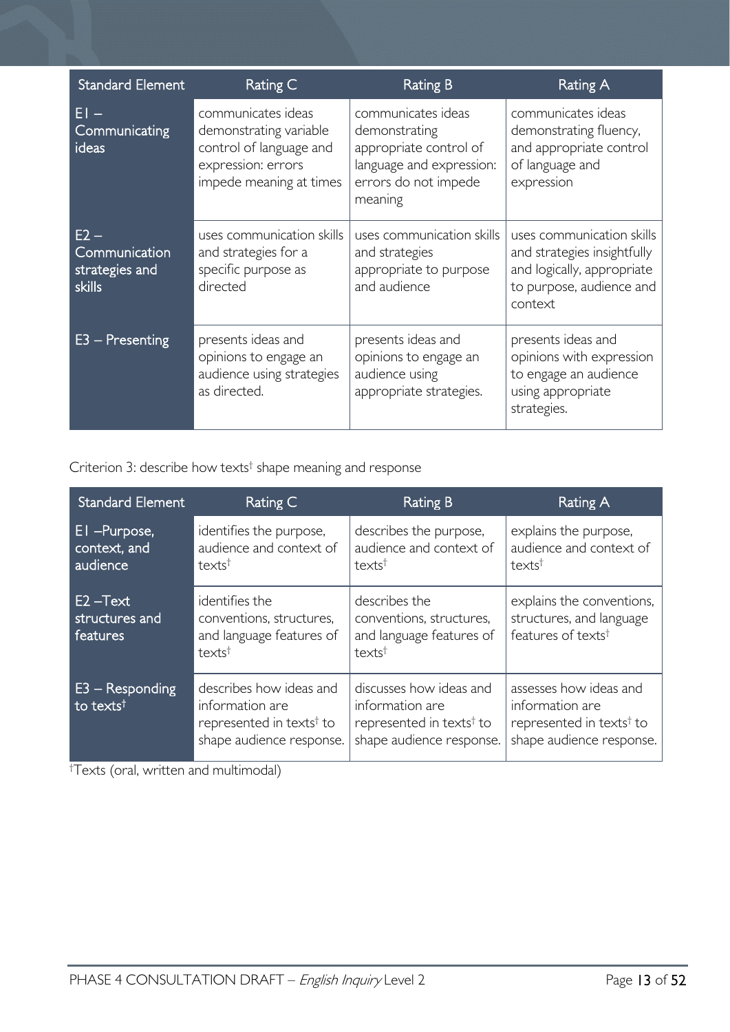| Standard Element | Rating C | Rating B | Rating A |
| --- | --- | --- | --- |
| E1 – Communicating ideas | communicates ideas demonstrating variable control of language and expression: errors impede meaning at times | communicates ideas demonstrating appropriate control of language and expression: errors do not impede meaning | communicates ideas demonstrating fluency, and appropriate control of language and expression |
| E2 – Communication strategies and skills | uses communication skills and strategies for a specific purpose as directed | uses communication skills and strategies appropriate to purpose and audience | uses communication skills and strategies insightfully and logically, appropriate to purpose, audience and context |
| E3 – Presenting | presents ideas and opinions to engage an audience using strategies as directed. | presents ideas and opinions to engage an audience using appropriate strategies. | presents ideas and opinions with expression to engage an audience using appropriate strategies. |

Criterion 3: describe how texts† shape meaning and response

| Standard Element | Rating C | Rating B | Rating A |
| --- | --- | --- | --- |
| E1 –Purpose, context, and audience | identifies the purpose, audience and context of texts† | describes the purpose, audience and context of texts† | explains the purpose, audience and context of texts† |
| E2 –Text structures and features | identifies the conventions, structures, and language features of texts† | describes the conventions, structures, and language features of texts† | explains the conventions, structures, and language features of texts† |
| E3 – Responding to texts† | describes how ideas and information are represented in texts† to shape audience response. | discusses how ideas and information are represented in texts† to shape audience response. | assesses how ideas and information are represented in texts† to shape audience response. |

†Texts (oral, written and multimodal)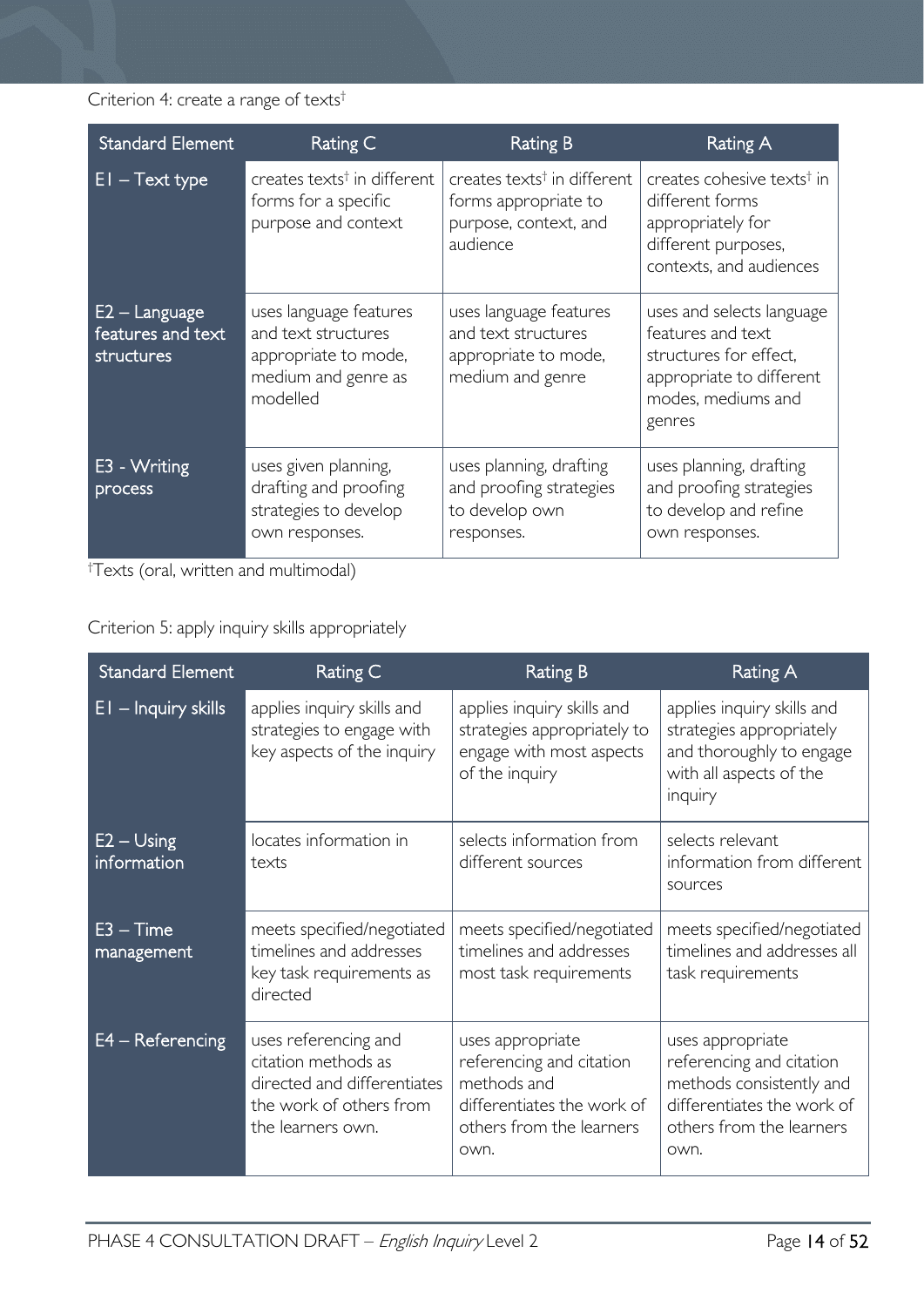Criterion 4: create a range of texts†

| Standard Element | Rating C | Rating B | Rating A |
|---|---|---|---|
| E1 – Text type | creates texts† in different forms for a specific purpose and context | creates texts† in different forms appropriate to purpose, context, and audience | creates cohesive texts† in different forms appropriately for different purposes, contexts, and audiences |
| E2 – Language features and text structures | uses language features and text structures appropriate to mode, medium and genre as modelled | uses language features and text structures appropriate to mode, medium and genre | uses and selects language features and text structures for effect, appropriate to different modes, mediums and genres |
| E3 - Writing process | uses given planning, drafting and proofing strategies to develop own responses. | uses planning, drafting and proofing strategies to develop own responses. | uses planning, drafting and proofing strategies to develop and refine own responses. |

†Texts (oral, written and multimodal)

Criterion 5: apply inquiry skills appropriately

| Standard Element | Rating C | Rating B | Rating A |
|---|---|---|---|
| E1 – Inquiry skills | applies inquiry skills and strategies to engage with key aspects of the inquiry | applies inquiry skills and strategies appropriately to engage with most aspects of the inquiry | applies inquiry skills and strategies appropriately and thoroughly to engage with all aspects of the inquiry |
| E2 – Using information | locates information in texts | selects information from different sources | selects relevant information from different sources |
| E3 – Time management | meets specified/negotiated timelines and addresses key task requirements as directed | meets specified/negotiated timelines and addresses most task requirements | meets specified/negotiated timelines and addresses all task requirements |
| E4 – Referencing | uses referencing and citation methods as directed and differentiates the work of others from the learners own. | uses appropriate referencing and citation methods and differentiates the work of others from the learners own. | uses appropriate referencing and citation methods consistently and differentiates the work of others from the learners own. |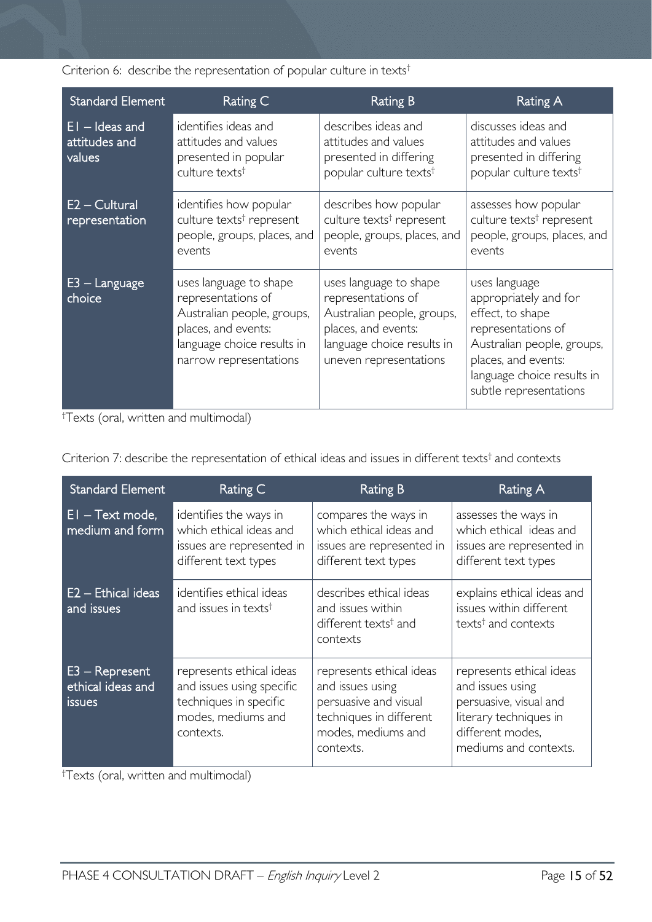Criterion 6: describe the representation of popular culture in texts†

| Standard Element | Rating C | Rating B | Rating A |
| --- | --- | --- | --- |
| E1 – Ideas and attitudes and values | identifies ideas and attitudes and values presented in popular culture texts† | describes ideas and attitudes and values presented in differing popular culture texts† | discusses ideas and attitudes and values presented in differing popular culture texts† |
| E2 – Cultural representation | identifies how popular culture texts† represent people, groups, places, and events | describes how popular culture texts† represent people, groups, places, and events | assesses how popular culture texts† represent people, groups, places, and events |
| E3 – Language choice | uses language to shape representations of Australian people, groups, places, and events: language choice results in narrow representations | uses language to shape representations of Australian people, groups, places, and events: language choice results in uneven representations | uses language appropriately and for effect, to shape representations of Australian people, groups, places, and events: language choice results in subtle representations |

†Texts (oral, written and multimodal)

Criterion 7: describe the representation of ethical ideas and issues in different texts† and contexts

| Standard Element | Rating C | Rating B | Rating A |
| --- | --- | --- | --- |
| E1 – Text mode, medium and form | identifies the ways in which ethical ideas and issues are represented in different text types | compares the ways in which ethical ideas and issues are represented in different text types | assesses the ways in which ethical ideas and issues are represented in different text types |
| E2 – Ethical ideas and issues | identifies ethical ideas and issues in texts† | describes ethical ideas and issues within different texts† and contexts | explains ethical ideas and issues within different texts† and contexts |
| E3 – Represent ethical ideas and issues | represents ethical ideas and issues using specific techniques in specific modes, mediums and contexts. | represents ethical ideas and issues using persuasive and visual techniques in different modes, mediums and contexts. | represents ethical ideas and issues using persuasive, visual and literary techniques in different modes, mediums and contexts. |

†Texts (oral, written and multimodal)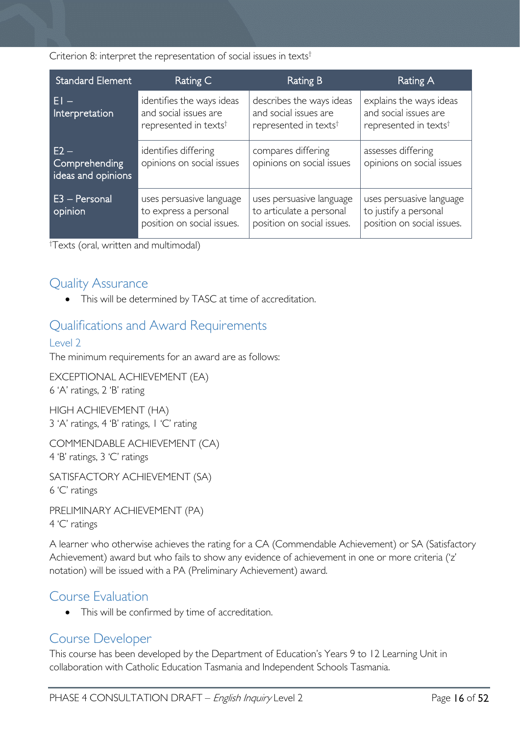Criterion 8: interpret the representation of social issues in texts†

| Standard Element | Rating C | Rating B | Rating A |
|---|---|---|---|
| E1 – Interpretation | identifies the ways ideas and social issues are represented in texts† | describes the ways ideas and social issues are represented in texts† | explains the ways ideas and social issues are represented in texts† |
| E2 – Comprehending ideas and opinions | identifies differing opinions on social issues | compares differing opinions on social issues | assesses differing opinions on social issues |
| E3 – Personal opinion | uses persuasive language to express a personal position on social issues. | uses persuasive language to articulate a personal position on social issues. | uses persuasive language to justify a personal position on social issues. |

†Texts (oral, written and multimodal)

## Quality Assurance

- This will be determined by TASC at time of accreditation.

## Qualifications and Award Requirements

### Level 2

The minimum requirements for an award are as follows:

EXCEPTIONAL ACHIEVEMENT (EA)
6 'A' ratings, 2 'B' rating

HIGH ACHIEVEMENT (HA)
3 'A' ratings, 4 'B' ratings, 1 'C' rating

COMMENDABLE ACHIEVEMENT (CA)
4 'B' ratings, 3 'C' ratings

SATISFACTORY ACHIEVEMENT (SA)
6 'C' ratings

PRELIMINARY ACHIEVEMENT (PA)
4 'C' ratings

A learner who otherwise achieves the rating for a CA (Commendable Achievement) or SA (Satisfactory Achievement) award but who fails to show any evidence of achievement in one or more criteria ('z' notation) will be issued with a PA (Preliminary Achievement) award.

## Course Evaluation

- This will be confirmed by time of accreditation.

## Course Developer

This course has been developed by the Department of Education's Years 9 to 12 Learning Unit in collaboration with Catholic Education Tasmania and Independent Schools Tasmania.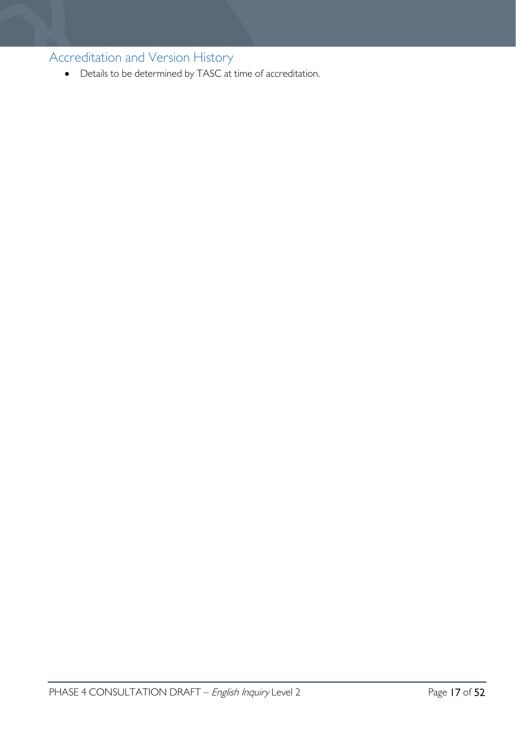## Accreditation and Version History

- Details to be determined by TASC at time of accreditation.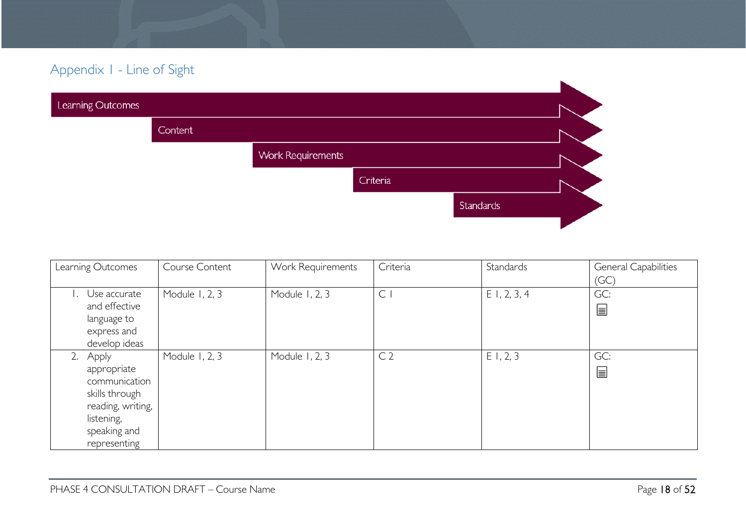## Appendix 1 - Line of Sight

Learning Outcomes

Content

Work Requirements

Criteria

Standards

| Learning Outcomes | Course Content | Work Requirements | Criteria | Standards | General Capabilities (GC) |
|---|---|---|---|---|---|
| 1. Use accurate and effective language to express and develop ideas | Module 1, 2, 3 | Module 1, 2, 3 | C 1 | E 1, 2, 3, 4 | GC: |
| 2. Apply appropriate communication skills through reading, writing, listening, speaking and representing | Module 1, 2, 3 | Module 1, 2, 3 | C 2 | E 1, 2, 3 | GC: |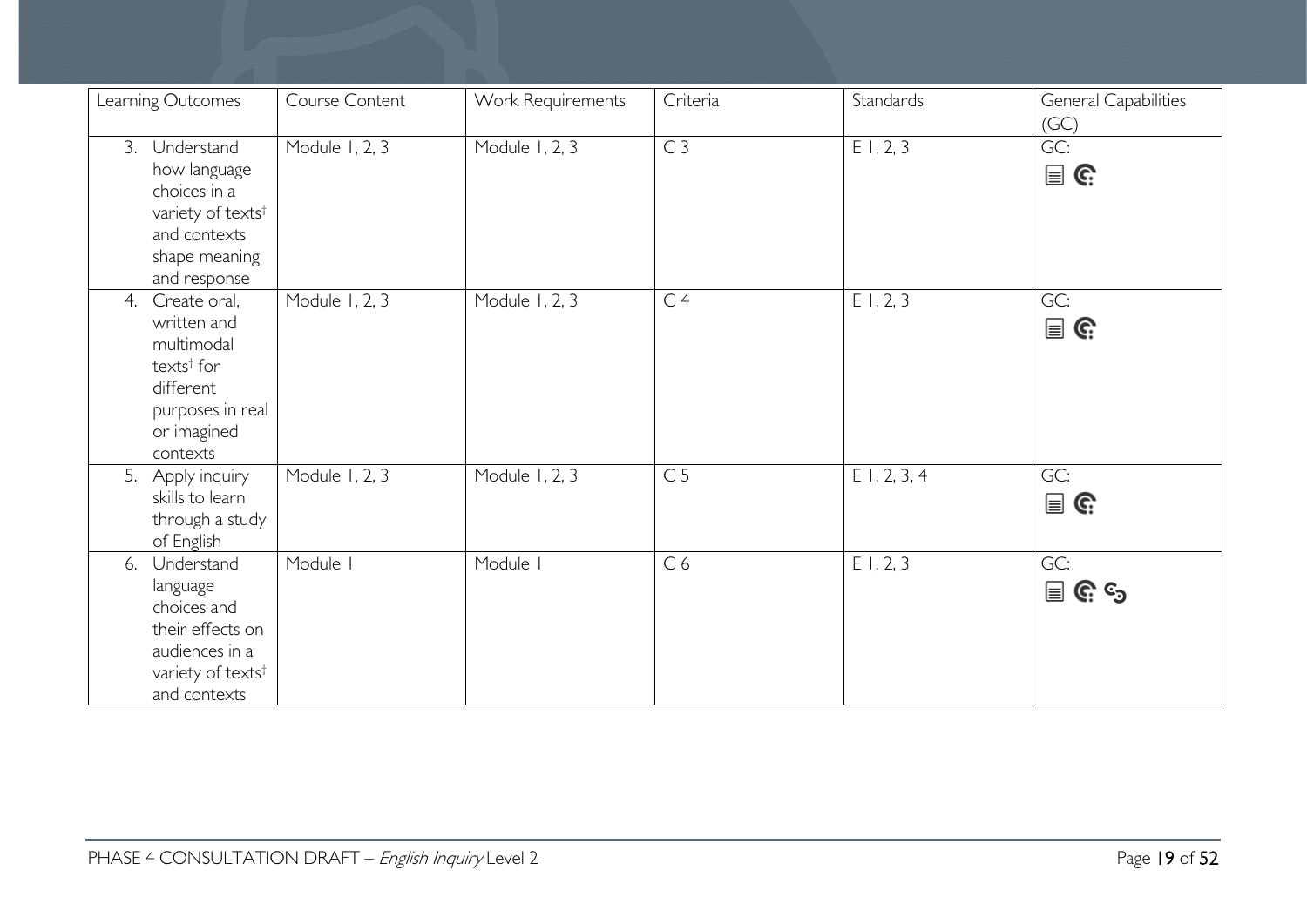| Learning Outcomes | Course Content | Work Requirements | Criteria | Standards | General Capabilities (GC) |
| --- | --- | --- | --- | --- | --- |
| 3. Understand how language choices in a variety of texts† and contexts shape meaning and response | Module 1, 2, 3 | Module 1, 2, 3 | C 3 | E 1, 2, 3 | GC: |
| 4. Create oral, written and multimodal texts† for different purposes in real or imagined contexts | Module 1, 2, 3 | Module 1, 2, 3 | C 4 | E 1, 2, 3 | GC: |
| 5. Apply inquiry skills to learn through a study of English | Module 1, 2, 3 | Module 1, 2, 3 | C 5 | E 1, 2, 3, 4 | GC: |
| 6. Understand language choices and their effects on audiences in a variety of texts† and contexts | Module 1 | Module 1 | C 6 | E 1, 2, 3 | GC: |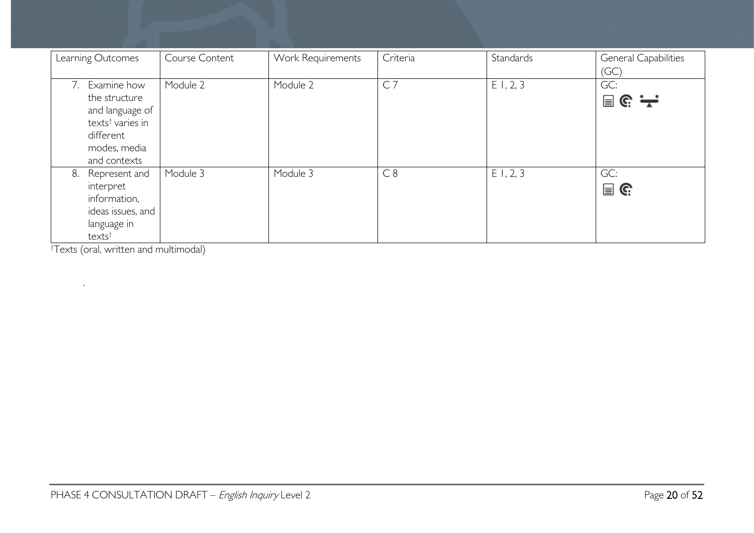| Learning Outcomes | Course Content | Work Requirements | Criteria | Standards | General Capabilities (GC) |
| --- | --- | --- | --- | --- | --- |
| 7. Examine how the structure and language of texts† varies in different modes, media and contexts | Module 2 | Module 2 | C 7 | E 1, 2, 3 | GC: |
| 8. Represent and interpret information, ideas issues, and language in texts† | Module 3 | Module 3 | C 8 | E 1, 2, 3 | GC: |

†Texts (oral, written and multimodal)

.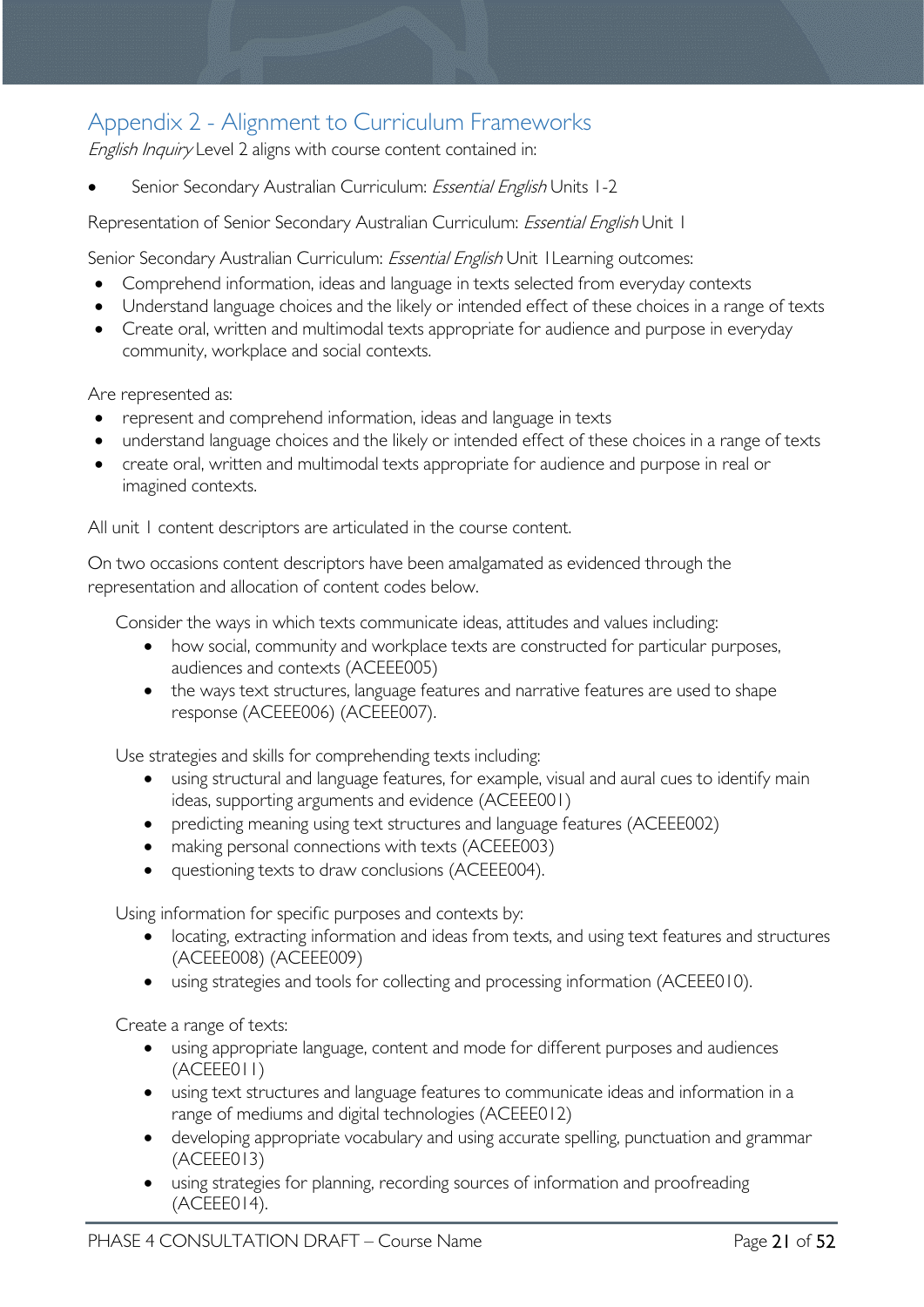## Appendix 2 - Alignment to Curriculum Frameworks

*English Inquiry* Level 2 aligns with course content contained in:

- Senior Secondary Australian Curriculum: *Essential English* Units 1-2

Representation of Senior Secondary Australian Curriculum: *Essential English* Unit 1

Senior Secondary Australian Curriculum: *Essential English* Unit 1Learning outcomes:

- Comprehend information, ideas and language in texts selected from everyday contexts
- Understand language choices and the likely or intended effect of these choices in a range of texts
- Create oral, written and multimodal texts appropriate for audience and purpose in everyday community, workplace and social contexts.

Are represented as:

- represent and comprehend information, ideas and language in texts
- understand language choices and the likely or intended effect of these choices in a range of texts
- create oral, written and multimodal texts appropriate for audience and purpose in real or imagined contexts.

All unit 1 content descriptors are articulated in the course content.

On two occasions content descriptors have been amalgamated as evidenced through the representation and allocation of content codes below.

Consider the ways in which texts communicate ideas, attitudes and values including:

- how social, community and workplace texts are constructed for particular purposes, audiences and contexts (ACEEE005)
- the ways text structures, language features and narrative features are used to shape response (ACEEE006) (ACEEE007).

Use strategies and skills for comprehending texts including:

- using structural and language features, for example, visual and aural cues to identify main ideas, supporting arguments and evidence (ACEEE001)
- predicting meaning using text structures and language features (ACEEE002)
- making personal connections with texts (ACEEE003)
- questioning texts to draw conclusions (ACEEE004).

Using information for specific purposes and contexts by:

- locating, extracting information and ideas from texts, and using text features and structures (ACEEE008) (ACEEE009)
- using strategies and tools for collecting and processing information (ACEEE010).

Create a range of texts:

- using appropriate language, content and mode for different purposes and audiences (ACEEE011)
- using text structures and language features to communicate ideas and information in a range of mediums and digital technologies (ACEEE012)
- developing appropriate vocabulary and using accurate spelling, punctuation and grammar (ACEEE013)
- using strategies for planning, recording sources of information and proofreading (ACEEE014).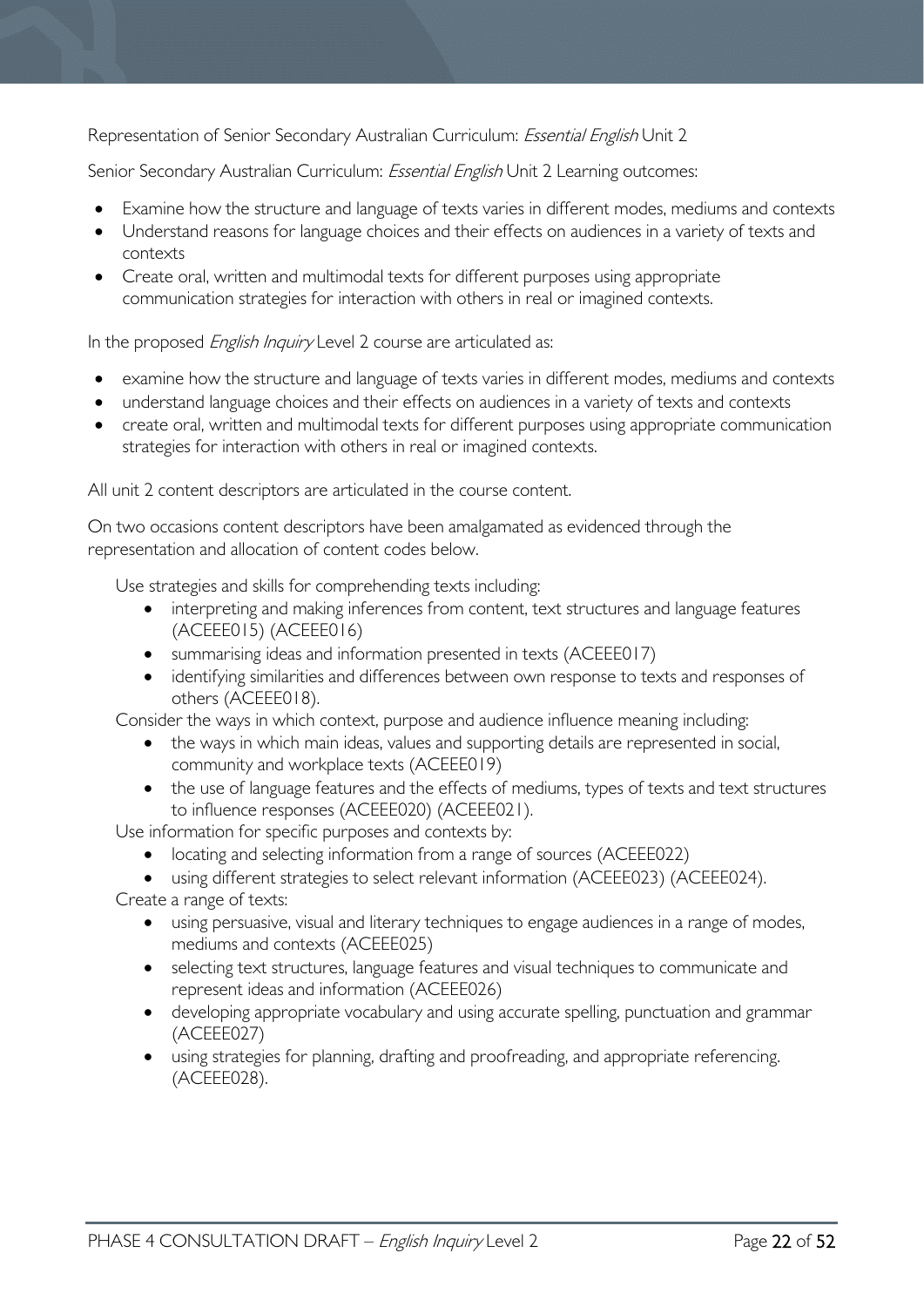Representation of Senior Secondary Australian Curriculum: *Essential English* Unit 2

Senior Secondary Australian Curriculum: *Essential English* Unit 2 Learning outcomes:

- Examine how the structure and language of texts varies in different modes, mediums and contexts
- Understand reasons for language choices and their effects on audiences in a variety of texts and contexts
- Create oral, written and multimodal texts for different purposes using appropriate communication strategies for interaction with others in real or imagined contexts.

In the proposed *English Inquiry* Level 2 course are articulated as:

- examine how the structure and language of texts varies in different modes, mediums and contexts
- understand language choices and their effects on audiences in a variety of texts and contexts
- create oral, written and multimodal texts for different purposes using appropriate communication strategies for interaction with others in real or imagined contexts.

All unit 2 content descriptors are articulated in the course content.

On two occasions content descriptors have been amalgamated as evidenced through the representation and allocation of content codes below.

Use strategies and skills for comprehending texts including:

- interpreting and making inferences from content, text structures and language features (ACEEE015) (ACEEE016)
- summarising ideas and information presented in texts (ACEEE017)
- identifying similarities and differences between own response to texts and responses of others (ACEEE018).

Consider the ways in which context, purpose and audience influence meaning including:

- the ways in which main ideas, values and supporting details are represented in social, community and workplace texts (ACEEE019)
- the use of language features and the effects of mediums, types of texts and text structures to influence responses (ACEEE020) (ACEEE021).

Use information for specific purposes and contexts by:

- locating and selecting information from a range of sources (ACEEE022)
- using different strategies to select relevant information (ACEEE023) (ACEEE024).

Create a range of texts:

- using persuasive, visual and literary techniques to engage audiences in a range of modes, mediums and contexts (ACEEE025)
- selecting text structures, language features and visual techniques to communicate and represent ideas and information (ACEEE026)
- developing appropriate vocabulary and using accurate spelling, punctuation and grammar (ACEEE027)
- using strategies for planning, drafting and proofreading, and appropriate referencing. (ACEEE028).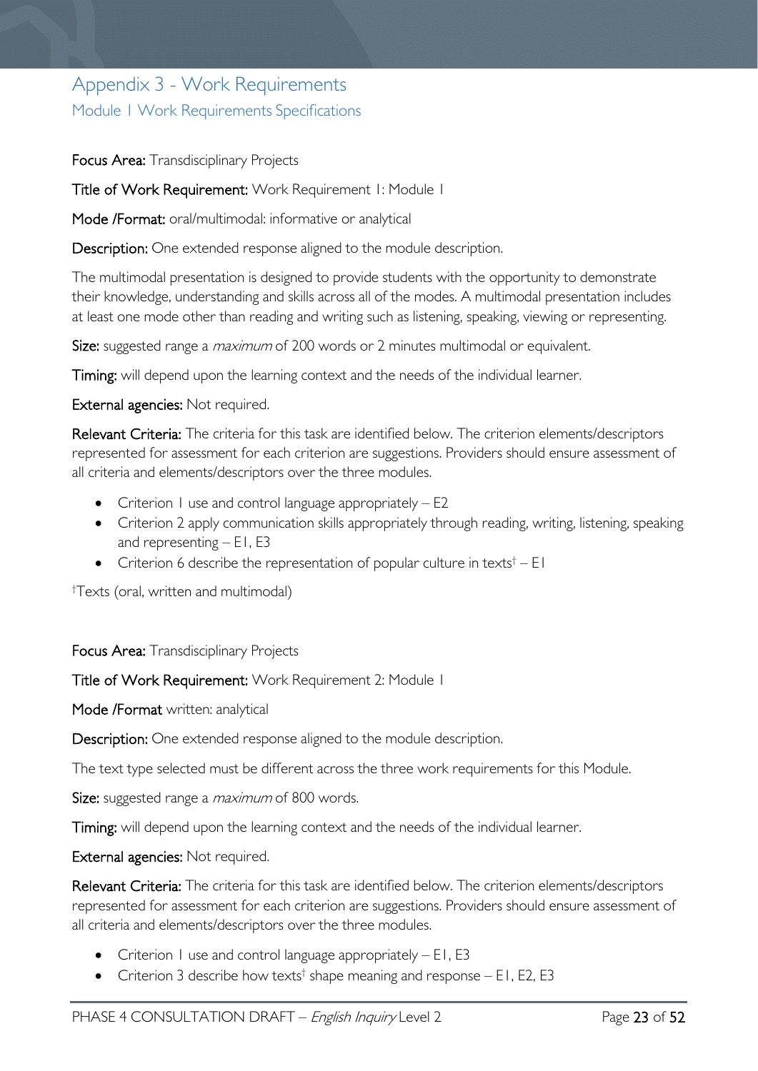# Appendix 3 - Work Requirements

## Module 1 Work Requirements Specifications

**Focus Area:** Transdisciplinary Projects

**Title of Work Requirement:** Work Requirement 1: Module 1

**Mode /Format:** oral/multimodal: informative or analytical

**Description:** One extended response aligned to the module description.

The multimodal presentation is designed to provide students with the opportunity to demonstrate their knowledge, understanding and skills across all of the modes. A multimodal presentation includes at least one mode other than reading and writing such as listening, speaking, viewing or representing.

**Size:** suggested range a *maximum* of 200 words or 2 minutes multimodal or equivalent.

**Timing:** will depend upon the learning context and the needs of the individual learner.

**External agencies:** Not required.

**Relevant Criteria:** The criteria for this task are identified below. The criterion elements/descriptors represented for assessment for each criterion are suggestions. Providers should ensure assessment of all criteria and elements/descriptors over the three modules.

- Criterion 1 use and control language appropriately – E2
- Criterion 2 apply communication skills appropriately through reading, writing, listening, speaking and representing – E1, E3
- Criterion 6 describe the representation of popular culture in texts† – E1

†Texts (oral, written and multimodal)

**Focus Area:** Transdisciplinary Projects

**Title of Work Requirement:** Work Requirement 2: Module 1

**Mode /Format** written: analytical

**Description:** One extended response aligned to the module description.

The text type selected must be different across the three work requirements for this Module.

**Size:** suggested range a *maximum* of 800 words.

**Timing:** will depend upon the learning context and the needs of the individual learner.

**External agencies:** Not required.

**Relevant Criteria:** The criteria for this task are identified below. The criterion elements/descriptors represented for assessment for each criterion are suggestions. Providers should ensure assessment of all criteria and elements/descriptors over the three modules.

- Criterion 1 use and control language appropriately – E1, E3
- Criterion 3 describe how texts† shape meaning and response – E1, E2, E3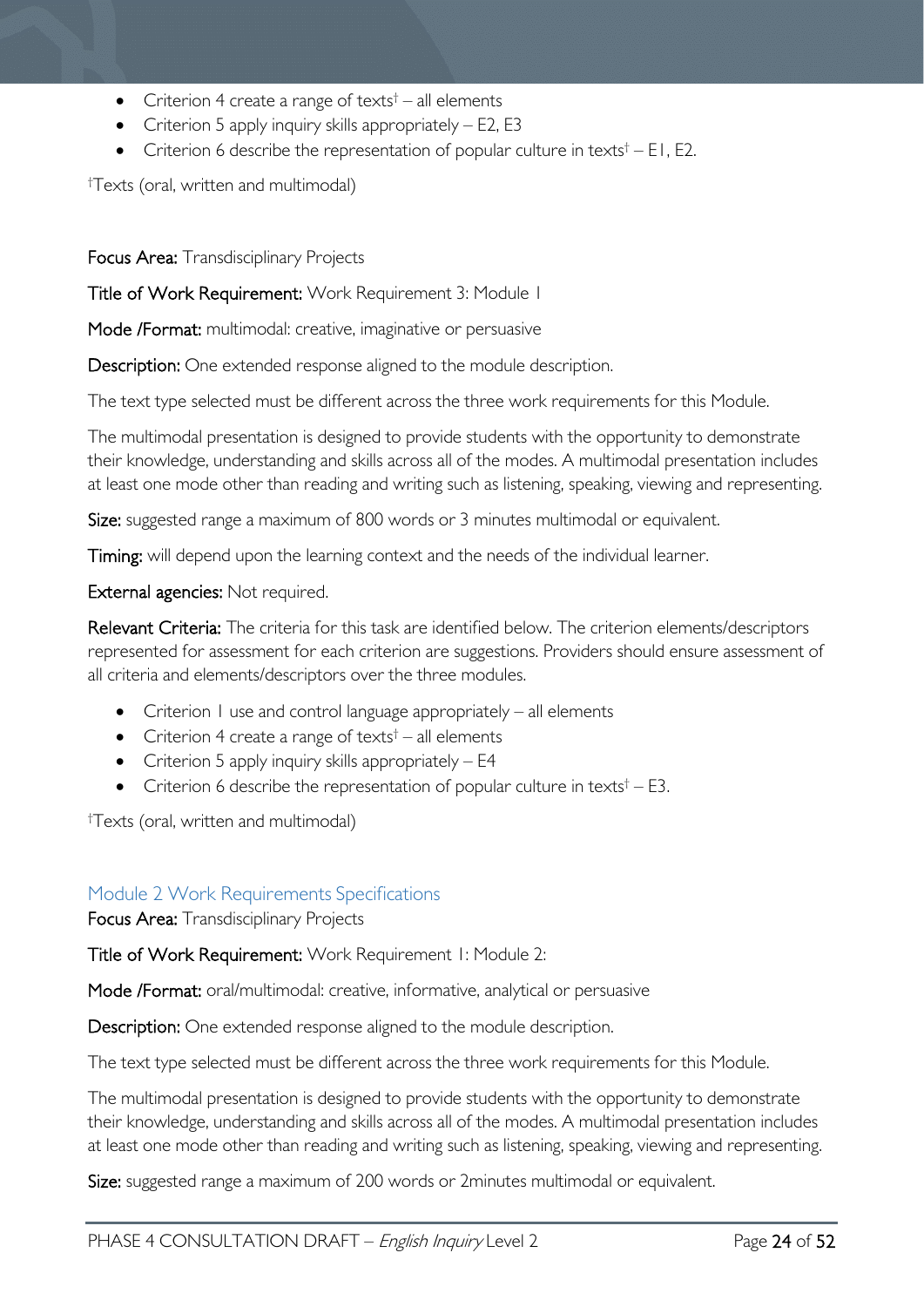- Criterion 4 create a range of texts† – all elements
- Criterion 5 apply inquiry skills appropriately – E2, E3
- Criterion 6 describe the representation of popular culture in texts† – E1, E2.

†Texts (oral, written and multimodal)

**Focus Area:** Transdisciplinary Projects

**Title of Work Requirement:** Work Requirement 3: Module 1

**Mode /Format:** multimodal: creative, imaginative or persuasive

**Description:** One extended response aligned to the module description.

The text type selected must be different across the three work requirements for this Module.

The multimodal presentation is designed to provide students with the opportunity to demonstrate their knowledge, understanding and skills across all of the modes. A multimodal presentation includes at least one mode other than reading and writing such as listening, speaking, viewing and representing.

**Size:** suggested range a maximum of 800 words or 3 minutes multimodal or equivalent.

**Timing:** will depend upon the learning context and the needs of the individual learner.

**External agencies:** Not required.

**Relevant Criteria:** The criteria for this task are identified below. The criterion elements/descriptors represented for assessment for each criterion are suggestions. Providers should ensure assessment of all criteria and elements/descriptors over the three modules.

- Criterion 1 use and control language appropriately – all elements
- Criterion 4 create a range of texts† – all elements
- Criterion 5 apply inquiry skills appropriately – E4
- Criterion 6 describe the representation of popular culture in texts† – E3.

†Texts (oral, written and multimodal)

## Module 2 Work Requirements Specifications

**Focus Area:** Transdisciplinary Projects

**Title of Work Requirement:** Work Requirement 1: Module 2:

**Mode /Format:** oral/multimodal: creative, informative, analytical or persuasive

**Description:** One extended response aligned to the module description.

The text type selected must be different across the three work requirements for this Module.

The multimodal presentation is designed to provide students with the opportunity to demonstrate their knowledge, understanding and skills across all of the modes. A multimodal presentation includes at least one mode other than reading and writing such as listening, speaking, viewing and representing.

**Size:** suggested range a maximum of 200 words or 2minutes multimodal or equivalent.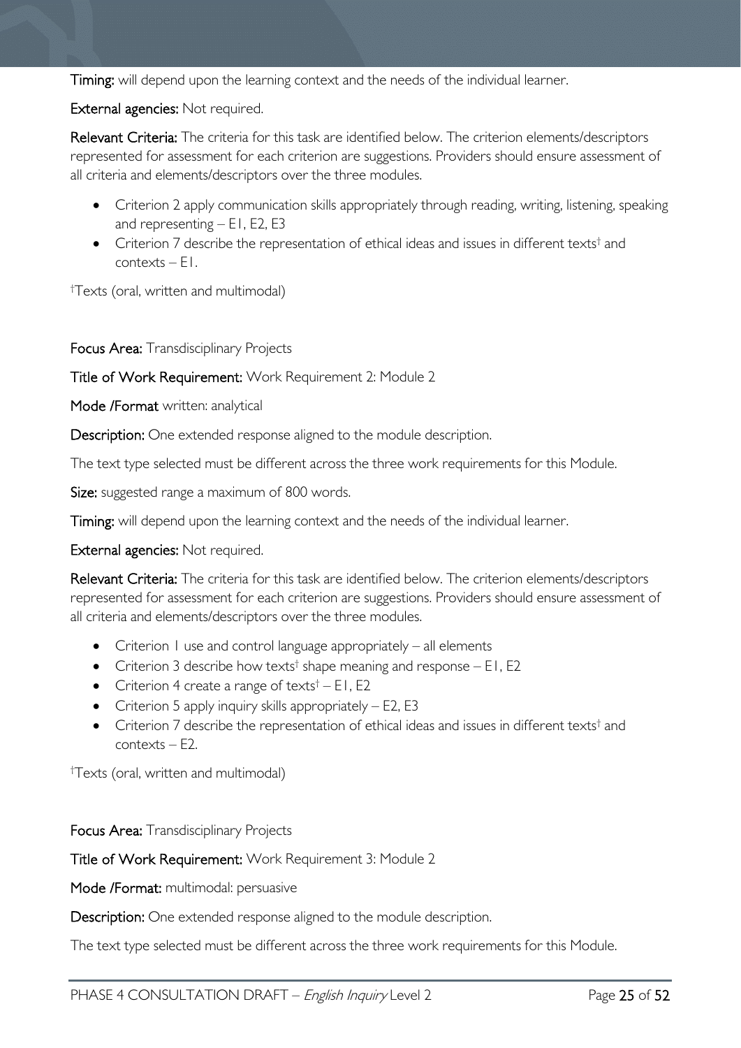**Timing:** will depend upon the learning context and the needs of the individual learner.

**External agencies:** Not required.

**Relevant Criteria:** The criteria for this task are identified below. The criterion elements/descriptors represented for assessment for each criterion are suggestions. Providers should ensure assessment of all criteria and elements/descriptors over the three modules.

- Criterion 2 apply communication skills appropriately through reading, writing, listening, speaking and representing – E1, E2, E3
- Criterion 7 describe the representation of ethical ideas and issues in different texts† and contexts – E1.

†Texts (oral, written and multimodal)

**Focus Area:** Transdisciplinary Projects

**Title of Work Requirement:** Work Requirement 2: Module 2

**Mode /Format** written: analytical

**Description:** One extended response aligned to the module description.

The text type selected must be different across the three work requirements for this Module.

**Size:** suggested range a maximum of 800 words.

**Timing:** will depend upon the learning context and the needs of the individual learner.

**External agencies:** Not required.

**Relevant Criteria:** The criteria for this task are identified below. The criterion elements/descriptors represented for assessment for each criterion are suggestions. Providers should ensure assessment of all criteria and elements/descriptors over the three modules.

- Criterion 1 use and control language appropriately – all elements
- Criterion 3 describe how texts† shape meaning and response – E1, E2
- Criterion 4 create a range of texts† – E1, E2
- Criterion 5 apply inquiry skills appropriately – E2, E3
- Criterion 7 describe the representation of ethical ideas and issues in different texts† and contexts – E2.

†Texts (oral, written and multimodal)

**Focus Area:** Transdisciplinary Projects

**Title of Work Requirement:** Work Requirement 3: Module 2

**Mode /Format:** multimodal: persuasive

**Description:** One extended response aligned to the module description.

The text type selected must be different across the three work requirements for this Module.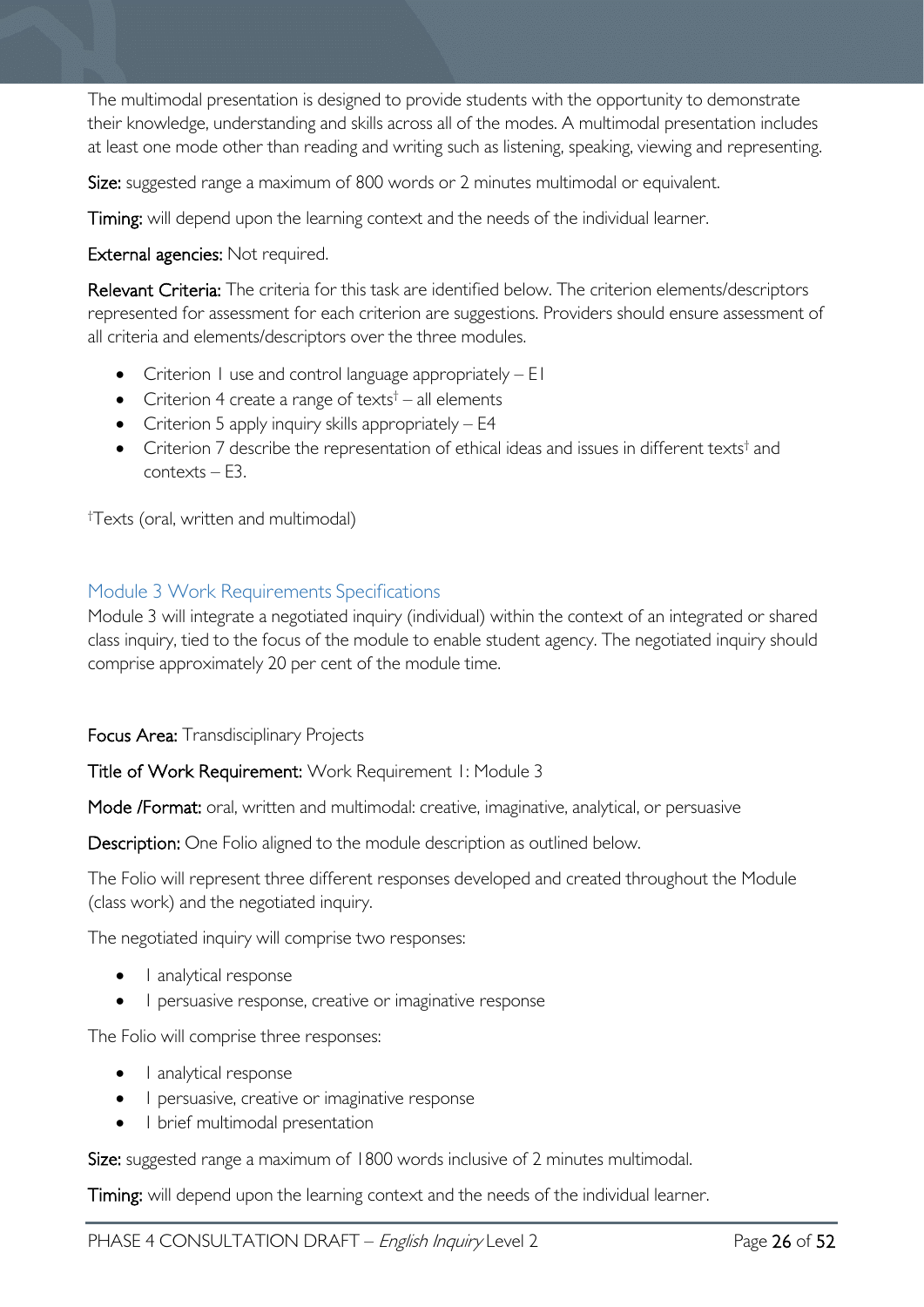The multimodal presentation is designed to provide students with the opportunity to demonstrate their knowledge, understanding and skills across all of the modes. A multimodal presentation includes at least one mode other than reading and writing such as listening, speaking, viewing and representing.

**Size:** suggested range a maximum of 800 words or 2 minutes multimodal or equivalent.

**Timing:** will depend upon the learning context and the needs of the individual learner.

**External agencies:** Not required.

**Relevant Criteria:** The criteria for this task are identified below. The criterion elements/descriptors represented for assessment for each criterion are suggestions. Providers should ensure assessment of all criteria and elements/descriptors over the three modules.

- Criterion 1 use and control language appropriately – E1
- Criterion 4 create a range of texts† – all elements
- Criterion 5 apply inquiry skills appropriately – E4
- Criterion 7 describe the representation of ethical ideas and issues in different texts† and contexts – E3.

†Texts (oral, written and multimodal)

## Module 3 Work Requirements Specifications

Module 3 will integrate a negotiated inquiry (individual) within the context of an integrated or shared class inquiry, tied to the focus of the module to enable student agency. The negotiated inquiry should comprise approximately 20 per cent of the module time.

**Focus Area:** Transdisciplinary Projects

**Title of Work Requirement:** Work Requirement 1: Module 3

**Mode /Format:** oral, written and multimodal: creative, imaginative, analytical, or persuasive

**Description:** One Folio aligned to the module description as outlined below.

The Folio will represent three different responses developed and created throughout the Module (class work) and the negotiated inquiry.

The negotiated inquiry will comprise two responses:

- 1 analytical response
- 1 persuasive response, creative or imaginative response

The Folio will comprise three responses:

- 1 analytical response
- 1 persuasive, creative or imaginative response
- 1 brief multimodal presentation

**Size:** suggested range a maximum of 1800 words inclusive of 2 minutes multimodal.

**Timing:** will depend upon the learning context and the needs of the individual learner.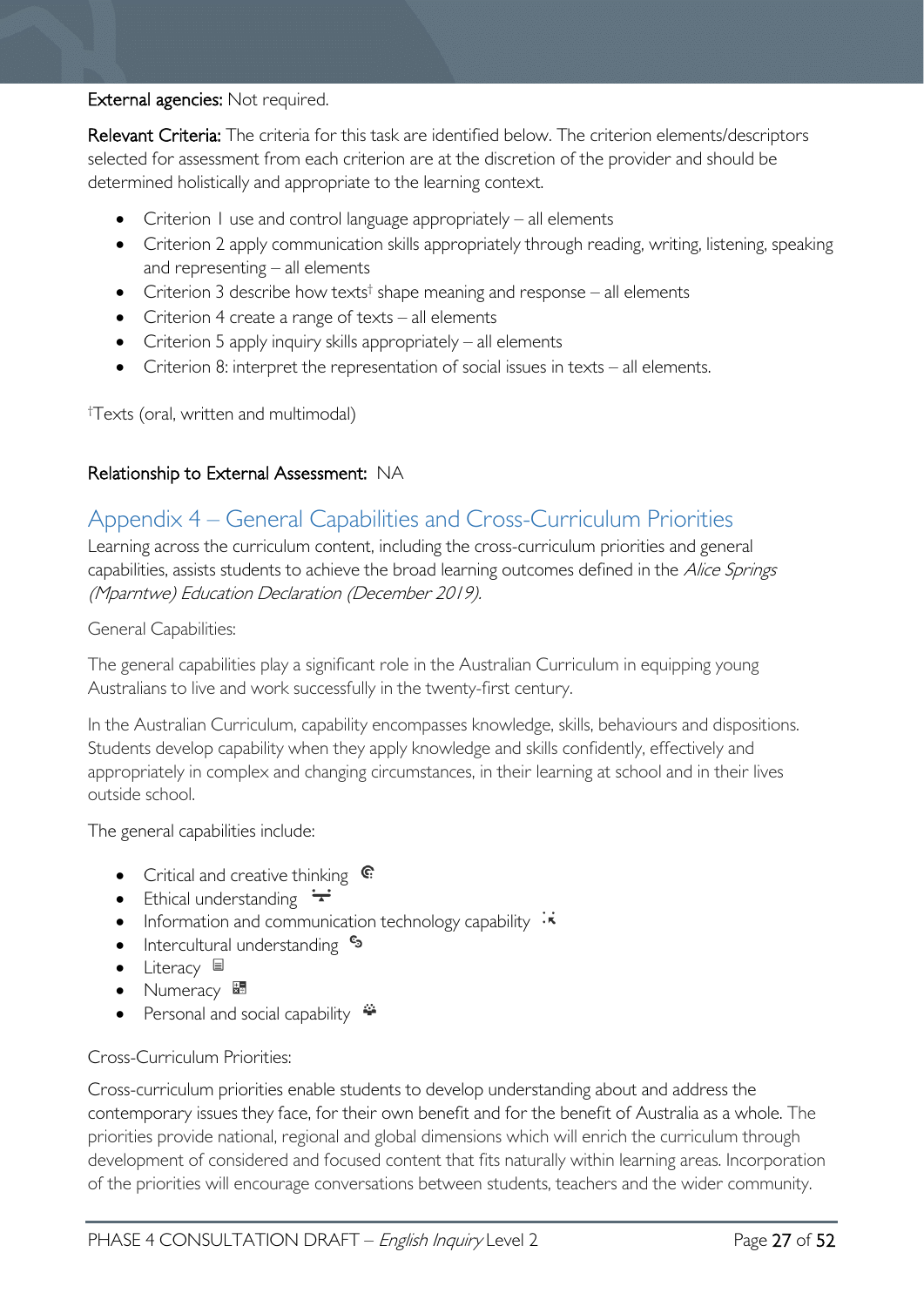**External agencies:** Not required.

**Relevant Criteria:** The criteria for this task are identified below. The criterion elements/descriptors selected for assessment from each criterion are at the discretion of the provider and should be determined holistically and appropriate to the learning context.

- Criterion 1 use and control language appropriately – all elements
- Criterion 2 apply communication skills appropriately through reading, writing, listening, speaking and representing – all elements
- Criterion 3 describe how texts† shape meaning and response – all elements
- Criterion 4 create a range of texts – all elements
- Criterion 5 apply inquiry skills appropriately – all elements
- Criterion 8: interpret the representation of social issues in texts – all elements.

†Texts (oral, written and multimodal)

**Relationship to External Assessment:** NA

## Appendix 4 – General Capabilities and Cross-Curriculum Priorities

Learning across the curriculum content, including the cross-curriculum priorities and general capabilities, assists students to achieve the broad learning outcomes defined in the *Alice Springs (Mparntwe) Education Declaration (December 2019).*

General Capabilities:

The general capabilities play a significant role in the Australian Curriculum in equipping young Australians to live and work successfully in the twenty-first century.

In the Australian Curriculum, capability encompasses knowledge, skills, behaviours and dispositions. Students develop capability when they apply knowledge and skills confidently, effectively and appropriately in complex and changing circumstances, in their learning at school and in their lives outside school.

The general capabilities include:

- Critical and creative thinking
- Ethical understanding
- Information and communication technology capability
- Intercultural understanding
- Literacy
- Numeracy
- Personal and social capability

Cross-Curriculum Priorities:

Cross-curriculum priorities enable students to develop understanding about and address the contemporary issues they face, for their own benefit and for the benefit of Australia as a whole. The priorities provide national, regional and global dimensions which will enrich the curriculum through development of considered and focused content that fits naturally within learning areas. Incorporation of the priorities will encourage conversations between students, teachers and the wider community.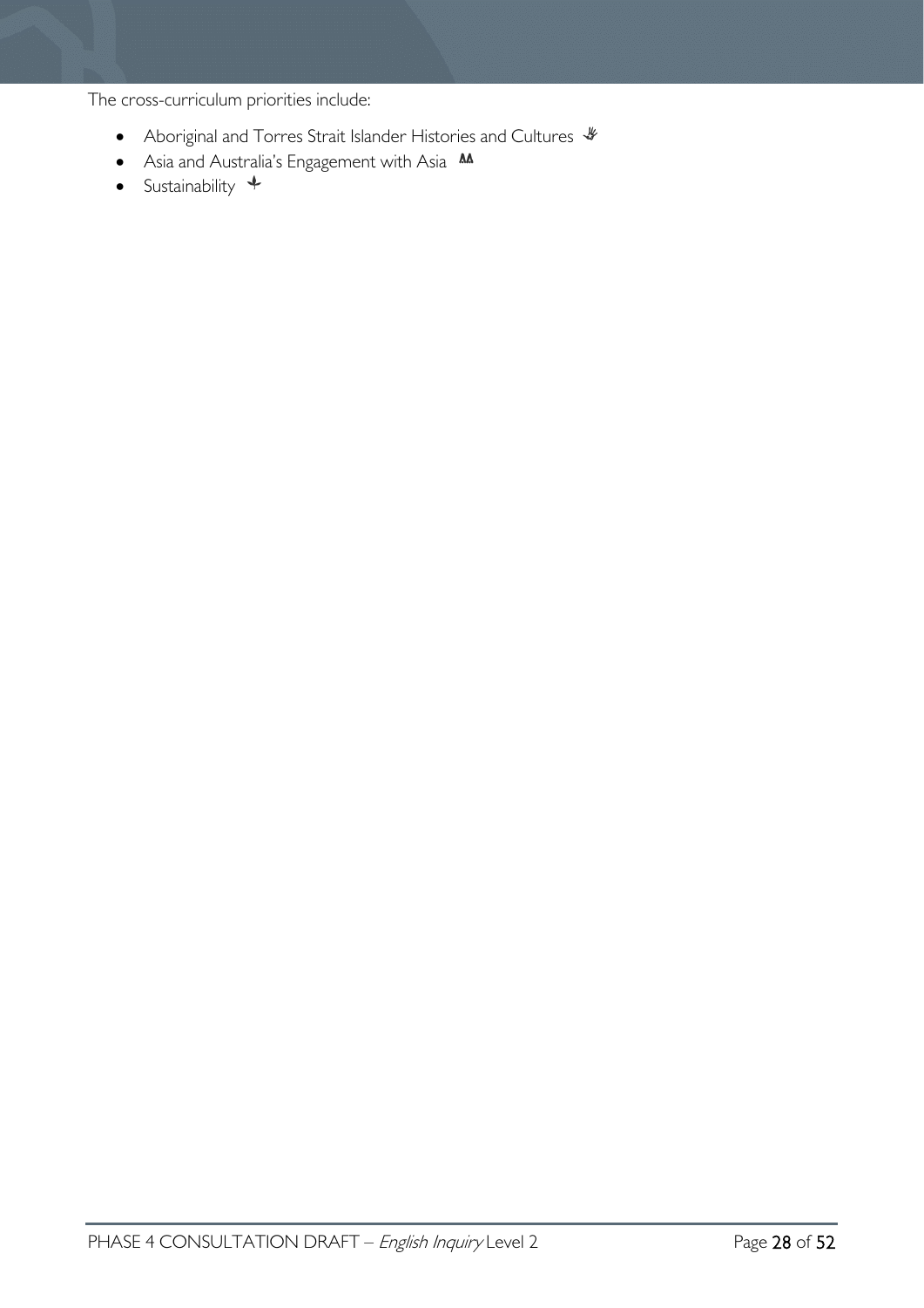The cross-curriculum priorities include:

- Aboriginal and Torres Strait Islander Histories and Cultures
- Asia and Australia's Engagement with Asia
- Sustainability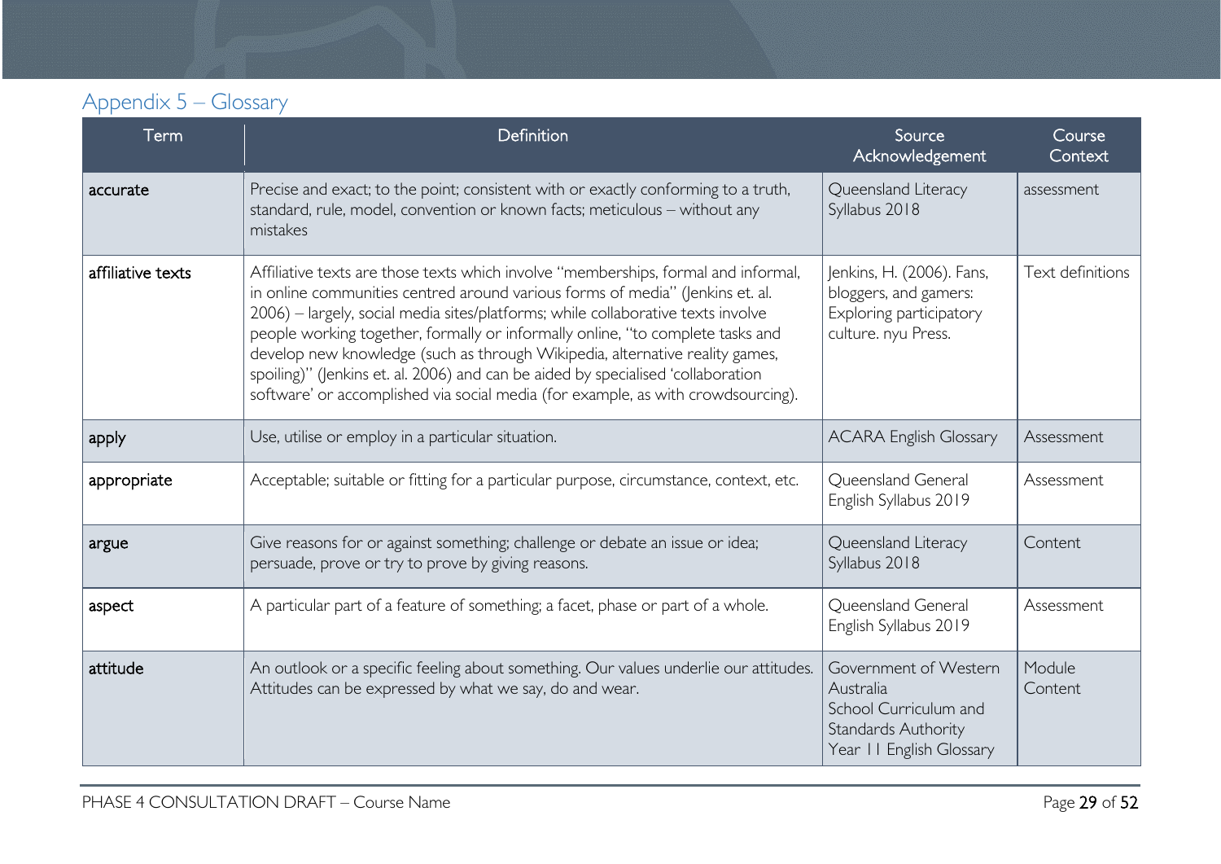## Appendix 5 – Glossary

| Term | Definition | Source Acknowledgement | Course Context |
|---|---|---|---|
| accurate | Precise and exact; to the point; consistent with or exactly conforming to a truth, standard, rule, model, convention or known facts; meticulous – without any mistakes | Queensland Literacy Syllabus 2018 | assessment |
| affiliative texts | Affiliative texts are those texts which involve "memberships, formal and informal, in online communities centred around various forms of media" (Jenkins et. al. 2006) – largely, social media sites/platforms; while collaborative texts involve people working together, formally or informally online, "to complete tasks and develop new knowledge (such as through Wikipedia, alternative reality games, spoiling)" (Jenkins et. al. 2006) and can be aided by specialised 'collaboration software' or accomplished via social media (for example, as with crowdsourcing). | Jenkins, H. (2006). Fans, bloggers, and gamers: Exploring participatory culture. nyu Press. | Text definitions |
| apply | Use, utilise or employ in a particular situation. | ACARA English Glossary | Assessment |
| appropriate | Acceptable; suitable or fitting for a particular purpose, circumstance, context, etc. | Queensland General English Syllabus 2019 | Assessment |
| argue | Give reasons for or against something; challenge or debate an issue or idea; persuade, prove or try to prove by giving reasons. | Queensland Literacy Syllabus 2018 | Content |
| aspect | A particular part of a feature of something; a facet, phase or part of a whole. | Queensland General English Syllabus 2019 | Assessment |
| attitude | An outlook or a specific feeling about something. Our values underlie our attitudes. Attitudes can be expressed by what we say, do and wear. | Government of Western Australia School Curriculum and Standards Authority Year 11 English Glossary | Module Content |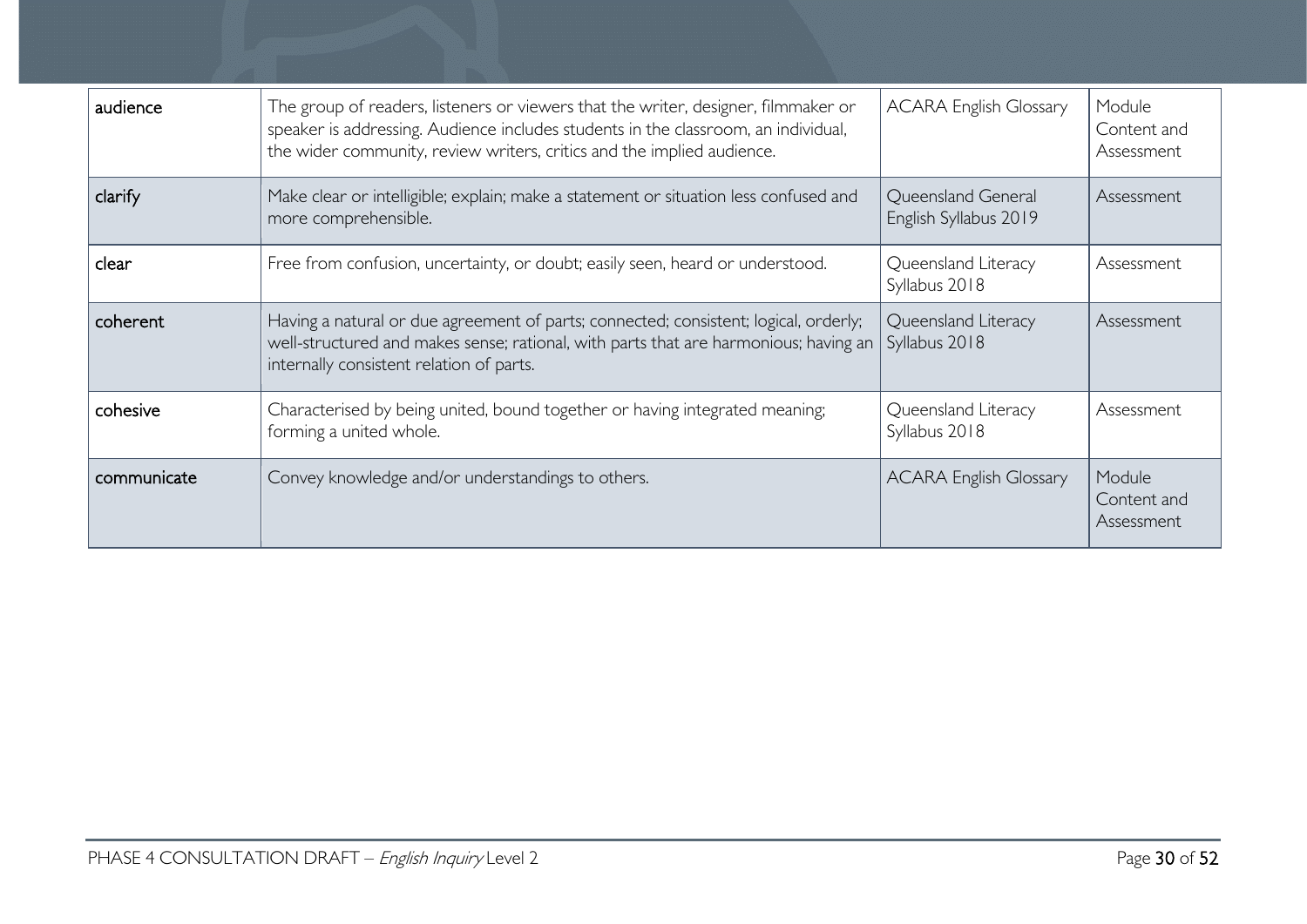| audience | The group of readers, listeners or viewers that the writer, designer, filmmaker or speaker is addressing. Audience includes students in the classroom, an individual, the wider community, review writers, critics and the implied audience. | ACARA English Glossary | Module Content and Assessment |
|---|---|---|---|
| clarify | Make clear or intelligible; explain; make a statement or situation less confused and more comprehensible. | Queensland General English Syllabus 2019 | Assessment |
| clear | Free from confusion, uncertainty, or doubt; easily seen, heard or understood. | Queensland Literacy Syllabus 2018 | Assessment |
| coherent | Having a natural or due agreement of parts; connected; consistent; logical, orderly; well-structured and makes sense; rational, with parts that are harmonious; having an internally consistent relation of parts. | Queensland Literacy Syllabus 2018 | Assessment |
| cohesive | Characterised by being united, bound together or having integrated meaning; forming a united whole. | Queensland Literacy Syllabus 2018 | Assessment |
| communicate | Convey knowledge and/or understandings to others. | ACARA English Glossary | Module Content and Assessment |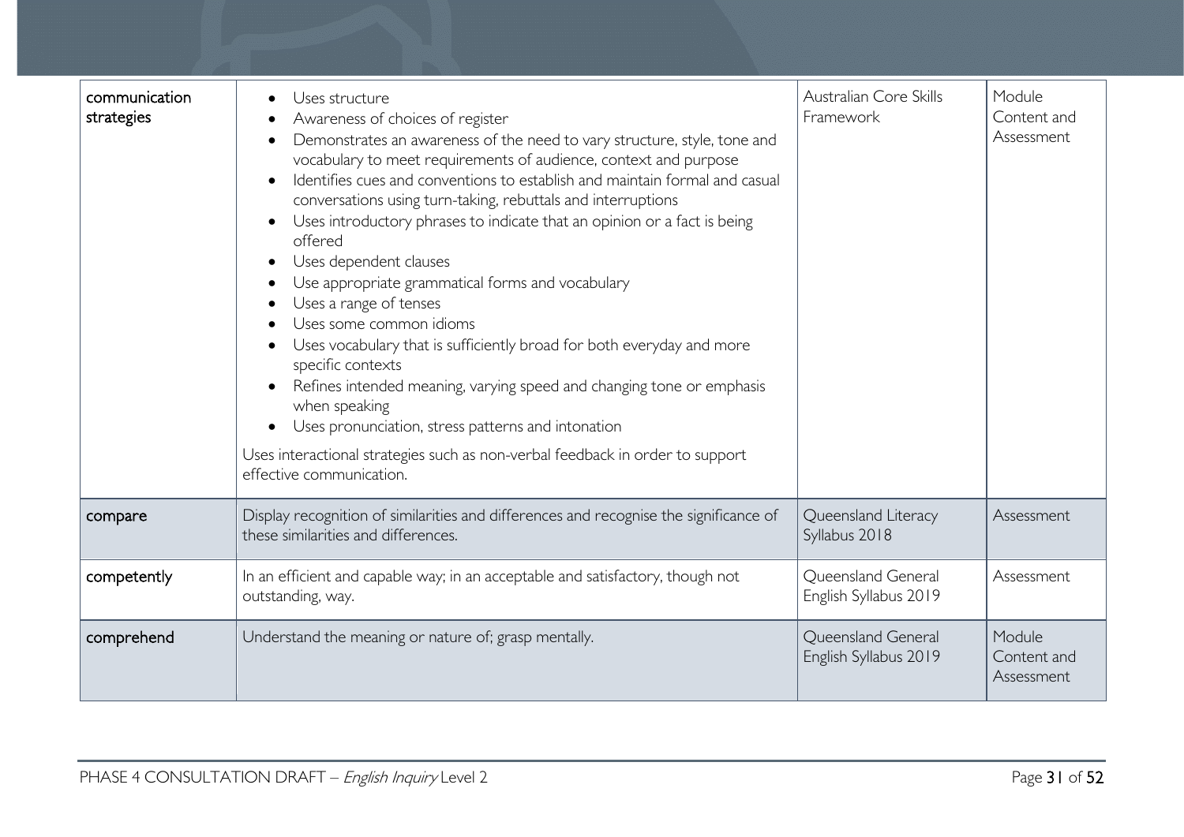| | | | |
|---|---|---|---|
| communication strategies | • Uses structure<br>• Awareness of choices of register<br>• Demonstrates an awareness of the need to vary structure, style, tone and vocabulary to meet requirements of audience, context and purpose<br>• Identifies cues and conventions to establish and maintain formal and casual conversations using turn-taking, rebuttals and interruptions<br>• Uses introductory phrases to indicate that an opinion or a fact is being offered<br>• Uses dependent clauses<br>• Use appropriate grammatical forms and vocabulary<br>• Uses a range of tenses<br>• Uses some common idioms<br>• Uses vocabulary that is sufficiently broad for both everyday and more specific contexts<br>• Refines intended meaning, varying speed and changing tone or emphasis when speaking<br>• Uses pronunciation, stress patterns and intonation<br><br>Uses interactional strategies such as non-verbal feedback in order to support effective communication. | Australian Core Skills Framework | Module Content and Assessment |
| compare | Display recognition of similarities and differences and recognise the significance of these similarities and differences. | Queensland Literacy Syllabus 2018 | Assessment |
| competently | In an efficient and capable way; in an acceptable and satisfactory, though not outstanding, way. | Queensland General English Syllabus 2019 | Assessment |
| comprehend | Understand the meaning or nature of; grasp mentally. | Queensland General English Syllabus 2019 | Module Content and Assessment |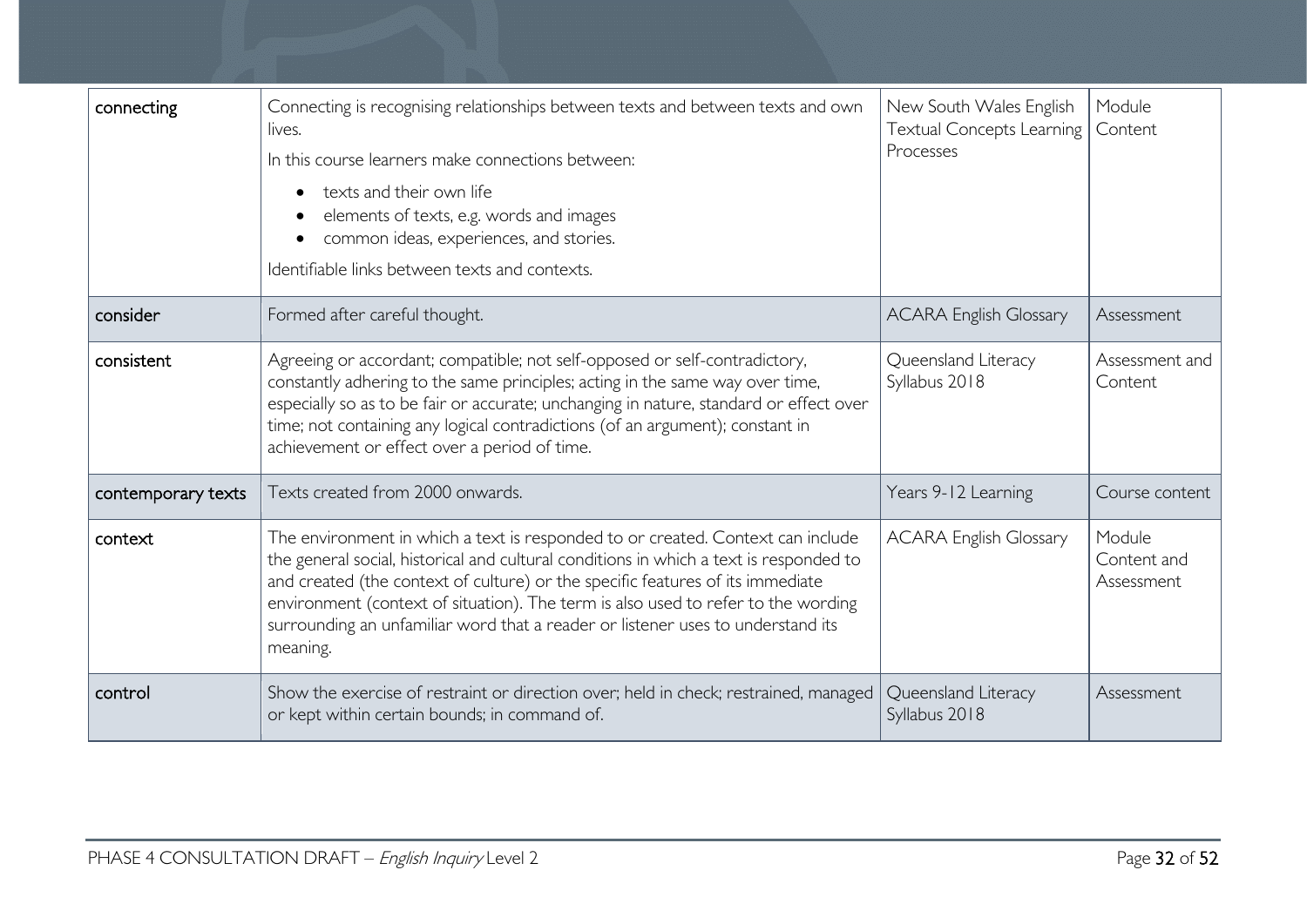| connecting | Connecting is recognising relationships between texts and between texts and own lives.<br>In this course learners make connections between:<br>• texts and their own life<br>• elements of texts, e.g. words and images<br>• common ideas, experiences, and stories.<br>Identifiable links between texts and contexts. | New South Wales English Textual Concepts Learning Processes | Module Content |
|---|---|---|---|
| consider | Formed after careful thought. | ACARA English Glossary | Assessment |
| consistent | Agreeing or accordant; compatible; not self-opposed or self-contradictory, constantly adhering to the same principles; acting in the same way over time, especially so as to be fair or accurate; unchanging in nature, standard or effect over time; not containing any logical contradictions (of an argument); constant in achievement or effect over a period of time. | Queensland Literacy Syllabus 2018 | Assessment and Content |
| contemporary texts | Texts created from 2000 onwards. | Years 9-12 Learning | Course content |
| context | The environment in which a text is responded to or created. Context can include the general social, historical and cultural conditions in which a text is responded to and created (the context of culture) or the specific features of its immediate environment (context of situation). The term is also used to refer to the wording surrounding an unfamiliar word that a reader or listener uses to understand its meaning. | ACARA English Glossary | Module Content and Assessment |
| control | Show the exercise of restraint or direction over; held in check; restrained, managed or kept within certain bounds; in command of. | Queensland Literacy Syllabus 2018 | Assessment |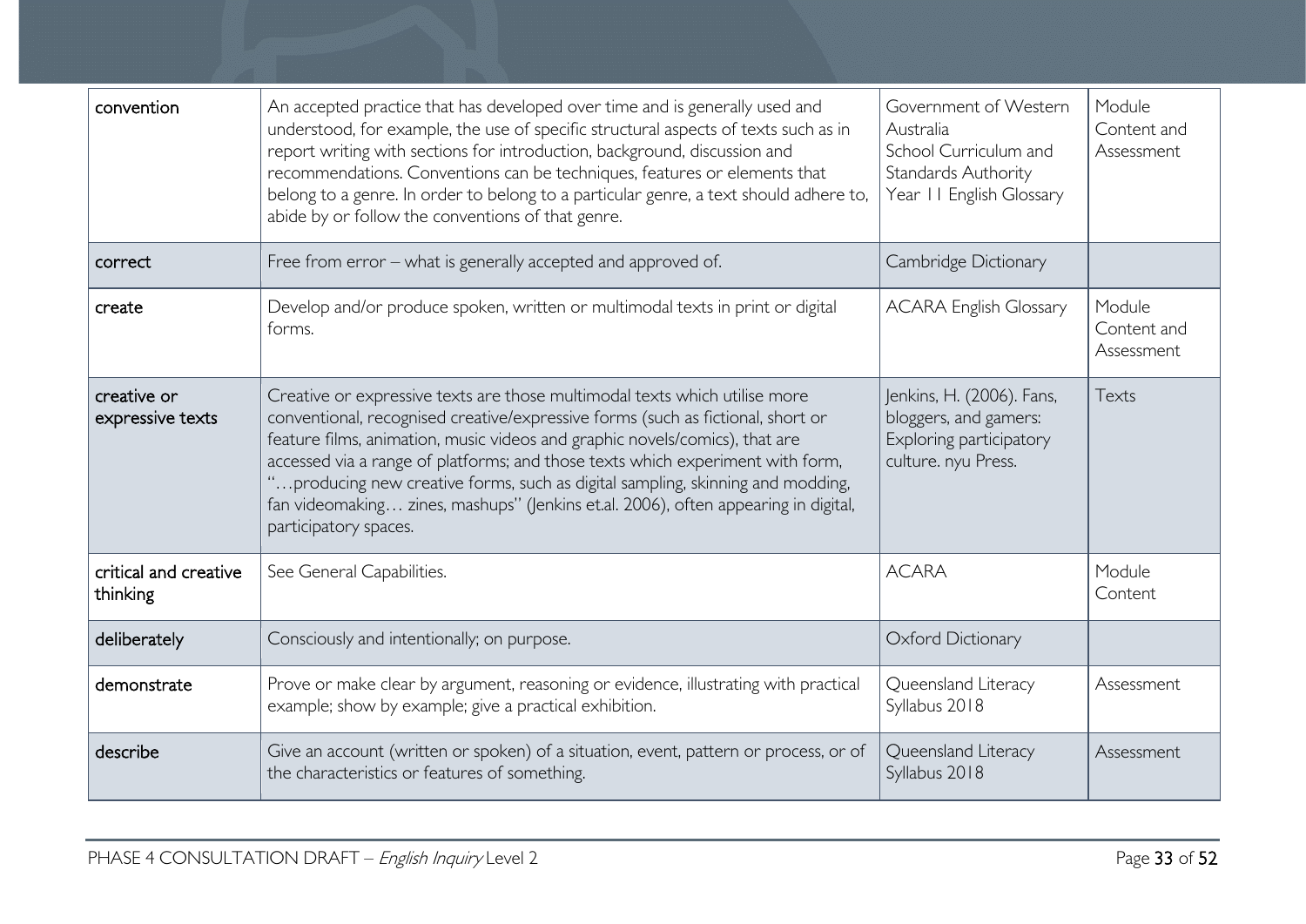| convention | An accepted practice that has developed over time and is generally used and understood, for example, the use of specific structural aspects of texts such as in report writing with sections for introduction, background, discussion and recommendations. Conventions can be techniques, features or elements that belong to a genre. In order to belong to a particular genre, a text should adhere to, abide by or follow the conventions of that genre. | Government of Western Australia School Curriculum and Standards Authority Year 11 English Glossary | Module Content and Assessment |
|---|---|---|---|
| correct | Free from error – what is generally accepted and approved of. | Cambridge Dictionary | |
| create | Develop and/or produce spoken, written or multimodal texts in print or digital forms. | ACARA English Glossary | Module Content and Assessment |
| creative or expressive texts | Creative or expressive texts are those multimodal texts which utilise more conventional, recognised creative/expressive forms (such as fictional, short or feature films, animation, music videos and graphic novels/comics), that are accessed via a range of platforms; and those texts which experiment with form, "…producing new creative forms, such as digital sampling, skinning and modding, fan videomaking… zines, mashups" (Jenkins et.al. 2006), often appearing in digital, participatory spaces. | Jenkins, H. (2006). Fans, bloggers, and gamers: Exploring participatory culture. nyu Press. | Texts |
| critical and creative thinking | See General Capabilities. | ACARA | Module Content |
| deliberately | Consciously and intentionally; on purpose. | Oxford Dictionary | |
| demonstrate | Prove or make clear by argument, reasoning or evidence, illustrating with practical example; show by example; give a practical exhibition. | Queensland Literacy Syllabus 2018 | Assessment |
| describe | Give an account (written or spoken) of a situation, event, pattern or process, or of the characteristics or features of something. | Queensland Literacy Syllabus 2018 | Assessment |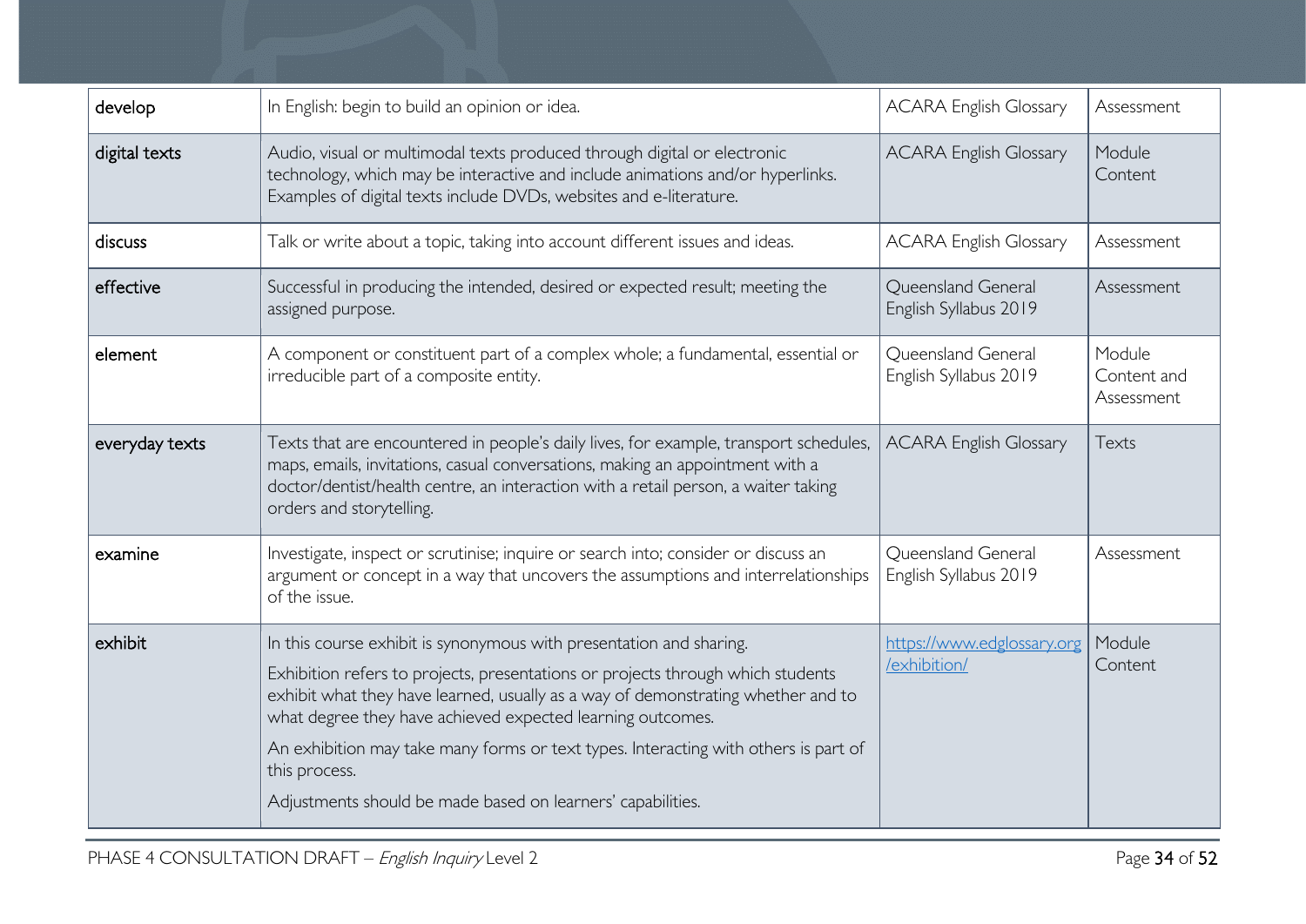| develop | In English: begin to build an opinion or idea. | ACARA English Glossary | Assessment |
|---|---|---|---|
| digital texts | Audio, visual or multimodal texts produced through digital or electronic technology, which may be interactive and include animations and/or hyperlinks. Examples of digital texts include DVDs, websites and e-literature. | ACARA English Glossary | Module Content |
| discuss | Talk or write about a topic, taking into account different issues and ideas. | ACARA English Glossary | Assessment |
| effective | Successful in producing the intended, desired or expected result; meeting the assigned purpose. | Queensland General English Syllabus 2019 | Assessment |
| element | A component or constituent part of a complex whole; a fundamental, essential or irreducible part of a composite entity. | Queensland General English Syllabus 2019 | Module Content and Assessment |
| everyday texts | Texts that are encountered in people's daily lives, for example, transport schedules, maps, emails, invitations, casual conversations, making an appointment with a doctor/dentist/health centre, an interaction with a retail person, a waiter taking orders and storytelling. | ACARA English Glossary | Texts |
| examine | Investigate, inspect or scrutinise; inquire or search into; consider or discuss an argument or concept in a way that uncovers the assumptions and interrelationships of the issue. | Queensland General English Syllabus 2019 | Assessment |
| exhibit | In this course exhibit is synonymous with presentation and sharing.<br><br>Exhibition refers to projects, presentations or projects through which students exhibit what they have learned, usually as a way of demonstrating whether and to what degree they have achieved expected learning outcomes.<br><br>An exhibition may take many forms or text types. Interacting with others is part of this process.<br><br>Adjustments should be made based on learners' capabilities. | [https://www.edglossary.org/exhibition/](https://www.edglossary.org/exhibition/) | Module Content |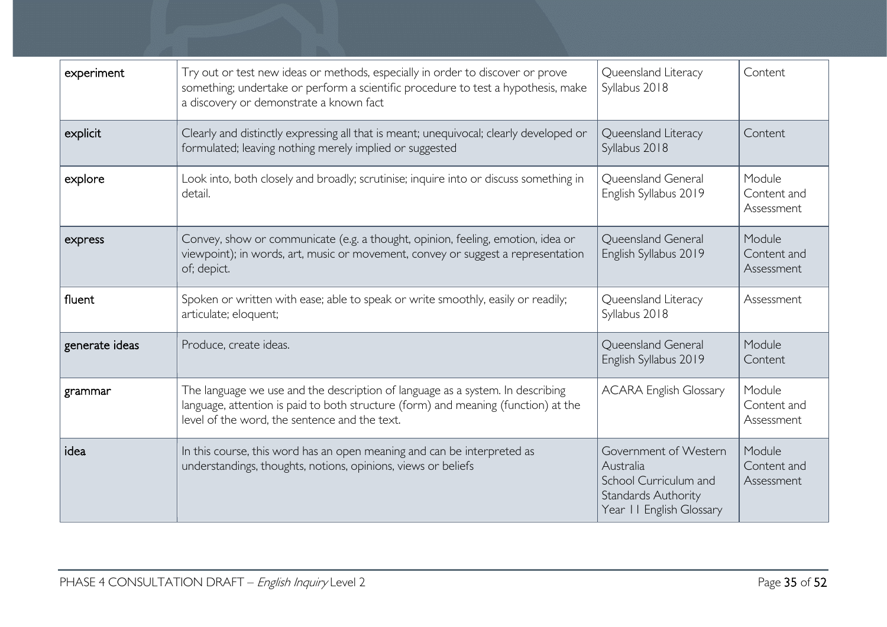| experiment | Try out or test new ideas or methods, especially in order to discover or prove something; undertake or perform a scientific procedure to test a hypothesis, make a discovery or demonstrate a known fact | Queensland Literacy Syllabus 2018 | Content |
|---|---|---|---|
| explicit | Clearly and distinctly expressing all that is meant; unequivocal; clearly developed or formulated; leaving nothing merely implied or suggested | Queensland Literacy Syllabus 2018 | Content |
| explore | Look into, both closely and broadly; scrutinise; inquire into or discuss something in detail. | Queensland General English Syllabus 2019 | Module Content and Assessment |
| express | Convey, show or communicate (e.g. a thought, opinion, feeling, emotion, idea or viewpoint); in words, art, music or movement, convey or suggest a representation of; depict. | Queensland General English Syllabus 2019 | Module Content and Assessment |
| fluent | Spoken or written with ease; able to speak or write smoothly, easily or readily; articulate; eloquent; | Queensland Literacy Syllabus 2018 | Assessment |
| generate ideas | Produce, create ideas. | Queensland General English Syllabus 2019 | Module Content |
| grammar | The language we use and the description of language as a system. In describing language, attention is paid to both structure (form) and meaning (function) at the level of the word, the sentence and the text. | ACARA English Glossary | Module Content and Assessment |
| idea | In this course, this word has an open meaning and can be interpreted as understandings, thoughts, notions, opinions, views or beliefs | Government of Western Australia School Curriculum and Standards Authority Year 11 English Glossary | Module Content and Assessment |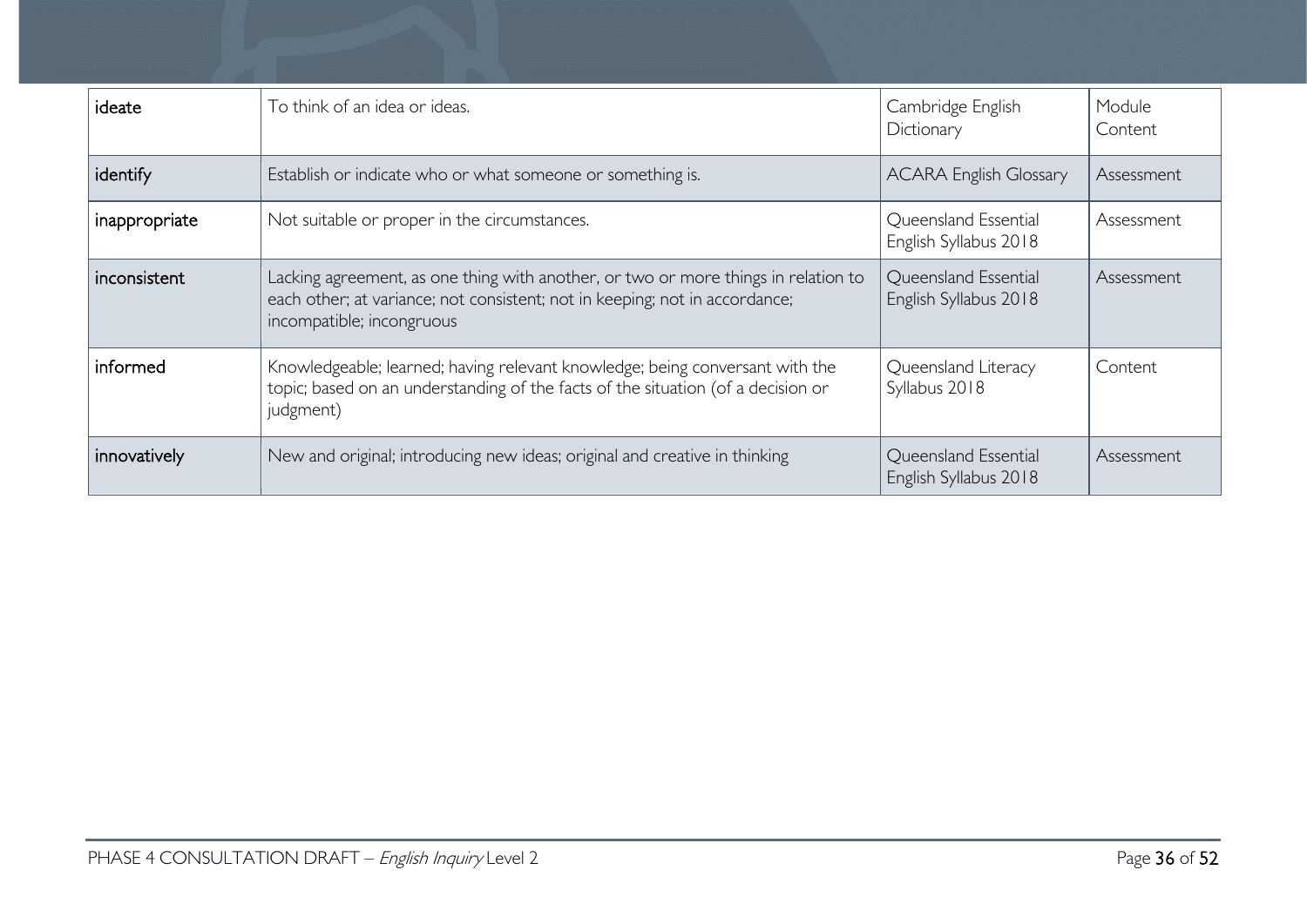| ideate | To think of an idea or ideas. | Cambridge English Dictionary | Module Content |
|---|---|---|---|
| identify | Establish or indicate who or what someone or something is. | ACARA English Glossary | Assessment |
| inappropriate | Not suitable or proper in the circumstances. | Queensland Essential English Syllabus 2018 | Assessment |
| inconsistent | Lacking agreement, as one thing with another, or two or more things in relation to each other; at variance; not consistent; not in keeping; not in accordance; incompatible; incongruous | Queensland Essential English Syllabus 2018 | Assessment |
| informed | Knowledgeable; learned; having relevant knowledge; being conversant with the topic; based on an understanding of the facts of the situation (of a decision or judgment) | Queensland Literacy Syllabus 2018 | Content |
| innovatively | New and original; introducing new ideas; original and creative in thinking | Queensland Essential English Syllabus 2018 | Assessment |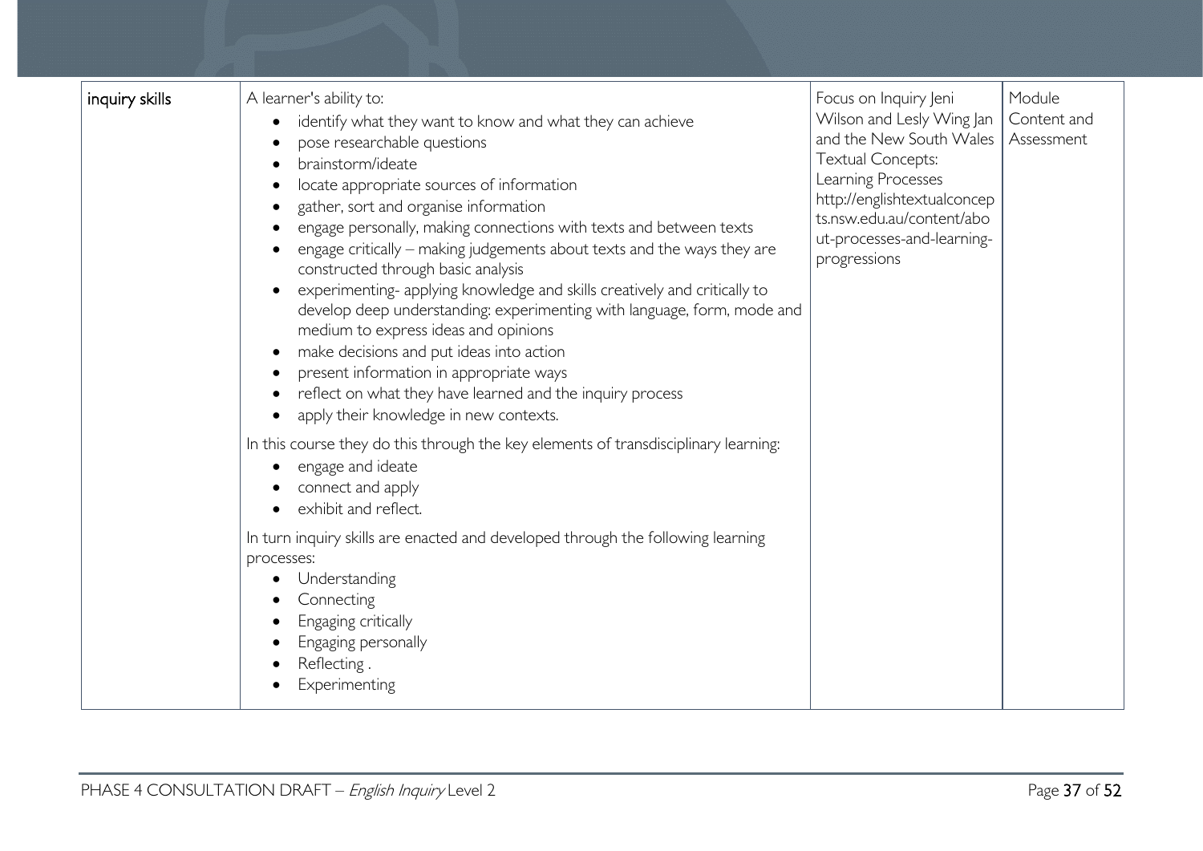| | | | |
|---|---|---|---|
| inquiry skills | A learner's ability to:<br>• identify what they want to know and what they can achieve<br>• pose researchable questions<br>• brainstorm/ideate<br>• locate appropriate sources of information<br>• gather, sort and organise information<br>• engage personally, making connections with texts and between texts<br>• engage critically – making judgements about texts and the ways they are constructed through basic analysis<br>• experimenting- applying knowledge and skills creatively and critically to develop deep understanding: experimenting with language, form, mode and medium to express ideas and opinions<br>• make decisions and put ideas into action<br>• present information in appropriate ways<br>• reflect on what they have learned and the inquiry process<br>• apply their knowledge in new contexts.<br><br>In this course they do this through the key elements of transdisciplinary learning:<br>• engage and ideate<br>• connect and apply<br>• exhibit and reflect.<br><br>In turn inquiry skills are enacted and developed through the following learning processes:<br>• Understanding<br>• Connecting<br>• Engaging critically<br>• Engaging personally<br>• Reflecting .<br>• Experimenting | Focus on Inquiry Jeni Wilson and Lesly Wing Jan and the New South Wales Textual Concepts: Learning Processes http://englishtextualconcepts.nsw.edu.au/content/about-processes-and-learning-progressions | Module Content and Assessment |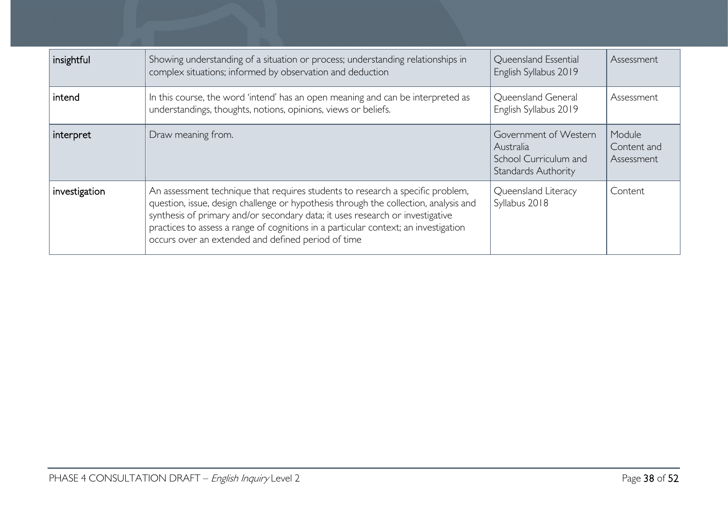| | | | |
|---|---|---|---|
| insightful | Showing understanding of a situation or process; understanding relationships in complex situations; informed by observation and deduction | Queensland Essential English Syllabus 2019 | Assessment |
| intend | In this course, the word 'intend' has an open meaning and can be interpreted as understandings, thoughts, notions, opinions, views or beliefs. | Queensland General English Syllabus 2019 | Assessment |
| interpret | Draw meaning from. | Government of Western Australia School Curriculum and Standards Authority | Module Content and Assessment |
| investigation | An assessment technique that requires students to research a specific problem, question, issue, design challenge or hypothesis through the collection, analysis and synthesis of primary and/or secondary data; it uses research or investigative practices to assess a range of cognitions in a particular context; an investigation occurs over an extended and defined period of time | Queensland Literacy Syllabus 2018 | Content |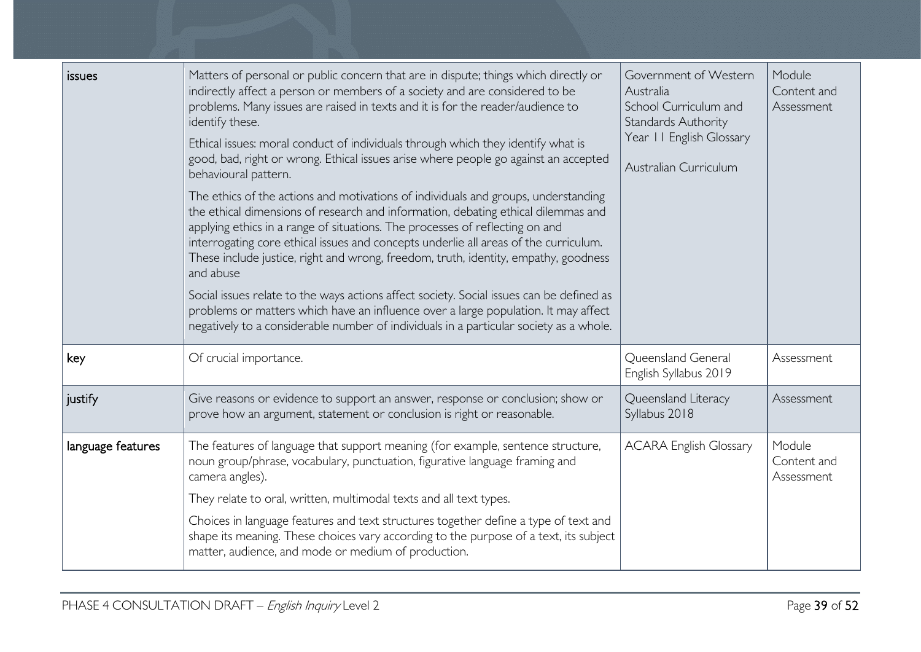| issues | Matters of personal or public concern that are in dispute; things which directly or indirectly affect a person or members of a society and are considered to be problems. Many issues are raised in texts and it is for the reader/audience to identify these.<br><br>Ethical issues: moral conduct of individuals through which they identify what is good, bad, right or wrong. Ethical issues arise where people go against an accepted behavioural pattern.<br><br>The ethics of the actions and motivations of individuals and groups, understanding the ethical dimensions of research and information, debating ethical dilemmas and applying ethics in a range of situations. The processes of reflecting on and interrogating core ethical issues and concepts underlie all areas of the curriculum. These include justice, right and wrong, freedom, truth, identity, empathy, goodness and abuse<br><br>Social issues relate to the ways actions affect society. Social issues can be defined as problems or matters which have an influence over a large population. It may affect negatively to a considerable number of individuals in a particular society as a whole. | Government of Western Australia School Curriculum and Standards Authority Year 11 English Glossary<br><br>Australian Curriculum | Module Content and Assessment |
|---|---|---|---|
| key | Of crucial importance. | Queensland General English Syllabus 2019 | Assessment |
| justify | Give reasons or evidence to support an answer, response or conclusion; show or prove how an argument, statement or conclusion is right or reasonable. | Queensland Literacy Syllabus 2018 | Assessment |
| language features | The features of language that support meaning (for example, sentence structure, noun group/phrase, vocabulary, punctuation, figurative language framing and camera angles).<br><br>They relate to oral, written, multimodal texts and all text types.<br><br>Choices in language features and text structures together define a type of text and shape its meaning. These choices vary according to the purpose of a text, its subject matter, audience, and mode or medium of production. | ACARA English Glossary | Module Content and Assessment |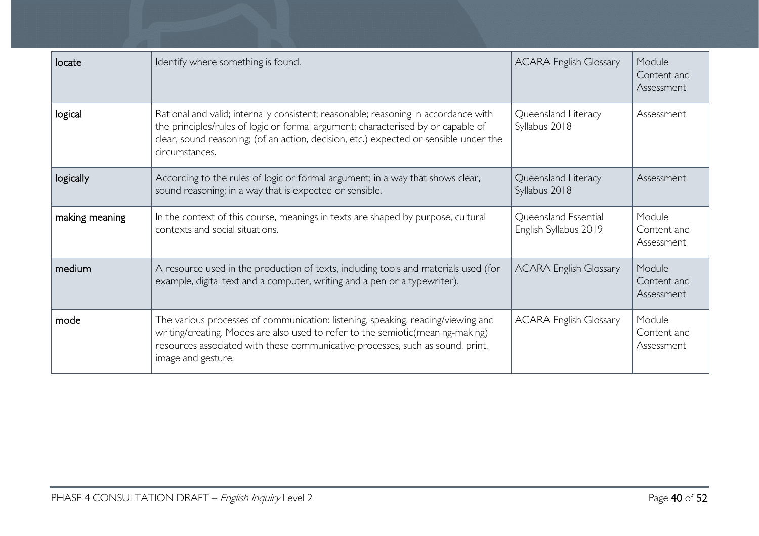| | | | |
|---|---|---|---|
| locate | Identify where something is found. | ACARA English Glossary | Module Content and Assessment |
| logical | Rational and valid; internally consistent; reasonable; reasoning in accordance with the principles/rules of logic or formal argument; characterised by or capable of clear, sound reasoning; (of an action, decision, etc.) expected or sensible under the circumstances. | Queensland Literacy Syllabus 2018 | Assessment |
| logically | According to the rules of logic or formal argument; in a way that shows clear, sound reasoning; in a way that is expected or sensible. | Queensland Literacy Syllabus 2018 | Assessment |
| making meaning | In the context of this course, meanings in texts are shaped by purpose, cultural contexts and social situations. | Queensland Essential English Syllabus 2019 | Module Content and Assessment |
| medium | A resource used in the production of texts, including tools and materials used (for example, digital text and a computer, writing and a pen or a typewriter). | ACARA English Glossary | Module Content and Assessment |
| mode | The various processes of communication: listening, speaking, reading/viewing and writing/creating. Modes are also used to refer to the semiotic(meaning-making) resources associated with these communicative processes, such as sound, print, image and gesture. | ACARA English Glossary | Module Content and Assessment |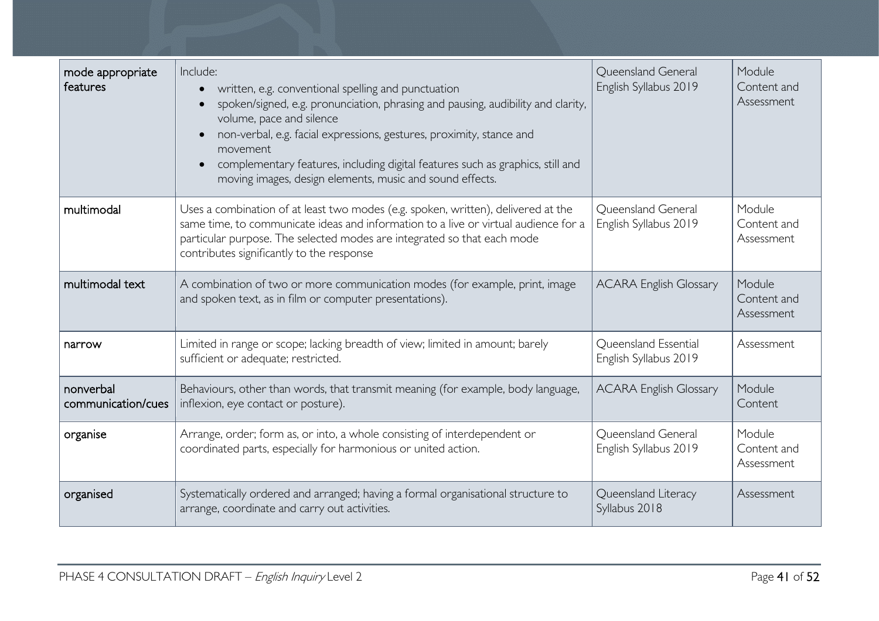| | | | |
|---|---|---|---|
| mode appropriate features | Include: <br>• written, e.g. conventional spelling and punctuation <br>• spoken/signed, e.g. pronunciation, phrasing and pausing, audibility and clarity, volume, pace and silence <br>• non-verbal, e.g. facial expressions, gestures, proximity, stance and movement <br>• complementary features, including digital features such as graphics, still and moving images, design elements, music and sound effects. | Queensland General English Syllabus 2019 | Module Content and Assessment |
| multimodal | Uses a combination of at least two modes (e.g. spoken, written), delivered at the same time, to communicate ideas and information to a live or virtual audience for a particular purpose. The selected modes are integrated so that each mode contributes significantly to the response | Queensland General English Syllabus 2019 | Module Content and Assessment |
| multimodal text | A combination of two or more communication modes (for example, print, image and spoken text, as in film or computer presentations). | ACARA English Glossary | Module Content and Assessment |
| narrow | Limited in range or scope; lacking breadth of view; limited in amount; barely sufficient or adequate; restricted. | Queensland Essential English Syllabus 2019 | Assessment |
| nonverbal communication/cues | Behaviours, other than words, that transmit meaning (for example, body language, inflexion, eye contact or posture). | ACARA English Glossary | Module Content |
| organise | Arrange, order; form as, or into, a whole consisting of interdependent or coordinated parts, especially for harmonious or united action. | Queensland General English Syllabus 2019 | Module Content and Assessment |
| organised | Systematically ordered and arranged; having a formal organisational structure to arrange, coordinate and carry out activities. | Queensland Literacy Syllabus 2018 | Assessment |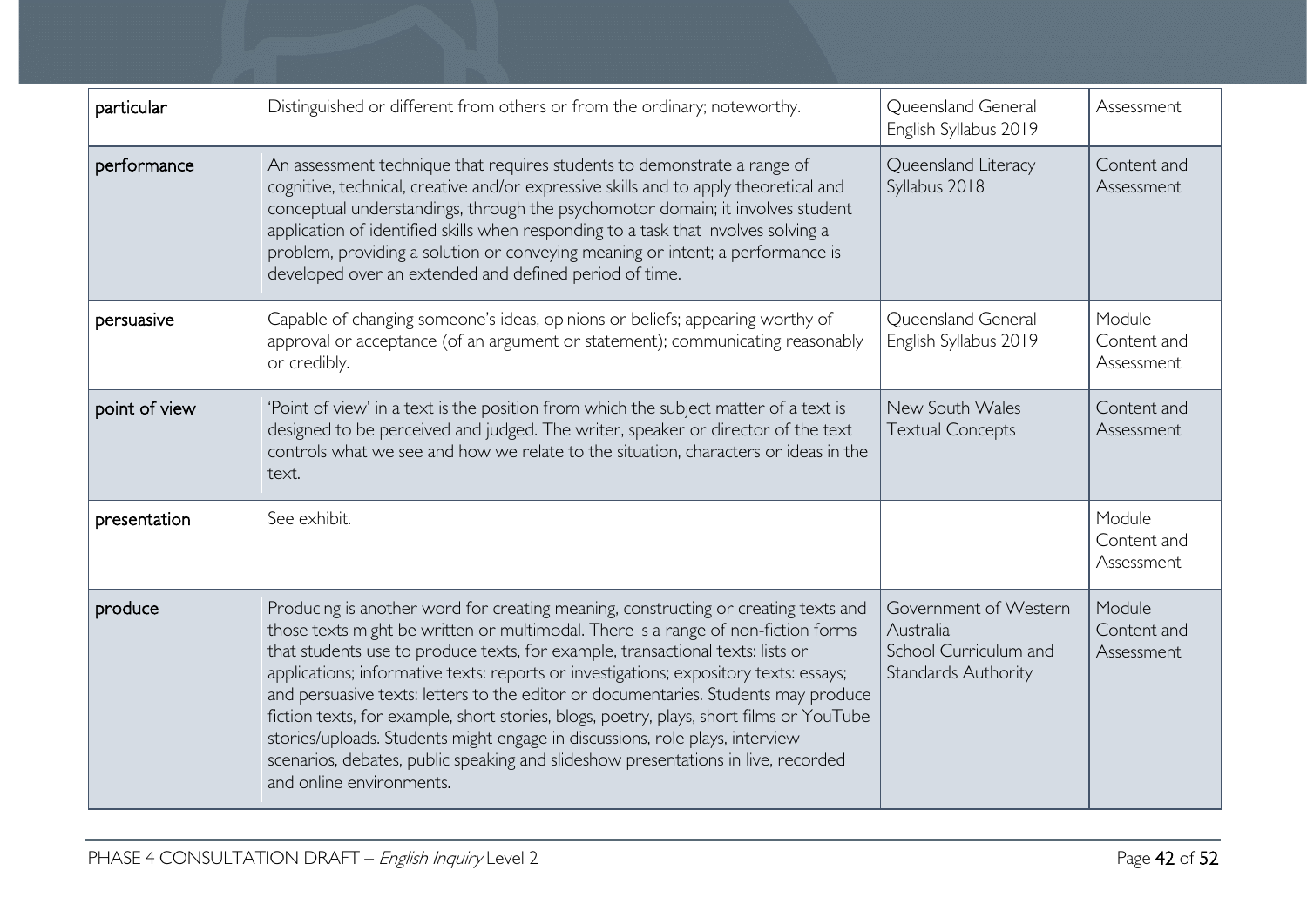| | | | |
|---|---|---|---|
| particular | Distinguished or different from others or from the ordinary; noteworthy. | Queensland General English Syllabus 2019 | Assessment |
| performance | An assessment technique that requires students to demonstrate a range of cognitive, technical, creative and/or expressive skills and to apply theoretical and conceptual understandings, through the psychomotor domain; it involves student application of identified skills when responding to a task that involves solving a problem, providing a solution or conveying meaning or intent; a performance is developed over an extended and defined period of time. | Queensland Literacy Syllabus 2018 | Content and Assessment |
| persuasive | Capable of changing someone's ideas, opinions or beliefs; appearing worthy of approval or acceptance (of an argument or statement); communicating reasonably or credibly. | Queensland General English Syllabus 2019 | Module Content and Assessment |
| point of view | 'Point of view' in a text is the position from which the subject matter of a text is designed to be perceived and judged. The writer, speaker or director of the text controls what we see and how we relate to the situation, characters or ideas in the text. | New South Wales Textual Concepts | Content and Assessment |
| presentation | See exhibit. | | Module Content and Assessment |
| produce | Producing is another word for creating meaning, constructing or creating texts and those texts might be written or multimodal. There is a range of non-fiction forms that students use to produce texts, for example, transactional texts: lists or applications; informative texts: reports or investigations; expository texts: essays; and persuasive texts: letters to the editor or documentaries. Students may produce fiction texts, for example, short stories, blogs, poetry, plays, short films or YouTube stories/uploads. Students might engage in discussions, role plays, interview scenarios, debates, public speaking and slideshow presentations in live, recorded and online environments. | Government of Western Australia School Curriculum and Standards Authority | Module Content and Assessment |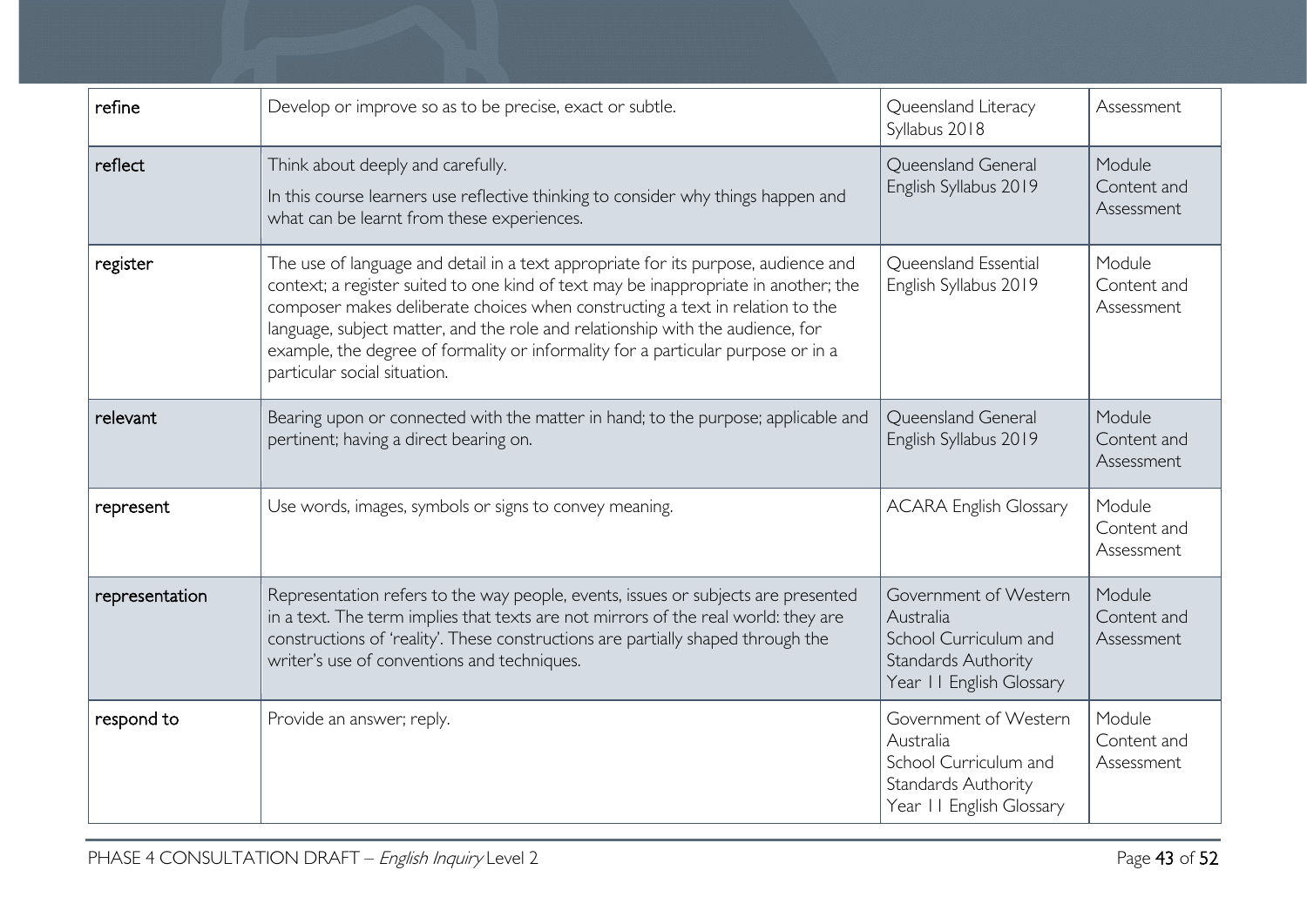| | | | |
|---|---|---|---|
| refine | Develop or improve so as to be precise, exact or subtle. | Queensland Literacy Syllabus 2018 | Assessment |
| reflect | Think about deeply and carefully.<br>In this course learners use reflective thinking to consider why things happen and what can be learnt from these experiences. | Queensland General English Syllabus 2019 | Module Content and Assessment |
| register | The use of language and detail in a text appropriate for its purpose, audience and context; a register suited to one kind of text may be inappropriate in another; the composer makes deliberate choices when constructing a text in relation to the language, subject matter, and the role and relationship with the audience, for example, the degree of formality or informality for a particular purpose or in a particular social situation. | Queensland Essential English Syllabus 2019 | Module Content and Assessment |
| relevant | Bearing upon or connected with the matter in hand; to the purpose; applicable and pertinent; having a direct bearing on. | Queensland General English Syllabus 2019 | Module Content and Assessment |
| represent | Use words, images, symbols or signs to convey meaning. | ACARA English Glossary | Module Content and Assessment |
| representation | Representation refers to the way people, events, issues or subjects are presented in a text. The term implies that texts are not mirrors of the real world: they are constructions of 'reality'. These constructions are partially shaped through the writer's use of conventions and techniques. | Government of Western Australia School Curriculum and Standards Authority Year 11 English Glossary | Module Content and Assessment |
| respond to | Provide an answer; reply. | Government of Western Australia School Curriculum and Standards Authority Year 11 English Glossary | Module Content and Assessment |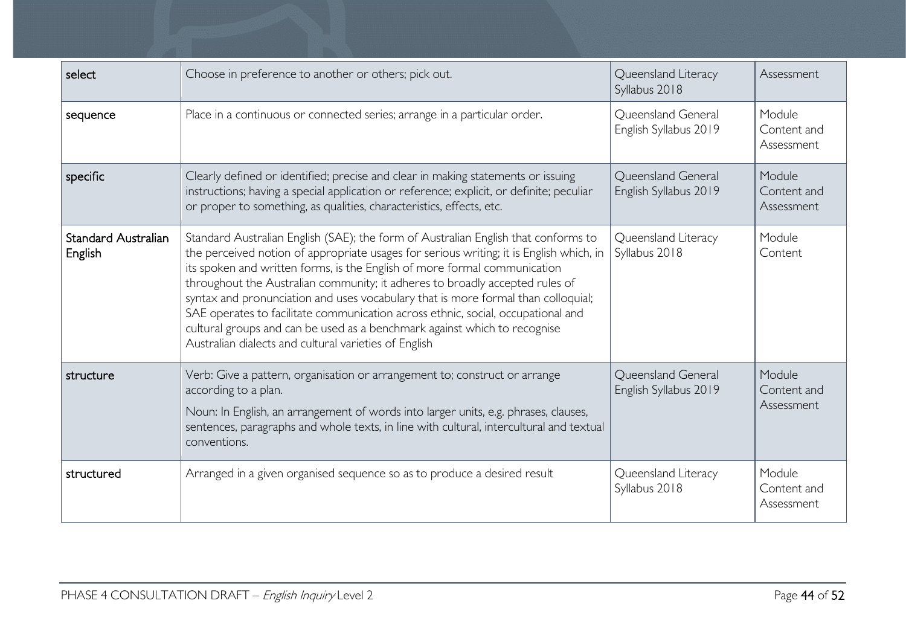| | | | |
|---|---|---|---|
| select | Choose in preference to another or others; pick out. | Queensland Literacy Syllabus 2018 | Assessment |
| sequence | Place in a continuous or connected series; arrange in a particular order. | Queensland General English Syllabus 2019 | Module Content and Assessment |
| specific | Clearly defined or identified; precise and clear in making statements or issuing instructions; having a special application or reference; explicit, or definite; peculiar or proper to something, as qualities, characteristics, effects, etc. | Queensland General English Syllabus 2019 | Module Content and Assessment |
| Standard Australian English | Standard Australian English (SAE); the form of Australian English that conforms to the perceived notion of appropriate usages for serious writing; it is English which, in its spoken and written forms, is the English of more formal communication throughout the Australian community; it adheres to broadly accepted rules of syntax and pronunciation and uses vocabulary that is more formal than colloquial; SAE operates to facilitate communication across ethnic, social, occupational and cultural groups and can be used as a benchmark against which to recognise Australian dialects and cultural varieties of English | Queensland Literacy Syllabus 2018 | Module Content |
| structure | Verb: Give a pattern, organisation or arrangement to; construct or arrange according to a plan.<br>Noun: In English, an arrangement of words into larger units, e.g. phrases, clauses, sentences, paragraphs and whole texts, in line with cultural, intercultural and textual conventions. | Queensland General English Syllabus 2019 | Module Content and Assessment |
| structured | Arranged in a given organised sequence so as to produce a desired result | Queensland Literacy Syllabus 2018 | Module Content and Assessment |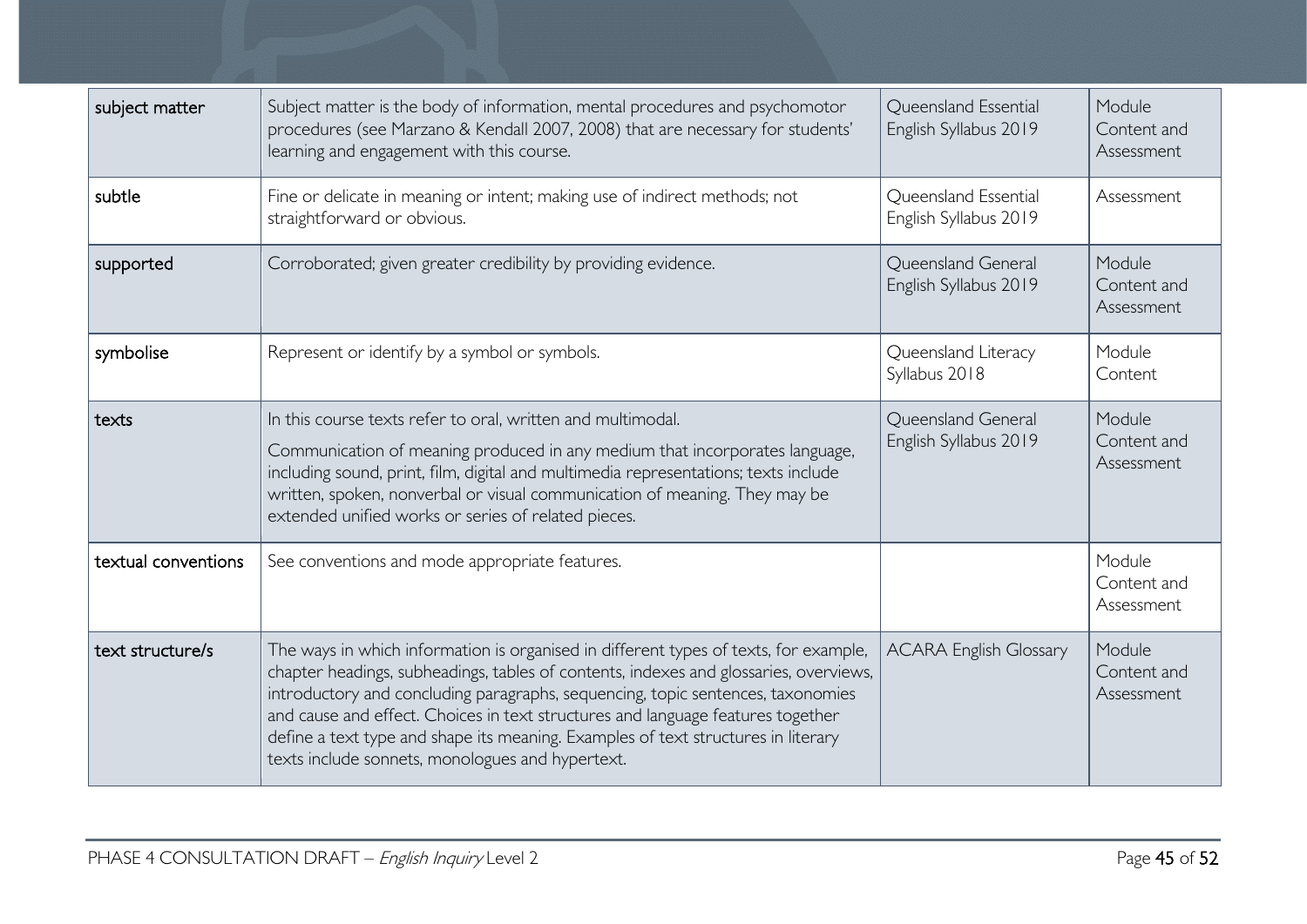| subject matter | Subject matter is the body of information, mental procedures and psychomotor procedures (see Marzano & Kendall 2007, 2008) that are necessary for students' learning and engagement with this course. | Queensland Essential English Syllabus 2019 | Module Content and Assessment |
|---|---|---|---|
| subtle | Fine or delicate in meaning or intent; making use of indirect methods; not straightforward or obvious. | Queensland Essential English Syllabus 2019 | Assessment |
| supported | Corroborated; given greater credibility by providing evidence. | Queensland General English Syllabus 2019 | Module Content and Assessment |
| symbolise | Represent or identify by a symbol or symbols. | Queensland Literacy Syllabus 2018 | Module Content |
| texts | In this course texts refer to oral, written and multimodal.<br>Communication of meaning produced in any medium that incorporates language, including sound, print, film, digital and multimedia representations; texts include written, spoken, nonverbal or visual communication of meaning. They may be extended unified works or series of related pieces. | Queensland General English Syllabus 2019 | Module Content and Assessment |
| textual conventions | See conventions and mode appropriate features. | | Module Content and Assessment |
| text structure/s | The ways in which information is organised in different types of texts, for example, chapter headings, subheadings, tables of contents, indexes and glossaries, overviews, introductory and concluding paragraphs, sequencing, topic sentences, taxonomies and cause and effect. Choices in text structures and language features together define a text type and shape its meaning. Examples of text structures in literary texts include sonnets, monologues and hypertext. | ACARA English Glossary | Module Content and Assessment |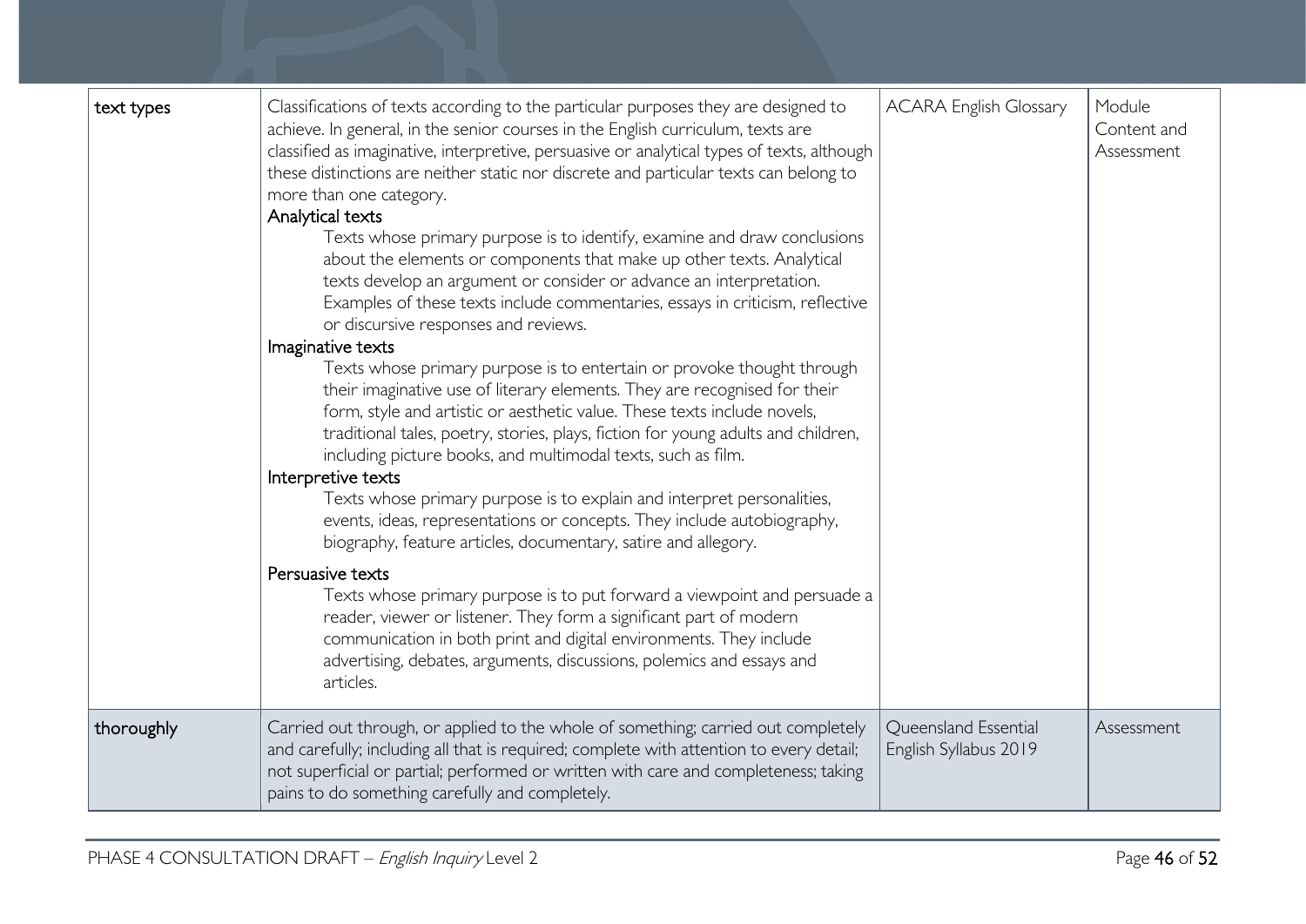| | | | |
|---|---|---|---|
| text types | Classifications of texts according to the particular purposes they are designed to achieve. In general, in the senior courses in the English curriculum, texts are classified as imaginative, interpretive, persuasive or analytical types of texts, although these distinctions are neither static nor discrete and particular texts can belong to more than one category.<br>**Analytical texts**<br>Texts whose primary purpose is to identify, examine and draw conclusions about the elements or components that make up other texts. Analytical texts develop an argument or consider or advance an interpretation. Examples of these texts include commentaries, essays in criticism, reflective or discursive responses and reviews.<br>**Imaginative texts**<br>Texts whose primary purpose is to entertain or provoke thought through their imaginative use of literary elements. They are recognised for their form, style and artistic or aesthetic value. These texts include novels, traditional tales, poetry, stories, plays, fiction for young adults and children, including picture books, and multimodal texts, such as film.<br>**Interpretive texts**<br>Texts whose primary purpose is to explain and interpret personalities, events, ideas, representations or concepts. They include autobiography, biography, feature articles, documentary, satire and allegory.<br>**Persuasive texts**<br>Texts whose primary purpose is to put forward a viewpoint and persuade a reader, viewer or listener. They form a significant part of modern communication in both print and digital environments. They include advertising, debates, arguments, discussions, polemics and essays and articles. | ACARA English Glossary | Module Content and Assessment |
| thoroughly | Carried out through, or applied to the whole of something; carried out completely and carefully; including all that is required; complete with attention to every detail; not superficial or partial; performed or written with care and completeness; taking pains to do something carefully and completely. | Queensland Essential English Syllabus 2019 | Assessment |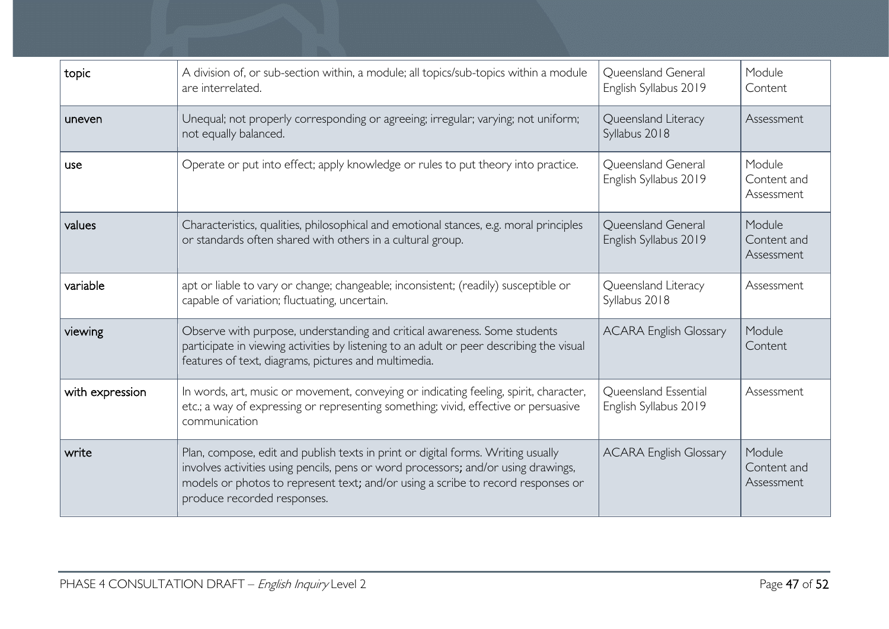| | | | |
|---|---|---|---|
| topic | A division of, or sub-section within, a module; all topics/sub-topics within a module are interrelated. | Queensland General English Syllabus 2019 | Module Content |
| uneven | Unequal; not properly corresponding or agreeing; irregular; varying; not uniform; not equally balanced. | Queensland Literacy Syllabus 2018 | Assessment |
| use | Operate or put into effect; apply knowledge or rules to put theory into practice. | Queensland General English Syllabus 2019 | Module Content and Assessment |
| values | Characteristics, qualities, philosophical and emotional stances, e.g. moral principles or standards often shared with others in a cultural group. | Queensland General English Syllabus 2019 | Module Content and Assessment |
| variable | apt or liable to vary or change; changeable; inconsistent; (readily) susceptible or capable of variation; fluctuating, uncertain. | Queensland Literacy Syllabus 2018 | Assessment |
| viewing | Observe with purpose, understanding and critical awareness. Some students participate in viewing activities by listening to an adult or peer describing the visual features of text, diagrams, pictures and multimedia. | ACARA English Glossary | Module Content |
| with expression | In words, art, music or movement, conveying or indicating feeling, spirit, character, etc.; a way of expressing or representing something; vivid, effective or persuasive communication | Queensland Essential English Syllabus 2019 | Assessment |
| write | Plan, compose, edit and publish texts in print or digital forms. Writing usually involves activities using pencils, pens or word processors; and/or using drawings, models or photos to represent text; and/or using a scribe to record responses or produce recorded responses. | ACARA English Glossary | Module Content and Assessment |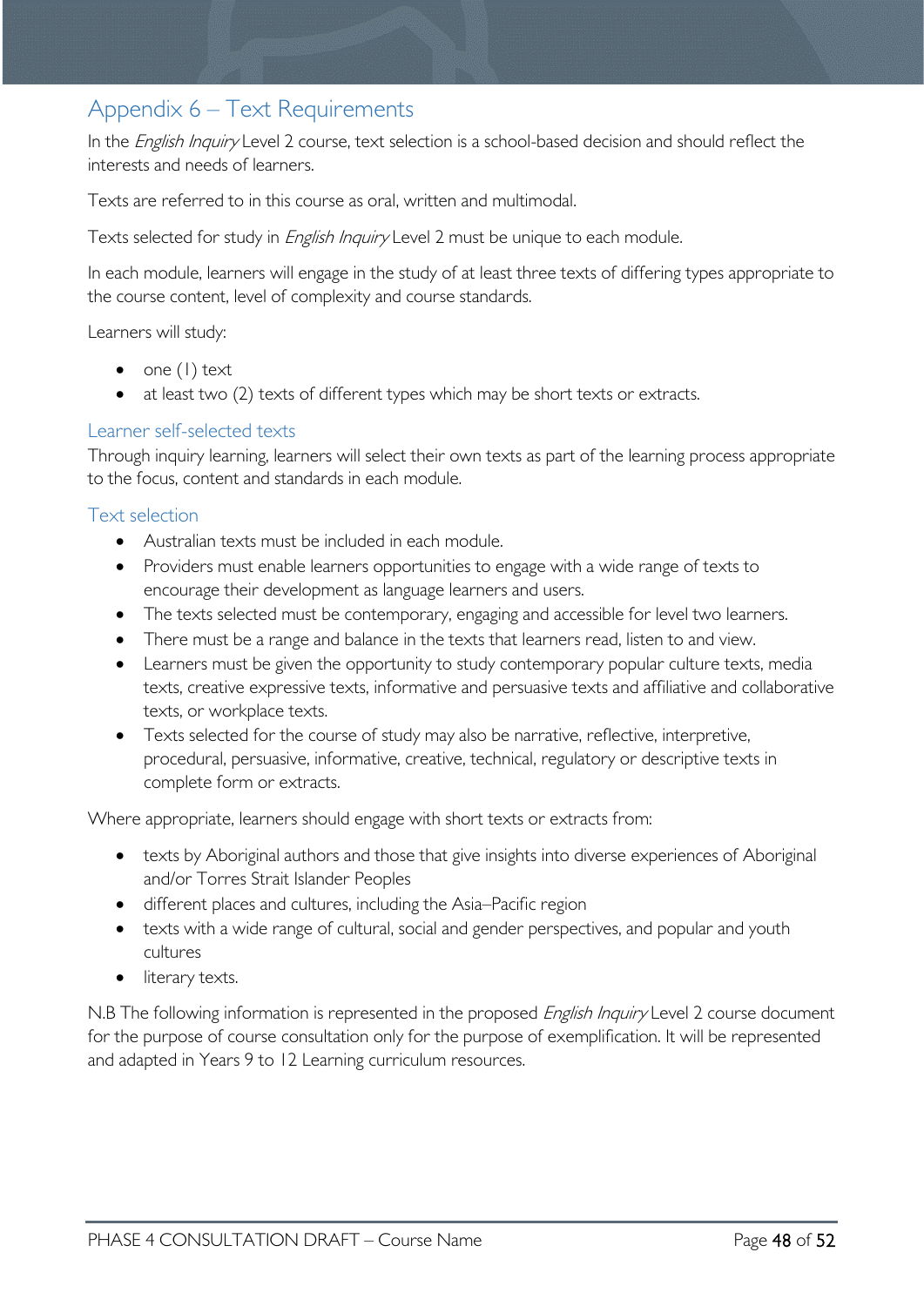## Appendix 6 – Text Requirements

In the *English Inquiry* Level 2 course, text selection is a school-based decision and should reflect the interests and needs of learners.

Texts are referred to in this course as oral, written and multimodal.

Texts selected for study in *English Inquiry* Level 2 must be unique to each module.

In each module, learners will engage in the study of at least three texts of differing types appropriate to the course content, level of complexity and course standards.

Learners will study:

- one (1) text
- at least two (2) texts of different types which may be short texts or extracts.

### Learner self-selected texts

Through inquiry learning, learners will select their own texts as part of the learning process appropriate to the focus, content and standards in each module.

### Text selection

- Australian texts must be included in each module.
- Providers must enable learners opportunities to engage with a wide range of texts to encourage their development as language learners and users.
- The texts selected must be contemporary, engaging and accessible for level two learners.
- There must be a range and balance in the texts that learners read, listen to and view.
- Learners must be given the opportunity to study contemporary popular culture texts, media texts, creative expressive texts, informative and persuasive texts and affiliative and collaborative texts, or workplace texts.
- Texts selected for the course of study may also be narrative, reflective, interpretive, procedural, persuasive, informative, creative, technical, regulatory or descriptive texts in complete form or extracts.

Where appropriate, learners should engage with short texts or extracts from:

- texts by Aboriginal authors and those that give insights into diverse experiences of Aboriginal and/or Torres Strait Islander Peoples
- different places and cultures, including the Asia–Pacific region
- texts with a wide range of cultural, social and gender perspectives, and popular and youth cultures
- literary texts.

N.B The following information is represented in the proposed *English Inquiry* Level 2 course document for the purpose of course consultation only for the purpose of exemplification. It will be represented and adapted in Years 9 to 12 Learning curriculum resources.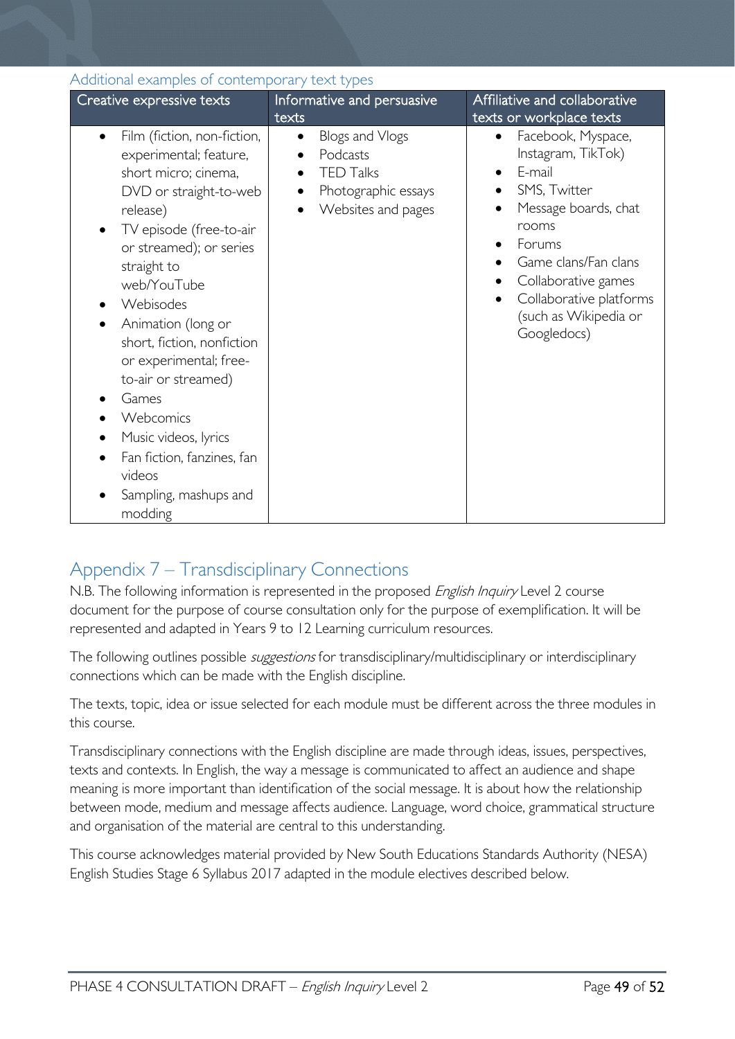### Additional examples of contemporary text types

| Creative expressive texts | Informative and persuasive texts | Affiliative and collaborative texts or workplace texts |
|---|---|---|
| • Film (fiction, non-fiction, experimental; feature, short micro; cinema, DVD or straight-to-web release)<br>• TV episode (free-to-air or streamed); or series straight to web/YouTube<br>• Webisodes<br>• Animation (long or short, fiction, nonfiction or experimental; free-to-air or streamed)<br>• Games<br>• Webcomics<br>• Music videos, lyrics<br>• Fan fiction, fanzines, fan videos<br>• Sampling, mashups and modding | • Blogs and Vlogs<br>• Podcasts<br>• TED Talks<br>• Photographic essays<br>• Websites and pages | • Facebook, Myspace, Instagram, TikTok)<br>• E-mail<br>• SMS, Twitter<br>• Message boards, chat rooms<br>• Forums<br>• Game clans/Fan clans<br>• Collaborative games<br>• Collaborative platforms (such as Wikipedia or Googledocs) |

## Appendix 7 – Transdisciplinary Connections

N.B. The following information is represented in the proposed *English Inquiry* Level 2 course document for the purpose of course consultation only for the purpose of exemplification. It will be represented and adapted in Years 9 to 12 Learning curriculum resources.

The following outlines possible *suggestions* for transdisciplinary/multidisciplinary or interdisciplinary connections which can be made with the English discipline.

The texts, topic, idea or issue selected for each module must be different across the three modules in this course.

Transdisciplinary connections with the English discipline are made through ideas, issues, perspectives, texts and contexts. In English, the way a message is communicated to affect an audience and shape meaning is more important than identification of the social message. It is about how the relationship between mode, medium and message affects audience. Language, word choice, grammatical structure and organisation of the material are central to this understanding.

This course acknowledges material provided by New South Educations Standards Authority (NESA) English Studies Stage 6 Syllabus 2017 adapted in the module electives described below.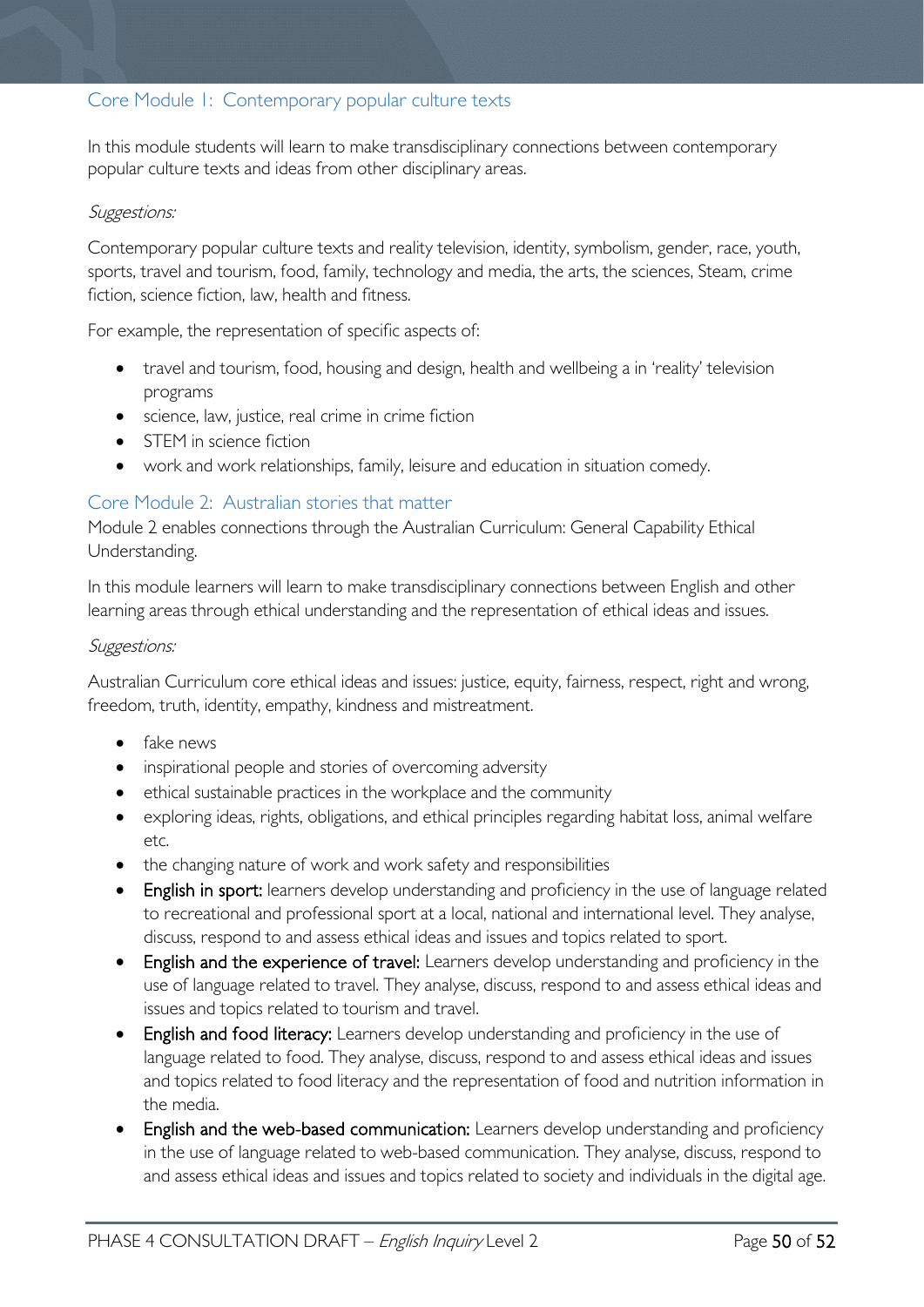## Core Module 1: Contemporary popular culture texts

In this module students will learn to make transdisciplinary connections between contemporary popular culture texts and ideas from other disciplinary areas.

*Suggestions:*

Contemporary popular culture texts and reality television, identity, symbolism, gender, race, youth, sports, travel and tourism, food, family, technology and media, the arts, the sciences, Steam, crime fiction, science fiction, law, health and fitness.

For example, the representation of specific aspects of:

- travel and tourism, food, housing and design, health and wellbeing a in 'reality' television programs
- science, law, justice, real crime in crime fiction
- STEM in science fiction
- work and work relationships, family, leisure and education in situation comedy.

## Core Module 2: Australian stories that matter

Module 2 enables connections through the Australian Curriculum: General Capability Ethical Understanding.

In this module learners will learn to make transdisciplinary connections between English and other learning areas through ethical understanding and the representation of ethical ideas and issues.

*Suggestions:*

Australian Curriculum core ethical ideas and issues: justice, equity, fairness, respect, right and wrong, freedom, truth, identity, empathy, kindness and mistreatment.

- fake news
- inspirational people and stories of overcoming adversity
- ethical sustainable practices in the workplace and the community
- exploring ideas, rights, obligations, and ethical principles regarding habitat loss, animal welfare etc.
- the changing nature of work and work safety and responsibilities
- **English in sport:** learners develop understanding and proficiency in the use of language related to recreational and professional sport at a local, national and international level. They analyse, discuss, respond to and assess ethical ideas and issues and topics related to sport.
- **English and the experience of travel:** Learners develop understanding and proficiency in the use of language related to travel. They analyse, discuss, respond to and assess ethical ideas and issues and topics related to tourism and travel.
- **English and food literacy:** Learners develop understanding and proficiency in the use of language related to food. They analyse, discuss, respond to and assess ethical ideas and issues and topics related to food literacy and the representation of food and nutrition information in the media.
- **English and the web-based communication:** Learners develop understanding and proficiency in the use of language related to web-based communication. They analyse, discuss, respond to and assess ethical ideas and issues and topics related to society and individuals in the digital age.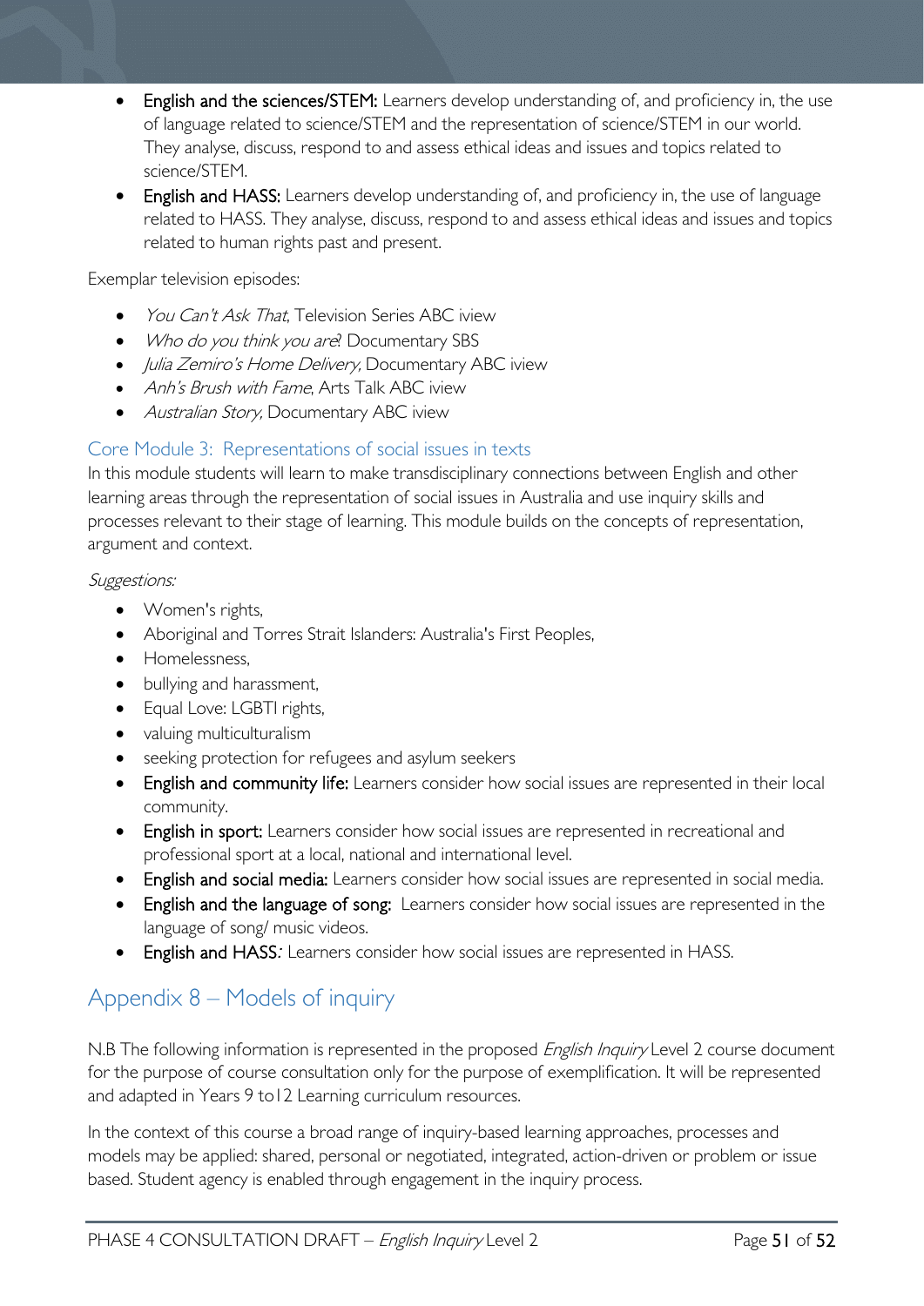- **English and the sciences/STEM:** Learners develop understanding of, and proficiency in, the use of language related to science/STEM and the representation of science/STEM in our world. They analyse, discuss, respond to and assess ethical ideas and issues and topics related to science/STEM.
- **English and HASS:** Learners develop understanding of, and proficiency in, the use of language related to HASS. They analyse, discuss, respond to and assess ethical ideas and issues and topics related to human rights past and present.

Exemplar television episodes:

- *You Can't Ask That*, Television Series ABC iview
- *Who do you think you are*? Documentary SBS
- *Julia Zemiro's Home Delivery,* Documentary ABC iview
- *Anh's Brush with Fame*, Arts Talk ABC iview
- *Australian Story,* Documentary ABC iview

### Core Module 3: Representations of social issues in texts

In this module students will learn to make transdisciplinary connections between English and other learning areas through the representation of social issues in Australia and use inquiry skills and processes relevant to their stage of learning. This module builds on the concepts of representation, argument and context.

*Suggestions:*

- Women's rights,
- Aboriginal and Torres Strait Islanders: Australia's First Peoples,
- Homelessness,
- bullying and harassment,
- Equal Love: LGBTI rights,
- valuing multiculturalism
- seeking protection for refugees and asylum seekers
- **English and community life:** Learners consider how social issues are represented in their local community.
- **English in sport:** Learners consider how social issues are represented in recreational and professional sport at a local, national and international level.
- **English and social media:** Learners consider how social issues are represented in social media.
- **English and the language of song:** Learners consider how social issues are represented in the language of song/ music videos.
- **English and HASS***:* Learners consider how social issues are represented in HASS.

## Appendix 8 – Models of inquiry

N.B The following information is represented in the proposed *English Inquiry* Level 2 course document for the purpose of course consultation only for the purpose of exemplification. It will be represented and adapted in Years 9 to12 Learning curriculum resources.

In the context of this course a broad range of inquiry-based learning approaches, processes and models may be applied: shared, personal or negotiated, integrated, action-driven or problem or issue based. Student agency is enabled through engagement in the inquiry process.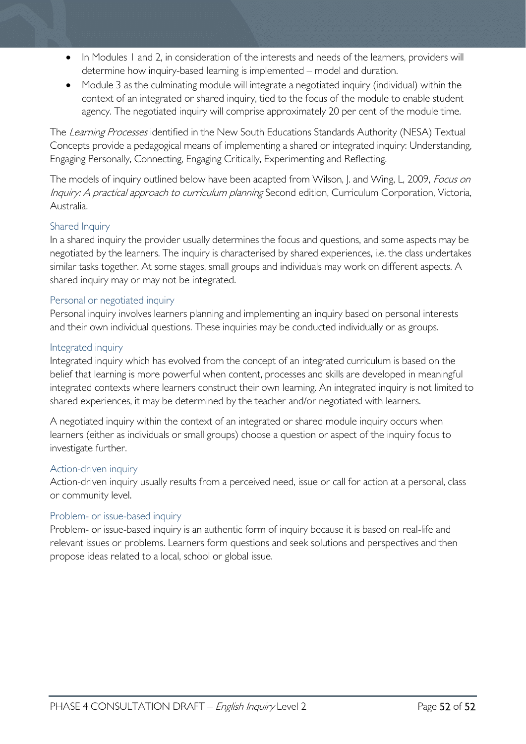- In Modules 1 and 2, in consideration of the interests and needs of the learners, providers will determine how inquiry-based learning is implemented – model and duration.
- Module 3 as the culminating module will integrate a negotiated inquiry (individual) within the context of an integrated or shared inquiry, tied to the focus of the module to enable student agency. The negotiated inquiry will comprise approximately 20 per cent of the module time.

The *Learning Processes* identified in the New South Educations Standards Authority (NESA) Textual Concepts provide a pedagogical means of implementing a shared or integrated inquiry: Understanding, Engaging Personally, Connecting, Engaging Critically, Experimenting and Reflecting.

The models of inquiry outlined below have been adapted from Wilson, J. and Wing, L, 2009, *Focus on Inquiry: A practical approach to curriculum planning* Second edition, Curriculum Corporation, Victoria, Australia.

### Shared Inquiry

In a shared inquiry the provider usually determines the focus and questions, and some aspects may be negotiated by the learners. The inquiry is characterised by shared experiences, i.e. the class undertakes similar tasks together. At some stages, small groups and individuals may work on different aspects. A shared inquiry may or may not be integrated.

### Personal or negotiated inquiry

Personal inquiry involves learners planning and implementing an inquiry based on personal interests and their own individual questions. These inquiries may be conducted individually or as groups.

### Integrated inquiry

Integrated inquiry which has evolved from the concept of an integrated curriculum is based on the belief that learning is more powerful when content, processes and skills are developed in meaningful integrated contexts where learners construct their own learning. An integrated inquiry is not limited to shared experiences, it may be determined by the teacher and/or negotiated with learners.

A negotiated inquiry within the context of an integrated or shared module inquiry occurs when learners (either as individuals or small groups) choose a question or aspect of the inquiry focus to investigate further.

### Action-driven inquiry

Action-driven inquiry usually results from a perceived need, issue or call for action at a personal, class or community level.

### Problem- or issue-based inquiry

Problem- or issue-based inquiry is an authentic form of inquiry because it is based on real-life and relevant issues or problems. Learners form questions and seek solutions and perspectives and then propose ideas related to a local, school or global issue.